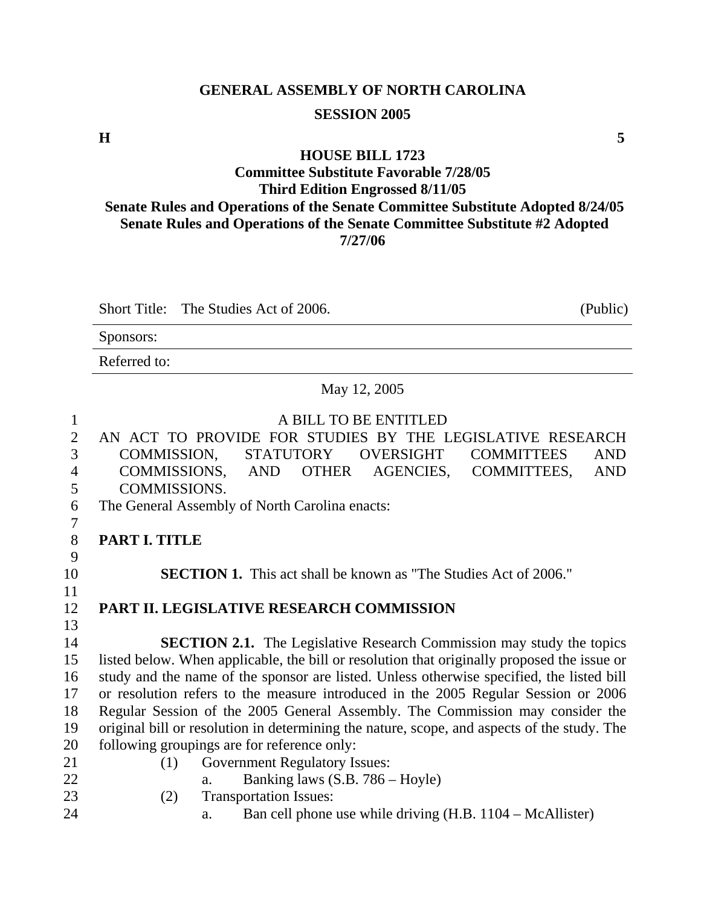# GENERAL ASSEMBLY OF NORTH CAROLINA

## SESSION 2005

**H** **5**

## HOUSE BILL 1723

**Committee Substitute Favorable 7/28/05**
**Third Edition Engrossed 8/11/05**
**Senate Rules and Operations of the Senate Committee Substitute Adopted 8/24/05**
**Senate Rules and Operations of the Senate Committee Substitute #2 Adopted 7/27/06**

Short Title: The Studies Act of 2006. (Public)

Sponsors:

Referred to:

May 12, 2005

A BILL TO BE ENTITLED

AN ACT TO PROVIDE FOR STUDIES BY THE LEGISLATIVE RESEARCH COMMISSION, STATUTORY OVERSIGHT COMMITTEES AND COMMISSIONS, AND OTHER AGENCIES, COMMITTEES, AND COMMISSIONS.

The General Assembly of North Carolina enacts:

**PART I. TITLE**

**SECTION 1.** This act shall be known as "The Studies Act of 2006."

**PART II. LEGISLATIVE RESEARCH COMMISSION**

**SECTION 2.1.** The Legislative Research Commission may study the topics listed below. When applicable, the bill or resolution that originally proposed the issue or study and the name of the sponsor are listed. Unless otherwise specified, the listed bill or resolution refers to the measure introduced in the 2005 Regular Session or 2006 Regular Session of the 2005 General Assembly. The Commission may consider the original bill or resolution in determining the nature, scope, and aspects of the study. The following groupings are for reference only:

(1) Government Regulatory Issues:
 a. Banking laws (S.B. 786 – Hoyle)

(2) Transportation Issues:
 a. Ban cell phone use while driving (H.B. 1104 – McAllister)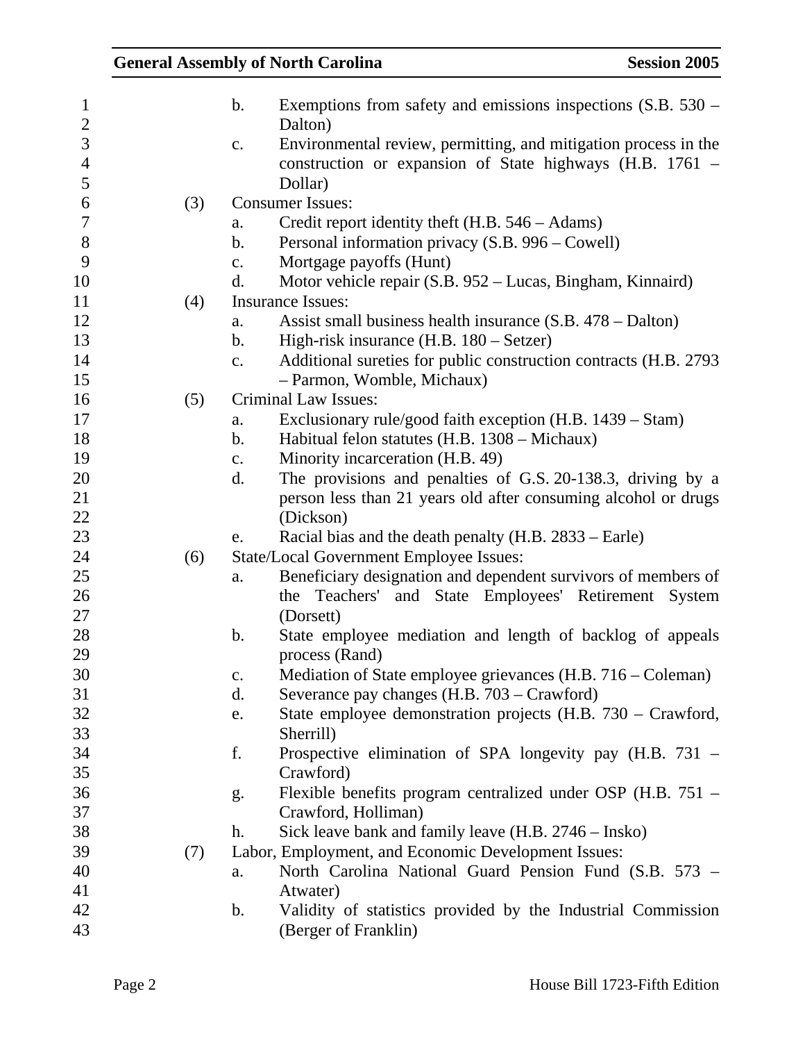b. Exemptions from safety and emissions inspections (S.B. 530 – Dalton)

c. Environmental review, permitting, and mitigation process in the construction or expansion of State highways (H.B. 1761 – Dollar)

(3) Consumer Issues:

a. Credit report identity theft (H.B. 546 – Adams)

b. Personal information privacy (S.B. 996 – Cowell)

c. Mortgage payoffs (Hunt)

d. Motor vehicle repair (S.B. 952 – Lucas, Bingham, Kinnaird)

(4) Insurance Issues:

a. Assist small business health insurance (S.B. 478 – Dalton)

b. High-risk insurance (H.B. 180 – Setzer)

c. Additional sureties for public construction contracts (H.B. 2793 – Parmon, Womble, Michaux)

(5) Criminal Law Issues:

a. Exclusionary rule/good faith exception (H.B. 1439 – Stam)

b. Habitual felon statutes (H.B. 1308 – Michaux)

c. Minority incarceration (H.B. 49)

d. The provisions and penalties of G.S. 20-138.3, driving by a person less than 21 years old after consuming alcohol or drugs (Dickson)

e. Racial bias and the death penalty (H.B. 2833 – Earle)

(6) State/Local Government Employee Issues:

a. Beneficiary designation and dependent survivors of members of the Teachers' and State Employees' Retirement System (Dorsett)

b. State employee mediation and length of backlog of appeals process (Rand)

c. Mediation of State employee grievances (H.B. 716 – Coleman)

d. Severance pay changes (H.B. 703 – Crawford)

e. State employee demonstration projects (H.B. 730 – Crawford, Sherrill)

f. Prospective elimination of SPA longevity pay (H.B. 731 – Crawford)

g. Flexible benefits program centralized under OSP (H.B. 751 – Crawford, Holliman)

h. Sick leave bank and family leave (H.B. 2746 – Insko)

(7) Labor, Employment, and Economic Development Issues:

a. North Carolina National Guard Pension Fund (S.B. 573 – Atwater)

b. Validity of statistics provided by the Industrial Commission (Berger of Franklin)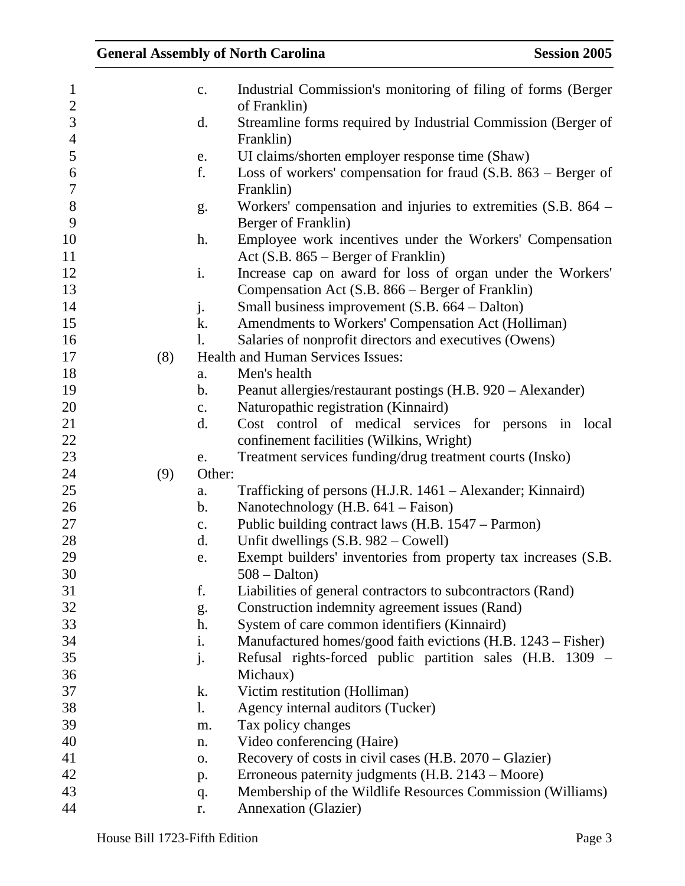c. Industrial Commission's monitoring of filing of forms (Berger of Franklin)
d. Streamline forms required by Industrial Commission (Berger of Franklin)
e. UI claims/shorten employer response time (Shaw)
f. Loss of workers' compensation for fraud (S.B. 863 – Berger of Franklin)
g. Workers' compensation and injuries to extremities (S.B. 864 – Berger of Franklin)
h. Employee work incentives under the Workers' Compensation Act (S.B. 865 – Berger of Franklin)
i. Increase cap on award for loss of organ under the Workers' Compensation Act (S.B. 866 – Berger of Franklin)
j. Small business improvement (S.B. 664 – Dalton)
k. Amendments to Workers' Compensation Act (Holliman)
l. Salaries of nonprofit directors and executives (Owens)

(8) Health and Human Services Issues:

a. Men's health
b. Peanut allergies/restaurant postings (H.B. 920 – Alexander)
c. Naturopathic registration (Kinnaird)
d. Cost control of medical services for persons in local confinement facilities (Wilkins, Wright)
e. Treatment services funding/drug treatment courts (Insko)

(9) Other:

a. Trafficking of persons (H.J.R. 1461 – Alexander; Kinnaird)
b. Nanotechnology (H.B. 641 – Faison)
c. Public building contract laws (H.B. 1547 – Parmon)
d. Unfit dwellings (S.B. 982 – Cowell)
e. Exempt builders' inventories from property tax increases (S.B. 508 – Dalton)
f. Liabilities of general contractors to subcontractors (Rand)
g. Construction indemnity agreement issues (Rand)
h. System of care common identifiers (Kinnaird)
i. Manufactured homes/good faith evictions (H.B. 1243 – Fisher)
j. Refusal rights-forced public partition sales (H.B. 1309 – Michaux)
k. Victim restitution (Holliman)
l. Agency internal auditors (Tucker)
m. Tax policy changes
n. Video conferencing (Haire)
o. Recovery of costs in civil cases (H.B. 2070 – Glazier)
p. Erroneous paternity judgments (H.B. 2143 – Moore)
q. Membership of the Wildlife Resources Commission (Williams)
r. Annexation (Glazier)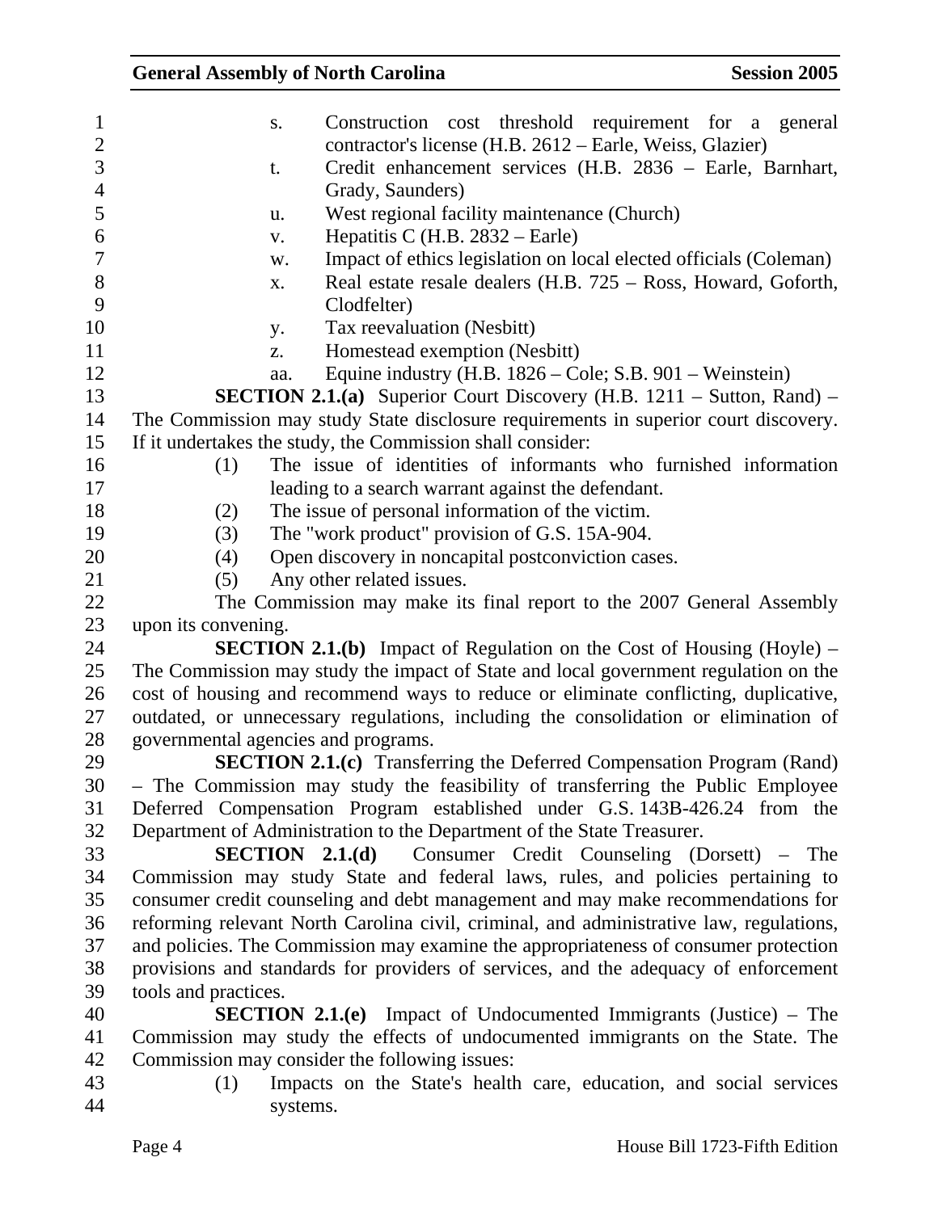s. Construction cost threshold requirement for a general contractor's license (H.B. 2612 – Earle, Weiss, Glazier)

t. Credit enhancement services (H.B. 2836 – Earle, Barnhart, Grady, Saunders)

u. West regional facility maintenance (Church)

v. Hepatitis C (H.B. 2832 – Earle)

w. Impact of ethics legislation on local elected officials (Coleman)

x. Real estate resale dealers (H.B. 725 – Ross, Howard, Goforth, Clodfelter)

y. Tax reevaluation (Nesbitt)

z. Homestead exemption (Nesbitt)

aa. Equine industry (H.B. 1826 – Cole; S.B. 901 – Weinstein)

**SECTION 2.1.(a)** Superior Court Discovery (H.B. 1211 – Sutton, Rand) – The Commission may study State disclosure requirements in superior court discovery. If it undertakes the study, the Commission shall consider:

(1) The issue of identities of informants who furnished information leading to a search warrant against the defendant.

(2) The issue of personal information of the victim.

(3) The "work product" provision of G.S. 15A-904.

(4) Open discovery in noncapital postconviction cases.

(5) Any other related issues.

The Commission may make its final report to the 2007 General Assembly upon its convening.

**SECTION 2.1.(b)** Impact of Regulation on the Cost of Housing (Hoyle) – The Commission may study the impact of State and local government regulation on the cost of housing and recommend ways to reduce or eliminate conflicting, duplicative, outdated, or unnecessary regulations, including the consolidation or elimination of governmental agencies and programs.

**SECTION 2.1.(c)** Transferring the Deferred Compensation Program (Rand) – The Commission may study the feasibility of transferring the Public Employee Deferred Compensation Program established under G.S. 143B-426.24 from the Department of Administration to the Department of the State Treasurer.

**SECTION 2.1.(d)** Consumer Credit Counseling (Dorsett) – The Commission may study State and federal laws, rules, and policies pertaining to consumer credit counseling and debt management and may make recommendations for reforming relevant North Carolina civil, criminal, and administrative law, regulations, and policies. The Commission may examine the appropriateness of consumer protection provisions and standards for providers of services, and the adequacy of enforcement tools and practices.

**SECTION 2.1.(e)** Impact of Undocumented Immigrants (Justice) – The Commission may study the effects of undocumented immigrants on the State. The Commission may consider the following issues:

(1) Impacts on the State's health care, education, and social services systems.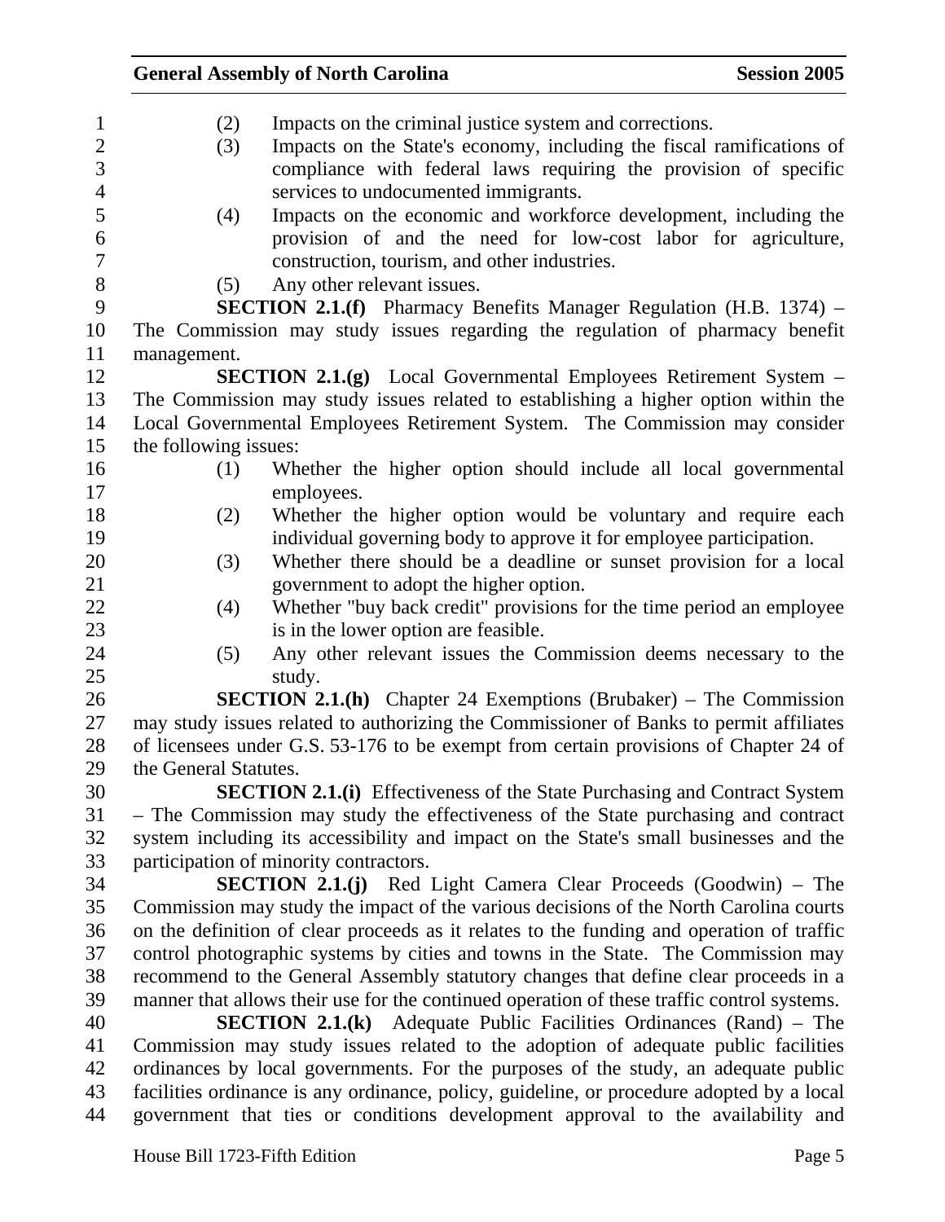(2) Impacts on the criminal justice system and corrections.

(3) Impacts on the State's economy, including the fiscal ramifications of compliance with federal laws requiring the provision of specific services to undocumented immigrants.

(4) Impacts on the economic and workforce development, including the provision of and the need for low-cost labor for agriculture, construction, tourism, and other industries.

(5) Any other relevant issues.

**SECTION 2.1.(f)** Pharmacy Benefits Manager Regulation (H.B. 1374) – The Commission may study issues regarding the regulation of pharmacy benefit management.

**SECTION 2.1.(g)** Local Governmental Employees Retirement System – The Commission may study issues related to establishing a higher option within the Local Governmental Employees Retirement System. The Commission may consider the following issues:

(1) Whether the higher option should include all local governmental employees.

(2) Whether the higher option would be voluntary and require each individual governing body to approve it for employee participation.

(3) Whether there should be a deadline or sunset provision for a local government to adopt the higher option.

(4) Whether "buy back credit" provisions for the time period an employee is in the lower option are feasible.

(5) Any other relevant issues the Commission deems necessary to the study.

**SECTION 2.1.(h)** Chapter 24 Exemptions (Brubaker) – The Commission may study issues related to authorizing the Commissioner of Banks to permit affiliates of licensees under G.S. 53-176 to be exempt from certain provisions of Chapter 24 of the General Statutes.

**SECTION 2.1.(i)** Effectiveness of the State Purchasing and Contract System – The Commission may study the effectiveness of the State purchasing and contract system including its accessibility and impact on the State's small businesses and the participation of minority contractors.

**SECTION 2.1.(j)** Red Light Camera Clear Proceeds (Goodwin) – The Commission may study the impact of the various decisions of the North Carolina courts on the definition of clear proceeds as it relates to the funding and operation of traffic control photographic systems by cities and towns in the State. The Commission may recommend to the General Assembly statutory changes that define clear proceeds in a manner that allows their use for the continued operation of these traffic control systems.

**SECTION 2.1.(k)** Adequate Public Facilities Ordinances (Rand) – The Commission may study issues related to the adoption of adequate public facilities ordinances by local governments. For the purposes of the study, an adequate public facilities ordinance is any ordinance, policy, guideline, or procedure adopted by a local government that ties or conditions development approval to the availability and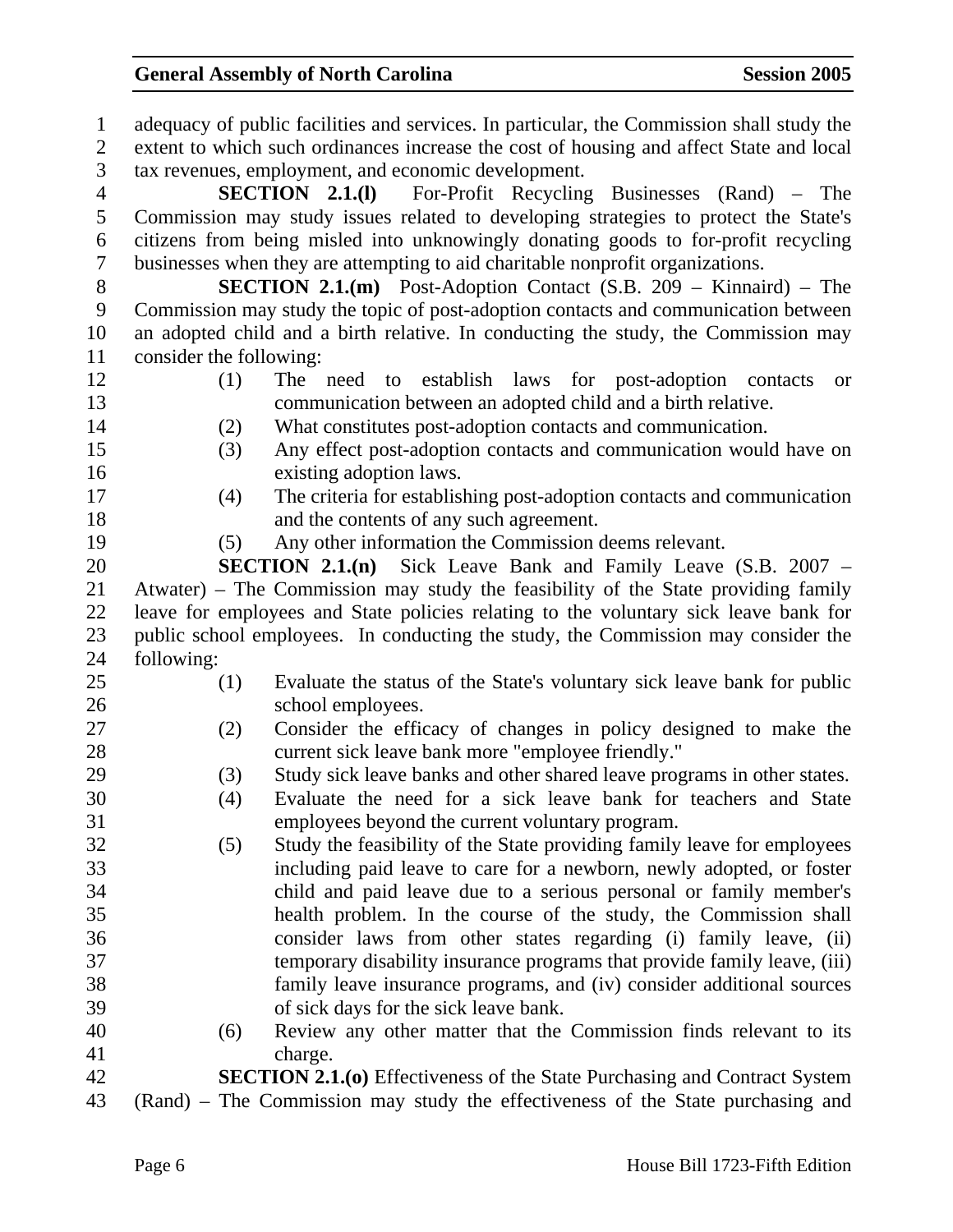adequacy of public facilities and services. In particular, the Commission shall study the extent to which such ordinances increase the cost of housing and affect State and local tax revenues, employment, and economic development.

**SECTION 2.1.(l)** For-Profit Recycling Businesses (Rand) – The Commission may study issues related to developing strategies to protect the State's citizens from being misled into unknowingly donating goods to for-profit recycling businesses when they are attempting to aid charitable nonprofit organizations.

**SECTION 2.1.(m)** Post-Adoption Contact (S.B. 209 – Kinnaird) – The Commission may study the topic of post-adoption contacts and communication between an adopted child and a birth relative. In conducting the study, the Commission may consider the following:

(1) The need to establish laws for post-adoption contacts or communication between an adopted child and a birth relative.
(2) What constitutes post-adoption contacts and communication.
(3) Any effect post-adoption contacts and communication would have on existing adoption laws.
(4) The criteria for establishing post-adoption contacts and communication and the contents of any such agreement.
(5) Any other information the Commission deems relevant.

**SECTION 2.1.(n)** Sick Leave Bank and Family Leave (S.B. 2007 – Atwater) – The Commission may study the feasibility of the State providing family leave for employees and State policies relating to the voluntary sick leave bank for public school employees. In conducting the study, the Commission may consider the following:

(1) Evaluate the status of the State's voluntary sick leave bank for public school employees.
(2) Consider the efficacy of changes in policy designed to make the current sick leave bank more "employee friendly."
(3) Study sick leave banks and other shared leave programs in other states.
(4) Evaluate the need for a sick leave bank for teachers and State employees beyond the current voluntary program.
(5) Study the feasibility of the State providing family leave for employees including paid leave to care for a newborn, newly adopted, or foster child and paid leave due to a serious personal or family member's health problem. In the course of the study, the Commission shall consider laws from other states regarding (i) family leave, (ii) temporary disability insurance programs that provide family leave, (iii) family leave insurance programs, and (iv) consider additional sources of sick days for the sick leave bank.
(6) Review any other matter that the Commission finds relevant to its charge.

**SECTION 2.1.(o)** Effectiveness of the State Purchasing and Contract System (Rand) – The Commission may study the effectiveness of the State purchasing and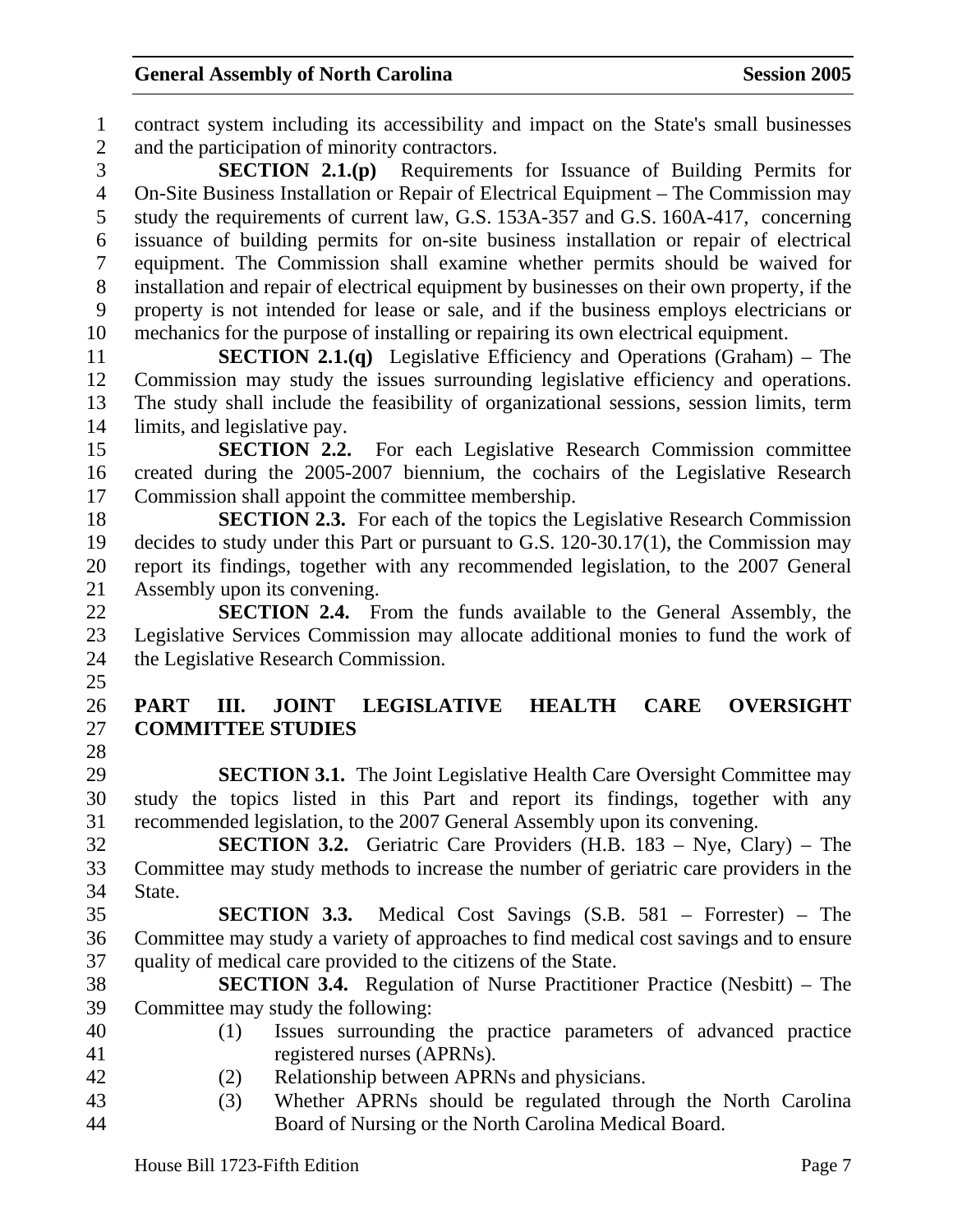contract system including its accessibility and impact on the State's small businesses and the participation of minority contractors.

**SECTION 2.1.(p)** Requirements for Issuance of Building Permits for On-Site Business Installation or Repair of Electrical Equipment – The Commission may study the requirements of current law, G.S. 153A-357 and G.S. 160A-417, concerning issuance of building permits for on-site business installation or repair of electrical equipment. The Commission shall examine whether permits should be waived for installation and repair of electrical equipment by businesses on their own property, if the property is not intended for lease or sale, and if the business employs electricians or mechanics for the purpose of installing or repairing its own electrical equipment.

**SECTION 2.1.(q)** Legislative Efficiency and Operations (Graham) – The Commission may study the issues surrounding legislative efficiency and operations. The study shall include the feasibility of organizational sessions, session limits, term limits, and legislative pay.

**SECTION 2.2.** For each Legislative Research Commission committee created during the 2005-2007 biennium, the cochairs of the Legislative Research Commission shall appoint the committee membership.

**SECTION 2.3.** For each of the topics the Legislative Research Commission decides to study under this Part or pursuant to G.S. 120-30.17(1), the Commission may report its findings, together with any recommended legislation, to the 2007 General Assembly upon its convening.

**SECTION 2.4.** From the funds available to the General Assembly, the Legislative Services Commission may allocate additional monies to fund the work of the Legislative Research Commission.

## PART III. JOINT LEGISLATIVE HEALTH CARE OVERSIGHT COMMITTEE STUDIES

**SECTION 3.1.** The Joint Legislative Health Care Oversight Committee may study the topics listed in this Part and report its findings, together with any recommended legislation, to the 2007 General Assembly upon its convening.

**SECTION 3.2.** Geriatric Care Providers (H.B. 183 – Nye, Clary) – The Committee may study methods to increase the number of geriatric care providers in the State.

**SECTION 3.3.** Medical Cost Savings (S.B. 581 – Forrester) – The Committee may study a variety of approaches to find medical cost savings and to ensure quality of medical care provided to the citizens of the State.

**SECTION 3.4.** Regulation of Nurse Practitioner Practice (Nesbitt) – The Committee may study the following:

(1) Issues surrounding the practice parameters of advanced practice registered nurses (APRNs).

(2) Relationship between APRNs and physicians.

(3) Whether APRNs should be regulated through the North Carolina Board of Nursing or the North Carolina Medical Board.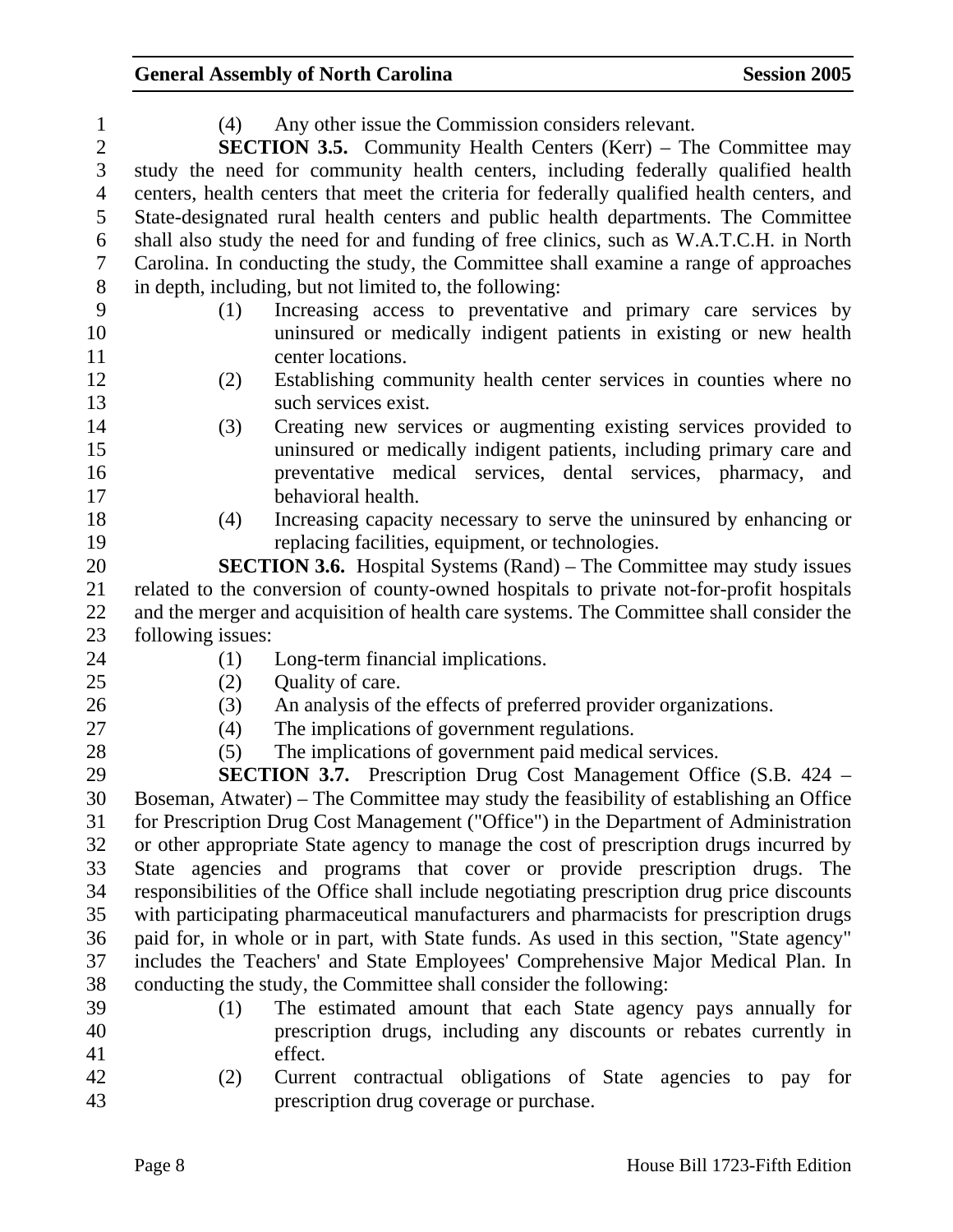(4) Any other issue the Commission considers relevant.

**SECTION 3.5.** Community Health Centers (Kerr) – The Committee may study the need for community health centers, including federally qualified health centers, health centers that meet the criteria for federally qualified health centers, and State-designated rural health centers and public health departments. The Committee shall also study the need for and funding of free clinics, such as W.A.T.C.H. in North Carolina. In conducting the study, the Committee shall examine a range of approaches in depth, including, but not limited to, the following:

(1) Increasing access to preventative and primary care services by uninsured or medically indigent patients in existing or new health center locations.

(2) Establishing community health center services in counties where no such services exist.

(3) Creating new services or augmenting existing services provided to uninsured or medically indigent patients, including primary care and preventative medical services, dental services, pharmacy, and behavioral health.

(4) Increasing capacity necessary to serve the uninsured by enhancing or replacing facilities, equipment, or technologies.

**SECTION 3.6.** Hospital Systems (Rand) – The Committee may study issues related to the conversion of county-owned hospitals to private not-for-profit hospitals and the merger and acquisition of health care systems. The Committee shall consider the following issues:

(1) Long-term financial implications.

(2) Quality of care.

(3) An analysis of the effects of preferred provider organizations.

(4) The implications of government regulations.

(5) The implications of government paid medical services.

**SECTION 3.7.** Prescription Drug Cost Management Office (S.B. 424 – Boseman, Atwater) – The Committee may study the feasibility of establishing an Office for Prescription Drug Cost Management ("Office") in the Department of Administration or other appropriate State agency to manage the cost of prescription drugs incurred by State agencies and programs that cover or provide prescription drugs. The responsibilities of the Office shall include negotiating prescription drug price discounts with participating pharmaceutical manufacturers and pharmacists for prescription drugs paid for, in whole or in part, with State funds. As used in this section, "State agency" includes the Teachers' and State Employees' Comprehensive Major Medical Plan. In conducting the study, the Committee shall consider the following:

(1) The estimated amount that each State agency pays annually for prescription drugs, including any discounts or rebates currently in effect.

(2) Current contractual obligations of State agencies to pay for prescription drug coverage or purchase.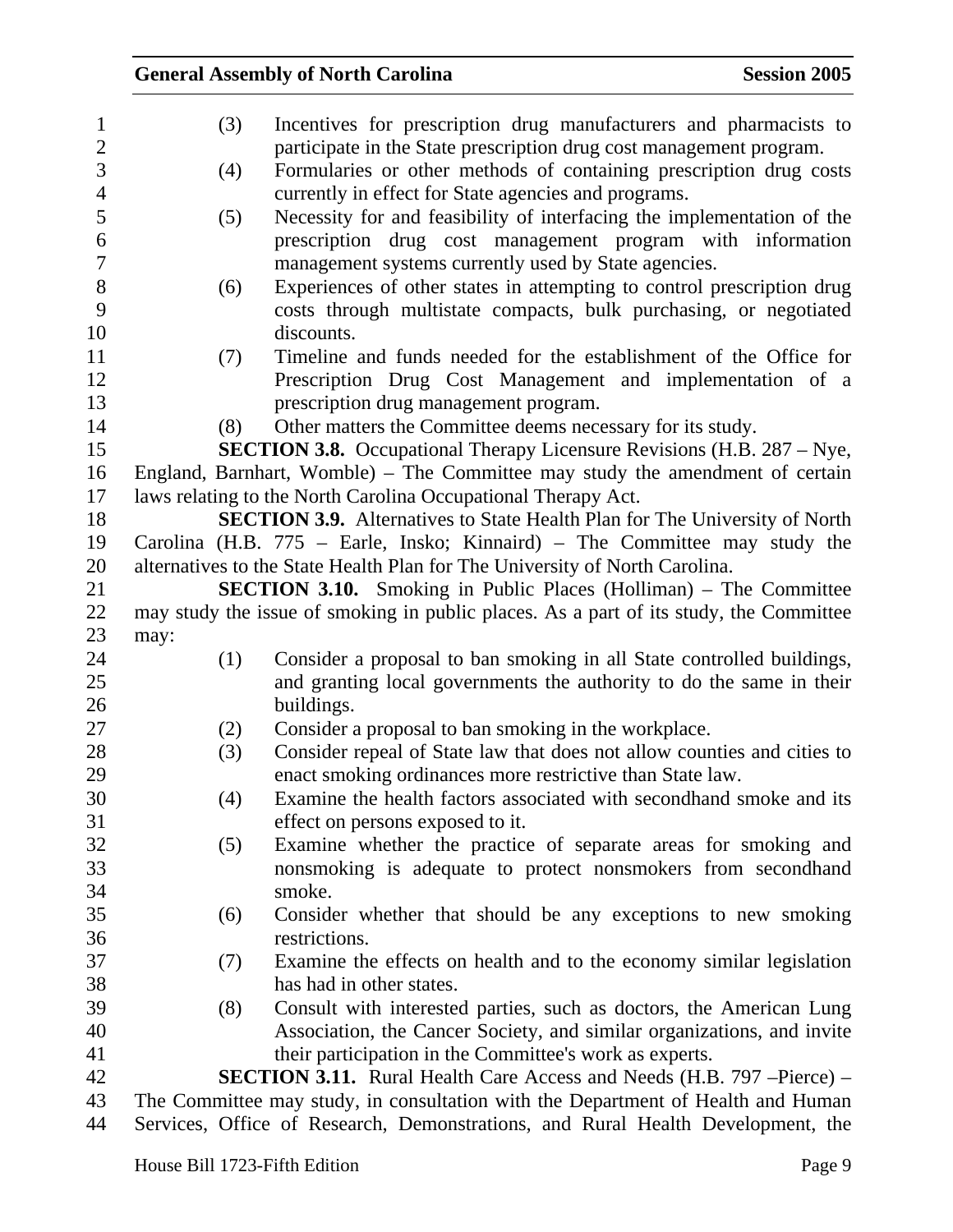(3) Incentives for prescription drug manufacturers and pharmacists to participate in the State prescription drug cost management program.

(4) Formularies or other methods of containing prescription drug costs currently in effect for State agencies and programs.

(5) Necessity for and feasibility of interfacing the implementation of the prescription drug cost management program with information management systems currently used by State agencies.

(6) Experiences of other states in attempting to control prescription drug costs through multistate compacts, bulk purchasing, or negotiated discounts.

(7) Timeline and funds needed for the establishment of the Office for Prescription Drug Cost Management and implementation of a prescription drug management program.

(8) Other matters the Committee deems necessary for its study.

**SECTION 3.8.** Occupational Therapy Licensure Revisions (H.B. 287 – Nye, England, Barnhart, Womble) – The Committee may study the amendment of certain laws relating to the North Carolina Occupational Therapy Act.

**SECTION 3.9.** Alternatives to State Health Plan for The University of North Carolina (H.B. 775 – Earle, Insko; Kinnaird) – The Committee may study the alternatives to the State Health Plan for The University of North Carolina.

**SECTION 3.10.** Smoking in Public Places (Holliman) – The Committee may study the issue of smoking in public places. As a part of its study, the Committee may:

(1) Consider a proposal to ban smoking in all State controlled buildings, and granting local governments the authority to do the same in their buildings.

(2) Consider a proposal to ban smoking in the workplace.

(3) Consider repeal of State law that does not allow counties and cities to enact smoking ordinances more restrictive than State law.

(4) Examine the health factors associated with secondhand smoke and its effect on persons exposed to it.

(5) Examine whether the practice of separate areas for smoking and nonsmoking is adequate to protect nonsmokers from secondhand smoke.

(6) Consider whether that should be any exceptions to new smoking restrictions.

(7) Examine the effects on health and to the economy similar legislation has had in other states.

(8) Consult with interested parties, such as doctors, the American Lung Association, the Cancer Society, and similar organizations, and invite their participation in the Committee's work as experts.

**SECTION 3.11.** Rural Health Care Access and Needs (H.B. 797 –Pierce) – The Committee may study, in consultation with the Department of Health and Human Services, Office of Research, Demonstrations, and Rural Health Development, the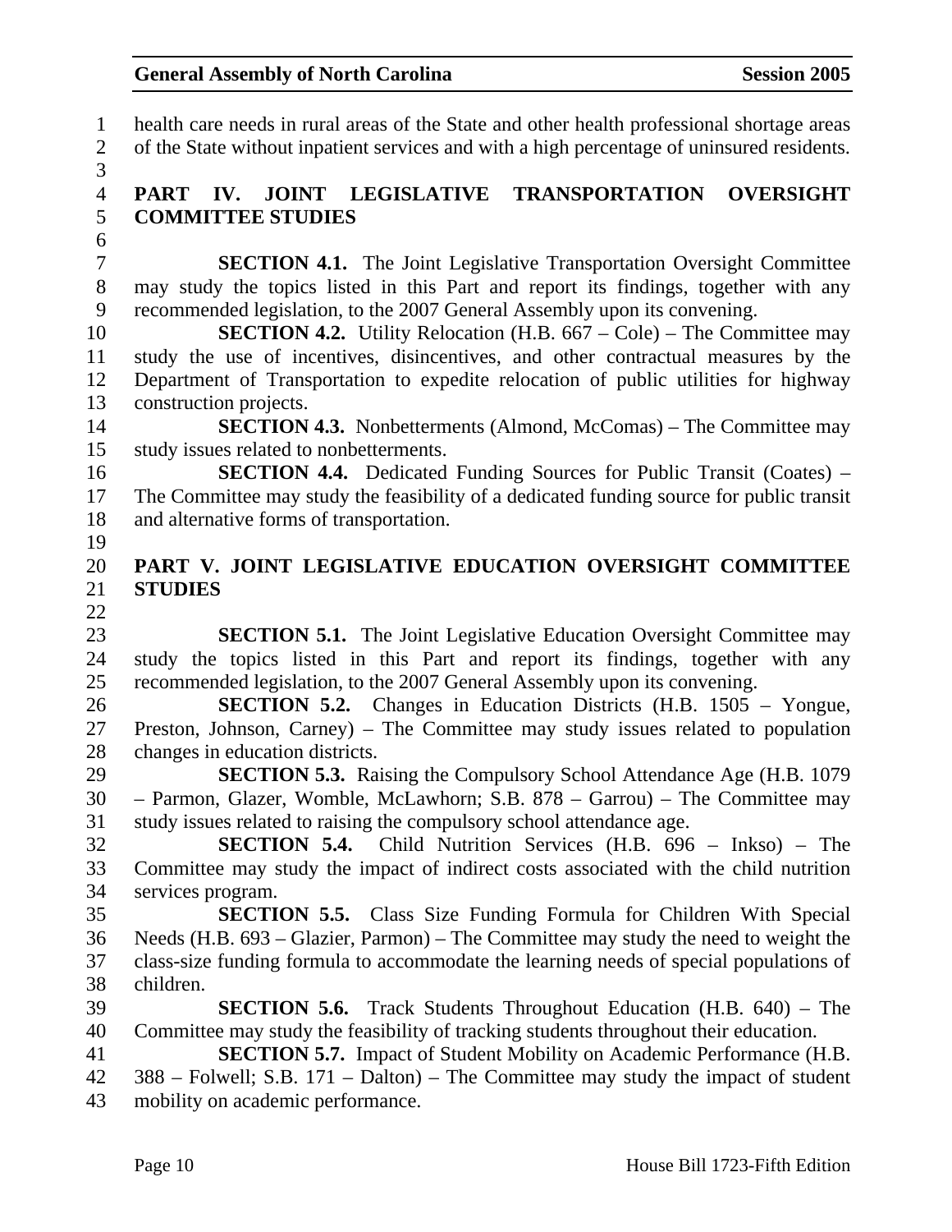health care needs in rural areas of the State and other health professional shortage areas of the State without inpatient services and with a high percentage of uninsured residents.

## PART IV. JOINT LEGISLATIVE TRANSPORTATION OVERSIGHT COMMITTEE STUDIES

**SECTION 4.1.** The Joint Legislative Transportation Oversight Committee may study the topics listed in this Part and report its findings, together with any recommended legislation, to the 2007 General Assembly upon its convening.

**SECTION 4.2.** Utility Relocation (H.B. 667 – Cole) – The Committee may study the use of incentives, disincentives, and other contractual measures by the Department of Transportation to expedite relocation of public utilities for highway construction projects.

**SECTION 4.3.** Nonbetterments (Almond, McComas) – The Committee may study issues related to nonbetterments.

**SECTION 4.4.** Dedicated Funding Sources for Public Transit (Coates) – The Committee may study the feasibility of a dedicated funding source for public transit and alternative forms of transportation.

## PART V. JOINT LEGISLATIVE EDUCATION OVERSIGHT COMMITTEE STUDIES

**SECTION 5.1.** The Joint Legislative Education Oversight Committee may study the topics listed in this Part and report its findings, together with any recommended legislation, to the 2007 General Assembly upon its convening.

**SECTION 5.2.** Changes in Education Districts (H.B. 1505 – Yongue, Preston, Johnson, Carney) – The Committee may study issues related to population changes in education districts.

**SECTION 5.3.** Raising the Compulsory School Attendance Age (H.B. 1079 – Parmon, Glazer, Womble, McLawhorn; S.B. 878 – Garrou) – The Committee may study issues related to raising the compulsory school attendance age.

**SECTION 5.4.** Child Nutrition Services (H.B. 696 – Inkso) – The Committee may study the impact of indirect costs associated with the child nutrition services program.

**SECTION 5.5.** Class Size Funding Formula for Children With Special Needs (H.B. 693 – Glazier, Parmon) – The Committee may study the need to weight the class-size funding formula to accommodate the learning needs of special populations of children.

**SECTION 5.6.** Track Students Throughout Education (H.B. 640) – The Committee may study the feasibility of tracking students throughout their education.

**SECTION 5.7.** Impact of Student Mobility on Academic Performance (H.B. 388 – Folwell; S.B. 171 – Dalton) – The Committee may study the impact of student mobility on academic performance.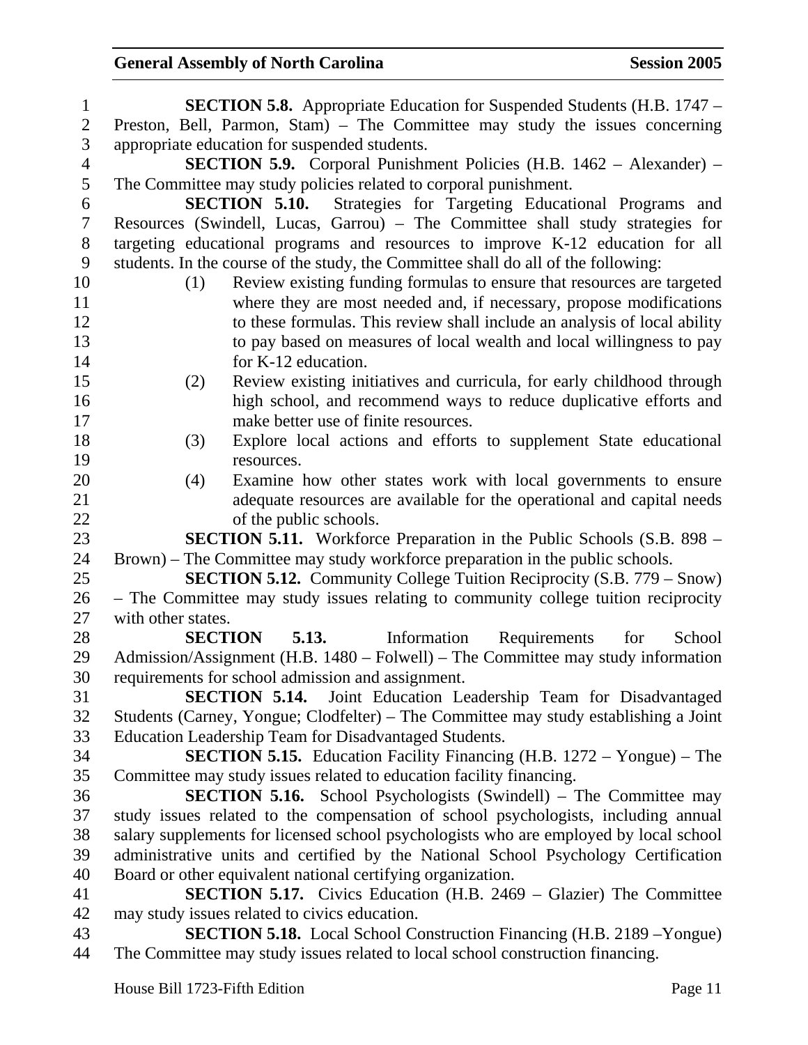**SECTION 5.8.** Appropriate Education for Suspended Students (H.B. 1747 – Preston, Bell, Parmon, Stam) – The Committee may study the issues concerning appropriate education for suspended students.

**SECTION 5.9.** Corporal Punishment Policies (H.B. 1462 – Alexander) – The Committee may study policies related to corporal punishment.

**SECTION 5.10.** Strategies for Targeting Educational Programs and Resources (Swindell, Lucas, Garrou) – The Committee shall study strategies for targeting educational programs and resources to improve K-12 education for all students. In the course of the study, the Committee shall do all of the following:

(1) Review existing funding formulas to ensure that resources are targeted where they are most needed and, if necessary, propose modifications to these formulas. This review shall include an analysis of local ability to pay based on measures of local wealth and local willingness to pay for K-12 education.

(2) Review existing initiatives and curricula, for early childhood through high school, and recommend ways to reduce duplicative efforts and make better use of finite resources.

(3) Explore local actions and efforts to supplement State educational resources.

(4) Examine how other states work with local governments to ensure adequate resources are available for the operational and capital needs of the public schools.

**SECTION 5.11.** Workforce Preparation in the Public Schools (S.B. 898 – Brown) – The Committee may study workforce preparation in the public schools.

**SECTION 5.12.** Community College Tuition Reciprocity (S.B. 779 – Snow) – The Committee may study issues relating to community college tuition reciprocity with other states.

**SECTION 5.13.** Information Requirements for School Admission/Assignment (H.B. 1480 – Folwell) – The Committee may study information requirements for school admission and assignment.

**SECTION 5.14.** Joint Education Leadership Team for Disadvantaged Students (Carney, Yongue; Clodfelter) – The Committee may study establishing a Joint Education Leadership Team for Disadvantaged Students.

**SECTION 5.15.** Education Facility Financing (H.B. 1272 – Yongue) – The Committee may study issues related to education facility financing.

**SECTION 5.16.** School Psychologists (Swindell) – The Committee may study issues related to the compensation of school psychologists, including annual salary supplements for licensed school psychologists who are employed by local school administrative units and certified by the National School Psychology Certification Board or other equivalent national certifying organization.

**SECTION 5.17.** Civics Education (H.B. 2469 – Glazier) The Committee may study issues related to civics education.

**SECTION 5.18.** Local School Construction Financing (H.B. 2189 –Yongue) The Committee may study issues related to local school construction financing.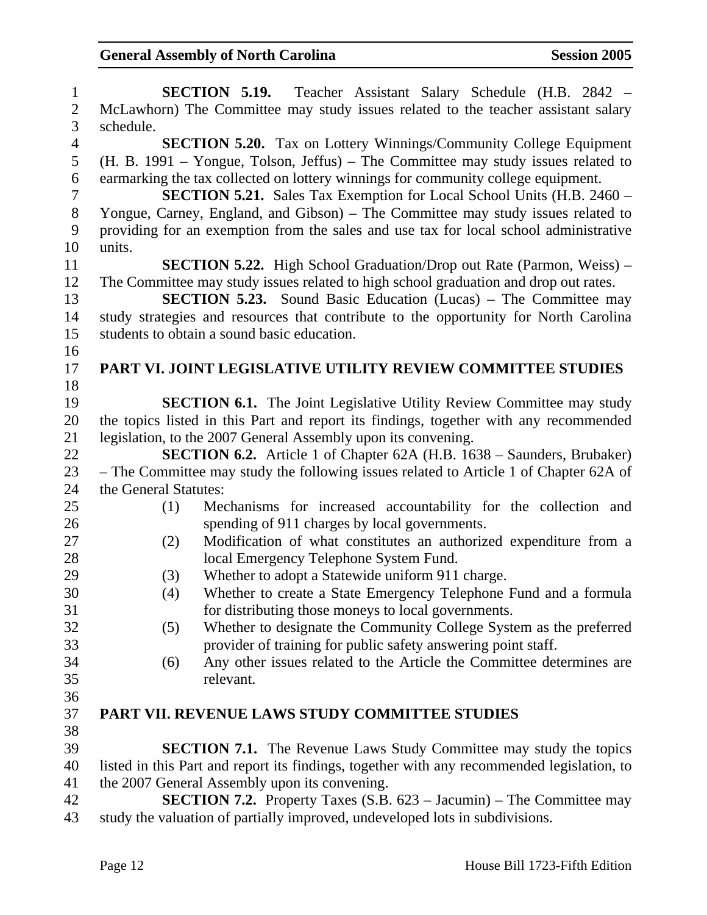**SECTION 5.19.** Teacher Assistant Salary Schedule (H.B. 2842 – McLawhorn) The Committee may study issues related to the teacher assistant salary schedule.

**SECTION 5.20.** Tax on Lottery Winnings/Community College Equipment (H. B. 1991 – Yongue, Tolson, Jeffus) – The Committee may study issues related to earmarking the tax collected on lottery winnings for community college equipment.

**SECTION 5.21.** Sales Tax Exemption for Local School Units (H.B. 2460 – Yongue, Carney, England, and Gibson) – The Committee may study issues related to providing for an exemption from the sales and use tax for local school administrative units.

**SECTION 5.22.** High School Graduation/Drop out Rate (Parmon, Weiss) – The Committee may study issues related to high school graduation and drop out rates.

**SECTION 5.23.** Sound Basic Education (Lucas) – The Committee may study strategies and resources that contribute to the opportunity for North Carolina students to obtain a sound basic education.

## PART VI. JOINT LEGISLATIVE UTILITY REVIEW COMMITTEE STUDIES

**SECTION 6.1.** The Joint Legislative Utility Review Committee may study the topics listed in this Part and report its findings, together with any recommended legislation, to the 2007 General Assembly upon its convening.

**SECTION 6.2.** Article 1 of Chapter 62A (H.B. 1638 – Saunders, Brubaker) – The Committee may study the following issues related to Article 1 of Chapter 62A of the General Statutes:

(1) Mechanisms for increased accountability for the collection and spending of 911 charges by local governments.
(2) Modification of what constitutes an authorized expenditure from a local Emergency Telephone System Fund.
(3) Whether to adopt a Statewide uniform 911 charge.
(4) Whether to create a State Emergency Telephone Fund and a formula for distributing those moneys to local governments.
(5) Whether to designate the Community College System as the preferred provider of training for public safety answering point staff.
(6) Any other issues related to the Article the Committee determines are relevant.

## PART VII. REVENUE LAWS STUDY COMMITTEE STUDIES

**SECTION 7.1.** The Revenue Laws Study Committee may study the topics listed in this Part and report its findings, together with any recommended legislation, to the 2007 General Assembly upon its convening.

**SECTION 7.2.** Property Taxes (S.B. 623 – Jacumin) – The Committee may study the valuation of partially improved, undeveloped lots in subdivisions.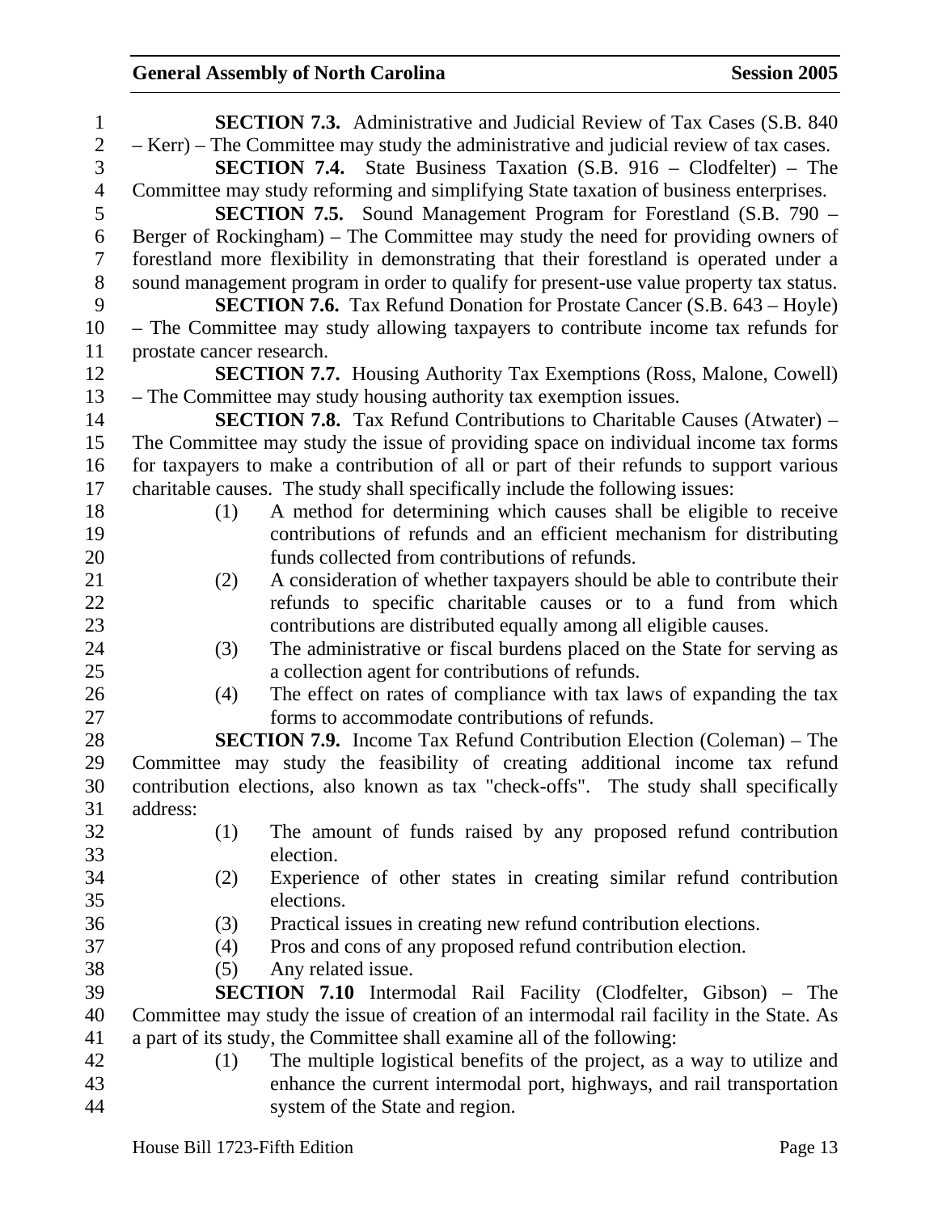**SECTION 7.3.** Administrative and Judicial Review of Tax Cases (S.B. 840 – Kerr) – The Committee may study the administrative and judicial review of tax cases.

**SECTION 7.4.** State Business Taxation (S.B. 916 – Clodfelter) – The Committee may study reforming and simplifying State taxation of business enterprises.

**SECTION 7.5.** Sound Management Program for Forestland (S.B. 790 – Berger of Rockingham) – The Committee may study the need for providing owners of forestland more flexibility in demonstrating that their forestland is operated under a sound management program in order to qualify for present-use value property tax status.

**SECTION 7.6.** Tax Refund Donation for Prostate Cancer (S.B. 643 – Hoyle) – The Committee may study allowing taxpayers to contribute income tax refunds for prostate cancer research.

**SECTION 7.7.** Housing Authority Tax Exemptions (Ross, Malone, Cowell) – The Committee may study housing authority tax exemption issues.

**SECTION 7.8.** Tax Refund Contributions to Charitable Causes (Atwater) – The Committee may study the issue of providing space on individual income tax forms for taxpayers to make a contribution of all or part of their refunds to support various charitable causes. The study shall specifically include the following issues:

(1) A method for determining which causes shall be eligible to receive contributions of refunds and an efficient mechanism for distributing funds collected from contributions of refunds.

(2) A consideration of whether taxpayers should be able to contribute their refunds to specific charitable causes or to a fund from which contributions are distributed equally among all eligible causes.

(3) The administrative or fiscal burdens placed on the State for serving as a collection agent for contributions of refunds.

(4) The effect on rates of compliance with tax laws of expanding the tax forms to accommodate contributions of refunds.

**SECTION 7.9.** Income Tax Refund Contribution Election (Coleman) – The Committee may study the feasibility of creating additional income tax refund contribution elections, also known as tax "check-offs". The study shall specifically address:

(1) The amount of funds raised by any proposed refund contribution election.

(2) Experience of other states in creating similar refund contribution elections.

(3) Practical issues in creating new refund contribution elections.

(4) Pros and cons of any proposed refund contribution election.

(5) Any related issue.

**SECTION 7.10** Intermodal Rail Facility (Clodfelter, Gibson) – The Committee may study the issue of creation of an intermodal rail facility in the State. As a part of its study, the Committee shall examine all of the following:

(1) The multiple logistical benefits of the project, as a way to utilize and enhance the current intermodal port, highways, and rail transportation system of the State and region.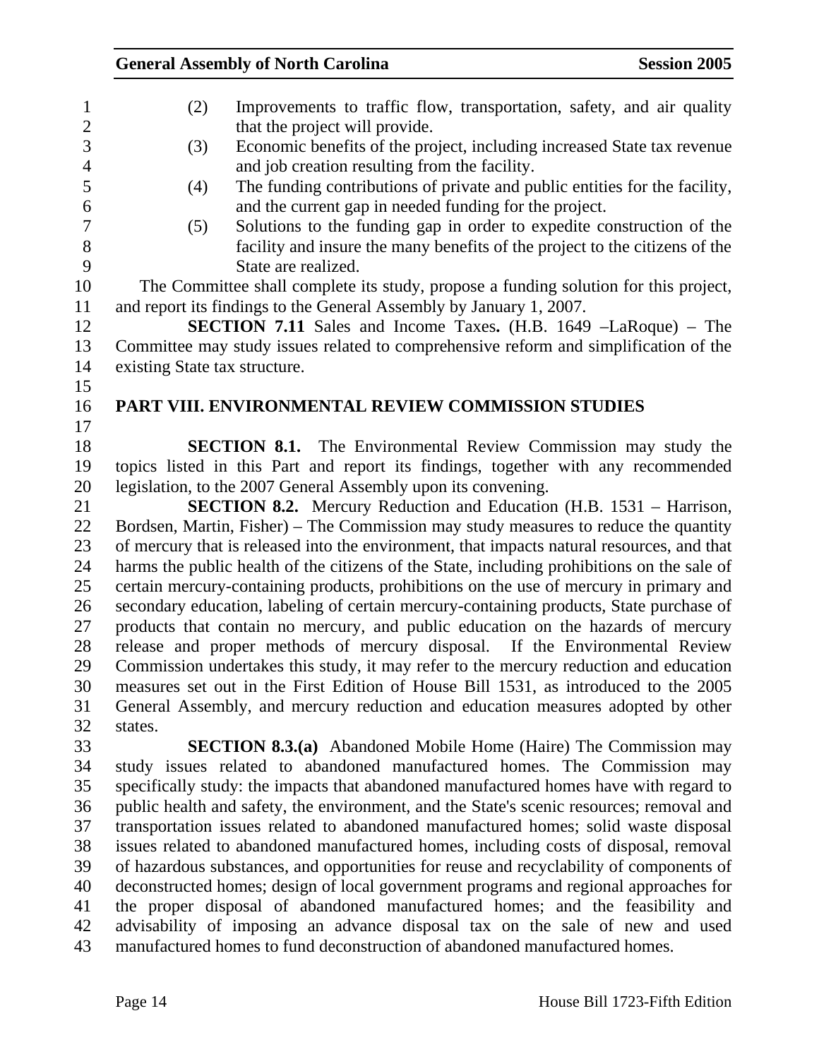(2) Improvements to traffic flow, transportation, safety, and air quality that the project will provide.

(3) Economic benefits of the project, including increased State tax revenue and job creation resulting from the facility.

(4) The funding contributions of private and public entities for the facility, and the current gap in needed funding for the project.

(5) Solutions to the funding gap in order to expedite construction of the facility and insure the many benefits of the project to the citizens of the State are realized.

The Committee shall complete its study, propose a funding solution for this project, and report its findings to the General Assembly by January 1, 2007.

**SECTION 7.11** Sales and Income Taxes**.** (H.B. 1649 –LaRoque) – The Committee may study issues related to comprehensive reform and simplification of the existing State tax structure.

## PART VIII. ENVIRONMENTAL REVIEW COMMISSION STUDIES

**SECTION 8.1.** The Environmental Review Commission may study the topics listed in this Part and report its findings, together with any recommended legislation, to the 2007 General Assembly upon its convening.

**SECTION 8.2.** Mercury Reduction and Education (H.B. 1531 – Harrison, Bordsen, Martin, Fisher) – The Commission may study measures to reduce the quantity of mercury that is released into the environment, that impacts natural resources, and that harms the public health of the citizens of the State, including prohibitions on the sale of certain mercury-containing products, prohibitions on the use of mercury in primary and secondary education, labeling of certain mercury-containing products, State purchase of products that contain no mercury, and public education on the hazards of mercury release and proper methods of mercury disposal. If the Environmental Review Commission undertakes this study, it may refer to the mercury reduction and education measures set out in the First Edition of House Bill 1531, as introduced to the 2005 General Assembly, and mercury reduction and education measures adopted by other states.

**SECTION 8.3.(a)** Abandoned Mobile Home (Haire) The Commission may study issues related to abandoned manufactured homes. The Commission may specifically study: the impacts that abandoned manufactured homes have with regard to public health and safety, the environment, and the State's scenic resources; removal and transportation issues related to abandoned manufactured homes; solid waste disposal issues related to abandoned manufactured homes, including costs of disposal, removal of hazardous substances, and opportunities for reuse and recyclability of components of deconstructed homes; design of local government programs and regional approaches for the proper disposal of abandoned manufactured homes; and the feasibility and advisability of imposing an advance disposal tax on the sale of new and used manufactured homes to fund deconstruction of abandoned manufactured homes.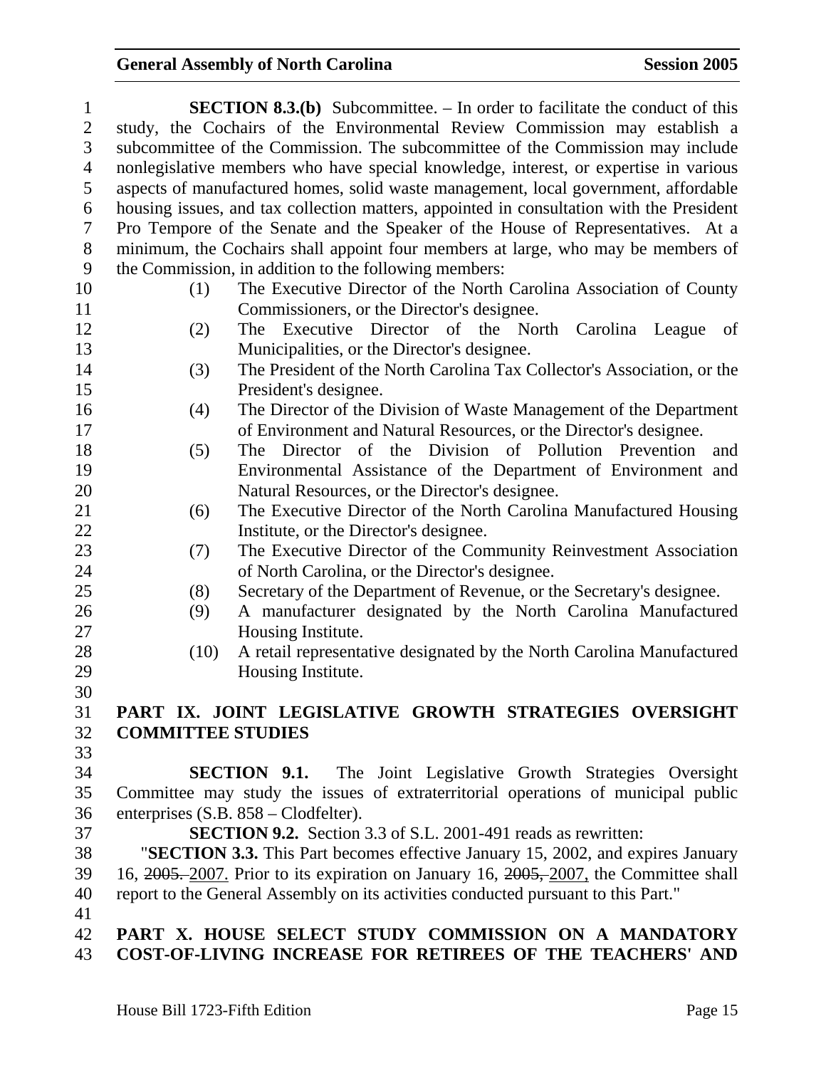**SECTION 8.3.(b)** Subcommittee. – In order to facilitate the conduct of this study, the Cochairs of the Environmental Review Commission may establish a subcommittee of the Commission. The subcommittee of the Commission may include nonlegislative members who have special knowledge, interest, or expertise in various aspects of manufactured homes, solid waste management, local government, affordable housing issues, and tax collection matters, appointed in consultation with the President Pro Tempore of the Senate and the Speaker of the House of Representatives. At a minimum, the Cochairs shall appoint four members at large, who may be members of the Commission, in addition to the following members:

(1) The Executive Director of the North Carolina Association of County Commissioners, or the Director's designee.
(2) The Executive Director of the North Carolina League of Municipalities, or the Director's designee.
(3) The President of the North Carolina Tax Collector's Association, or the President's designee.
(4) The Director of the Division of Waste Management of the Department of Environment and Natural Resources, or the Director's designee.
(5) The Director of the Division of Pollution Prevention and Environmental Assistance of the Department of Environment and Natural Resources, or the Director's designee.
(6) The Executive Director of the North Carolina Manufactured Housing Institute, or the Director's designee.
(7) The Executive Director of the Community Reinvestment Association of North Carolina, or the Director's designee.
(8) Secretary of the Department of Revenue, or the Secretary's designee.
(9) A manufacturer designated by the North Carolina Manufactured Housing Institute.
(10) A retail representative designated by the North Carolina Manufactured Housing Institute.

## PART IX. JOINT LEGISLATIVE GROWTH STRATEGIES OVERSIGHT COMMITTEE STUDIES

**SECTION 9.1.** The Joint Legislative Growth Strategies Oversight Committee may study the issues of extraterritorial operations of municipal public enterprises (S.B. 858 – Clodfelter).

**SECTION 9.2.** Section 3.3 of S.L. 2001-491 reads as rewritten:

"**SECTION 3.3.** This Part becomes effective January 15, 2002, and expires January 16, ~~2005.~~ 2007. Prior to its expiration on January 16, ~~2005,~~ 2007, the Committee shall report to the General Assembly on its activities conducted pursuant to this Part."

## PART X. HOUSE SELECT STUDY COMMISSION ON A MANDATORY COST-OF-LIVING INCREASE FOR RETIREES OF THE TEACHERS' AND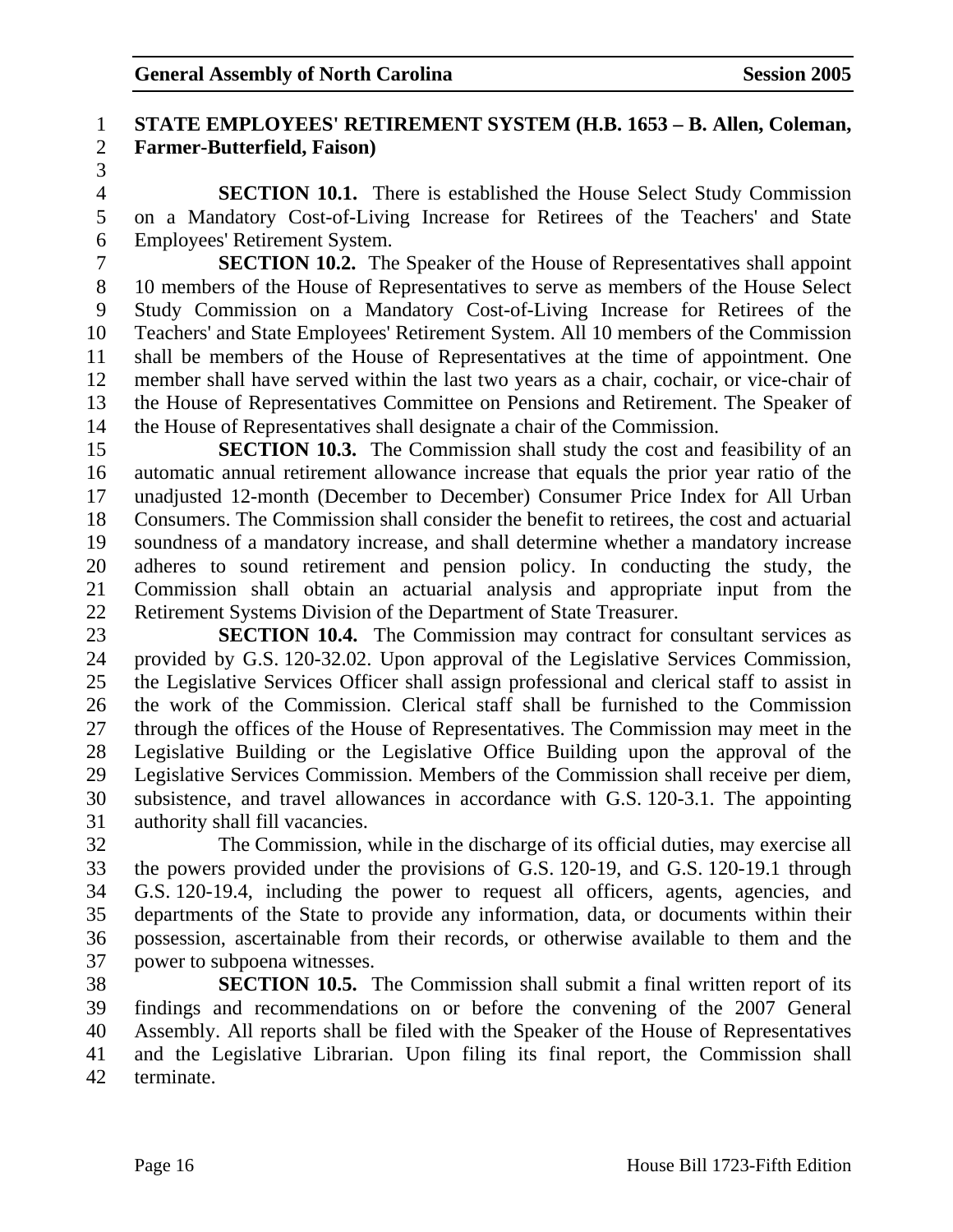**STATE EMPLOYEES' RETIREMENT SYSTEM (H.B. 1653 – B. Allen, Coleman, Farmer-Butterfield, Faison)**

**SECTION 10.1.** There is established the House Select Study Commission on a Mandatory Cost-of-Living Increase for Retirees of the Teachers' and State Employees' Retirement System.

**SECTION 10.2.** The Speaker of the House of Representatives shall appoint 10 members of the House of Representatives to serve as members of the House Select Study Commission on a Mandatory Cost-of-Living Increase for Retirees of the Teachers' and State Employees' Retirement System. All 10 members of the Commission shall be members of the House of Representatives at the time of appointment. One member shall have served within the last two years as a chair, cochair, or vice-chair of the House of Representatives Committee on Pensions and Retirement. The Speaker of the House of Representatives shall designate a chair of the Commission.

**SECTION 10.3.** The Commission shall study the cost and feasibility of an automatic annual retirement allowance increase that equals the prior year ratio of the unadjusted 12-month (December to December) Consumer Price Index for All Urban Consumers. The Commission shall consider the benefit to retirees, the cost and actuarial soundness of a mandatory increase, and shall determine whether a mandatory increase adheres to sound retirement and pension policy. In conducting the study, the Commission shall obtain an actuarial analysis and appropriate input from the Retirement Systems Division of the Department of State Treasurer.

**SECTION 10.4.** The Commission may contract for consultant services as provided by G.S. 120-32.02. Upon approval of the Legislative Services Commission, the Legislative Services Officer shall assign professional and clerical staff to assist in the work of the Commission. Clerical staff shall be furnished to the Commission through the offices of the House of Representatives. The Commission may meet in the Legislative Building or the Legislative Office Building upon the approval of the Legislative Services Commission. Members of the Commission shall receive per diem, subsistence, and travel allowances in accordance with G.S. 120-3.1. The appointing authority shall fill vacancies.

The Commission, while in the discharge of its official duties, may exercise all the powers provided under the provisions of G.S. 120-19, and G.S. 120-19.1 through G.S. 120-19.4, including the power to request all officers, agents, agencies, and departments of the State to provide any information, data, or documents within their possession, ascertainable from their records, or otherwise available to them and the power to subpoena witnesses.

**SECTION 10.5.** The Commission shall submit a final written report of its findings and recommendations on or before the convening of the 2007 General Assembly. All reports shall be filed with the Speaker of the House of Representatives and the Legislative Librarian. Upon filing its final report, the Commission shall terminate.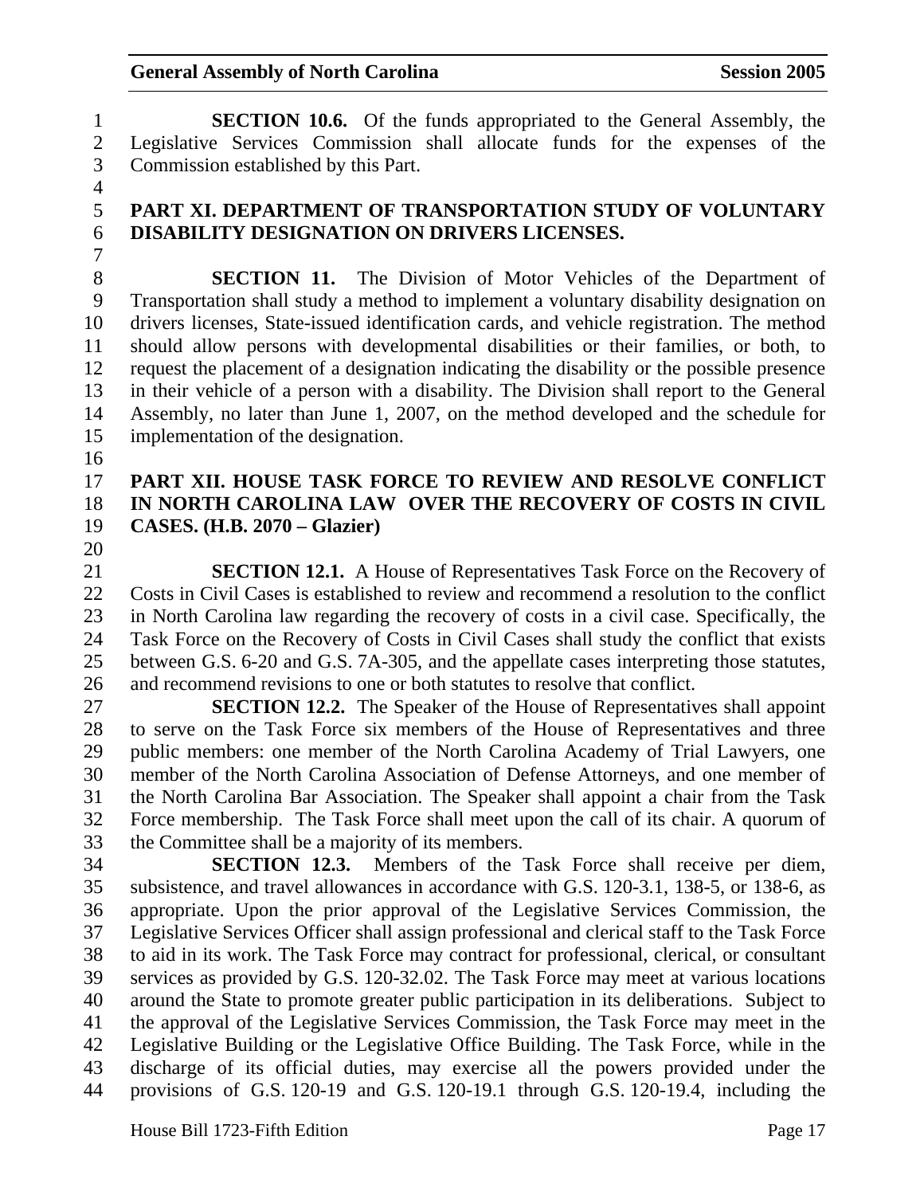**SECTION 10.6.** Of the funds appropriated to the General Assembly, the Legislative Services Commission shall allocate funds for the expenses of the Commission established by this Part.

## PART XI. DEPARTMENT OF TRANSPORTATION STUDY OF VOLUNTARY DISABILITY DESIGNATION ON DRIVERS LICENSES.

**SECTION 11.** The Division of Motor Vehicles of the Department of Transportation shall study a method to implement a voluntary disability designation on drivers licenses, State-issued identification cards, and vehicle registration. The method should allow persons with developmental disabilities or their families, or both, to request the placement of a designation indicating the disability or the possible presence in their vehicle of a person with a disability. The Division shall report to the General Assembly, no later than June 1, 2007, on the method developed and the schedule for implementation of the designation.

## PART XII. HOUSE TASK FORCE TO REVIEW AND RESOLVE CONFLICT IN NORTH CAROLINA LAW OVER THE RECOVERY OF COSTS IN CIVIL CASES. (H.B. 2070 – Glazier)

**SECTION 12.1.** A House of Representatives Task Force on the Recovery of Costs in Civil Cases is established to review and recommend a resolution to the conflict in North Carolina law regarding the recovery of costs in a civil case. Specifically, the Task Force on the Recovery of Costs in Civil Cases shall study the conflict that exists between G.S. 6-20 and G.S. 7A-305, and the appellate cases interpreting those statutes, and recommend revisions to one or both statutes to resolve that conflict.

**SECTION 12.2.** The Speaker of the House of Representatives shall appoint to serve on the Task Force six members of the House of Representatives and three public members: one member of the North Carolina Academy of Trial Lawyers, one member of the North Carolina Association of Defense Attorneys, and one member of the North Carolina Bar Association. The Speaker shall appoint a chair from the Task Force membership. The Task Force shall meet upon the call of its chair. A quorum of the Committee shall be a majority of its members.

**SECTION 12.3.** Members of the Task Force shall receive per diem, subsistence, and travel allowances in accordance with G.S. 120-3.1, 138-5, or 138-6, as appropriate. Upon the prior approval of the Legislative Services Commission, the Legislative Services Officer shall assign professional and clerical staff to the Task Force to aid in its work. The Task Force may contract for professional, clerical, or consultant services as provided by G.S. 120-32.02. The Task Force may meet at various locations around the State to promote greater public participation in its deliberations. Subject to the approval of the Legislative Services Commission, the Task Force may meet in the Legislative Building or the Legislative Office Building. The Task Force, while in the discharge of its official duties, may exercise all the powers provided under the provisions of G.S. 120-19 and G.S. 120-19.1 through G.S. 120-19.4, including the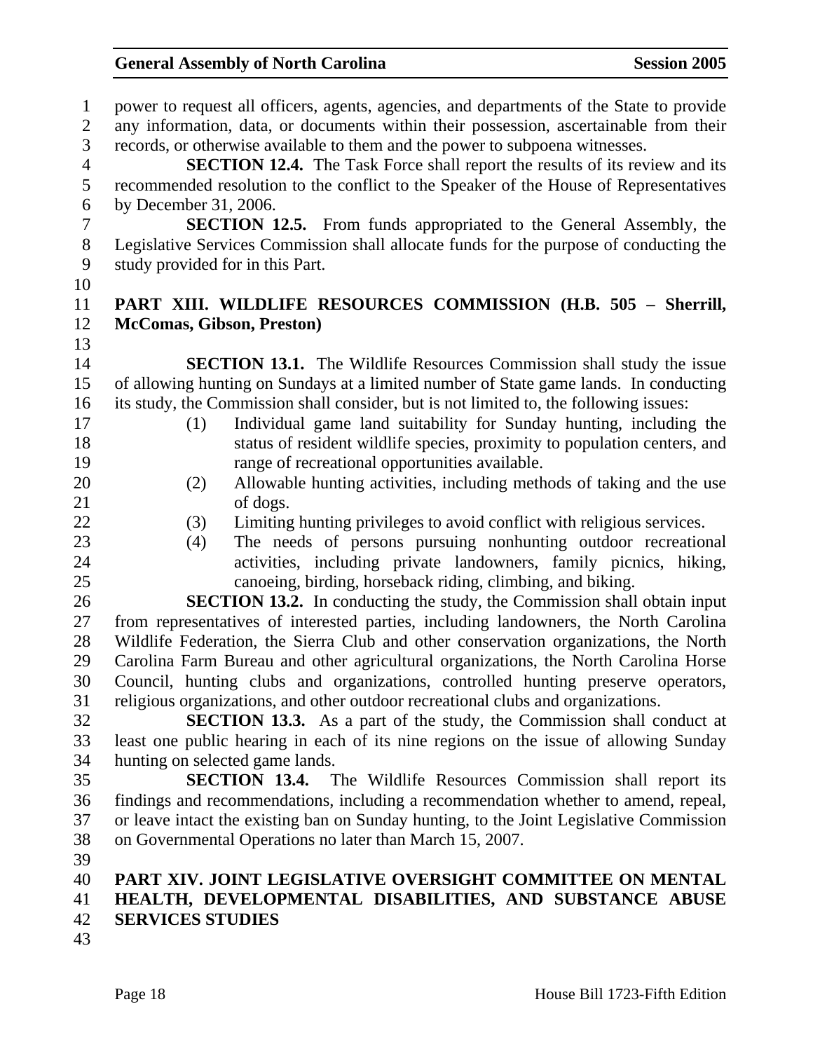power to request all officers, agents, agencies, and departments of the State to provide any information, data, or documents within their possession, ascertainable from their records, or otherwise available to them and the power to subpoena witnesses.

**SECTION 12.4.** The Task Force shall report the results of its review and its recommended resolution to the conflict to the Speaker of the House of Representatives by December 31, 2006.

**SECTION 12.5.** From funds appropriated to the General Assembly, the Legislative Services Commission shall allocate funds for the purpose of conducting the study provided for in this Part.

## PART XIII. WILDLIFE RESOURCES COMMISSION (H.B. 505 – Sherrill, McComas, Gibson, Preston)

**SECTION 13.1.** The Wildlife Resources Commission shall study the issue of allowing hunting on Sundays at a limited number of State game lands. In conducting its study, the Commission shall consider, but is not limited to, the following issues:

(1) Individual game land suitability for Sunday hunting, including the status of resident wildlife species, proximity to population centers, and range of recreational opportunities available.

(2) Allowable hunting activities, including methods of taking and the use of dogs.

(3) Limiting hunting privileges to avoid conflict with religious services.

(4) The needs of persons pursuing nonhunting outdoor recreational activities, including private landowners, family picnics, hiking, canoeing, birding, horseback riding, climbing, and biking.

**SECTION 13.2.** In conducting the study, the Commission shall obtain input from representatives of interested parties, including landowners, the North Carolina Wildlife Federation, the Sierra Club and other conservation organizations, the North Carolina Farm Bureau and other agricultural organizations, the North Carolina Horse Council, hunting clubs and organizations, controlled hunting preserve operators, religious organizations, and other outdoor recreational clubs and organizations.

**SECTION 13.3.** As a part of the study, the Commission shall conduct at least one public hearing in each of its nine regions on the issue of allowing Sunday hunting on selected game lands.

**SECTION 13.4.** The Wildlife Resources Commission shall report its findings and recommendations, including a recommendation whether to amend, repeal, or leave intact the existing ban on Sunday hunting, to the Joint Legislative Commission on Governmental Operations no later than March 15, 2007.

## PART XIV. JOINT LEGISLATIVE OVERSIGHT COMMITTEE ON MENTAL HEALTH, DEVELOPMENTAL DISABILITIES, AND SUBSTANCE ABUSE SERVICES STUDIES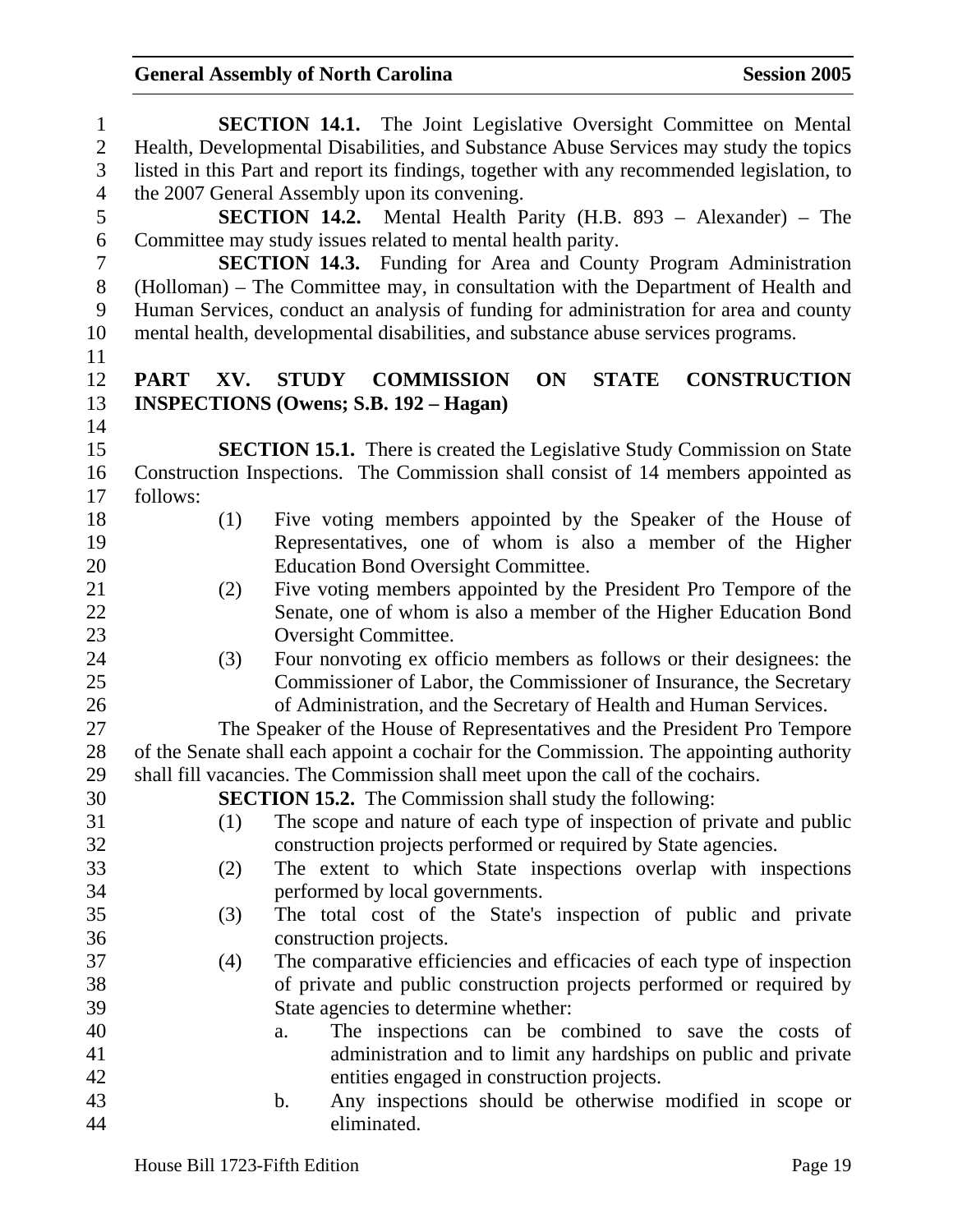**SECTION 14.1.** The Joint Legislative Oversight Committee on Mental Health, Developmental Disabilities, and Substance Abuse Services may study the topics listed in this Part and report its findings, together with any recommended legislation, to the 2007 General Assembly upon its convening.

**SECTION 14.2.** Mental Health Parity (H.B. 893 – Alexander) – The Committee may study issues related to mental health parity.

**SECTION 14.3.** Funding for Area and County Program Administration (Holloman) – The Committee may, in consultation with the Department of Health and Human Services, conduct an analysis of funding for administration for area and county mental health, developmental disabilities, and substance abuse services programs.

## PART XV. STUDY COMMISSION ON STATE CONSTRUCTION INSPECTIONS (Owens; S.B. 192 – Hagan)

**SECTION 15.1.** There is created the Legislative Study Commission on State Construction Inspections. The Commission shall consist of 14 members appointed as follows:

(1) Five voting members appointed by the Speaker of the House of Representatives, one of whom is also a member of the Higher Education Bond Oversight Committee.
(2) Five voting members appointed by the President Pro Tempore of the Senate, one of whom is also a member of the Higher Education Bond Oversight Committee.
(3) Four nonvoting ex officio members as follows or their designees: the Commissioner of Labor, the Commissioner of Insurance, the Secretary of Administration, and the Secretary of Health and Human Services.

The Speaker of the House of Representatives and the President Pro Tempore of the Senate shall each appoint a cochair for the Commission. The appointing authority shall fill vacancies. The Commission shall meet upon the call of the cochairs.

**SECTION 15.2.** The Commission shall study the following:

(1) The scope and nature of each type of inspection of private and public construction projects performed or required by State agencies.
(2) The extent to which State inspections overlap with inspections performed by local governments.
(3) The total cost of the State's inspection of public and private construction projects.
(4) The comparative efficiencies and efficacies of each type of inspection of private and public construction projects performed or required by State agencies to determine whether:
   a. The inspections can be combined to save the costs of administration and to limit any hardships on public and private entities engaged in construction projects.
   b. Any inspections should be otherwise modified in scope or eliminated.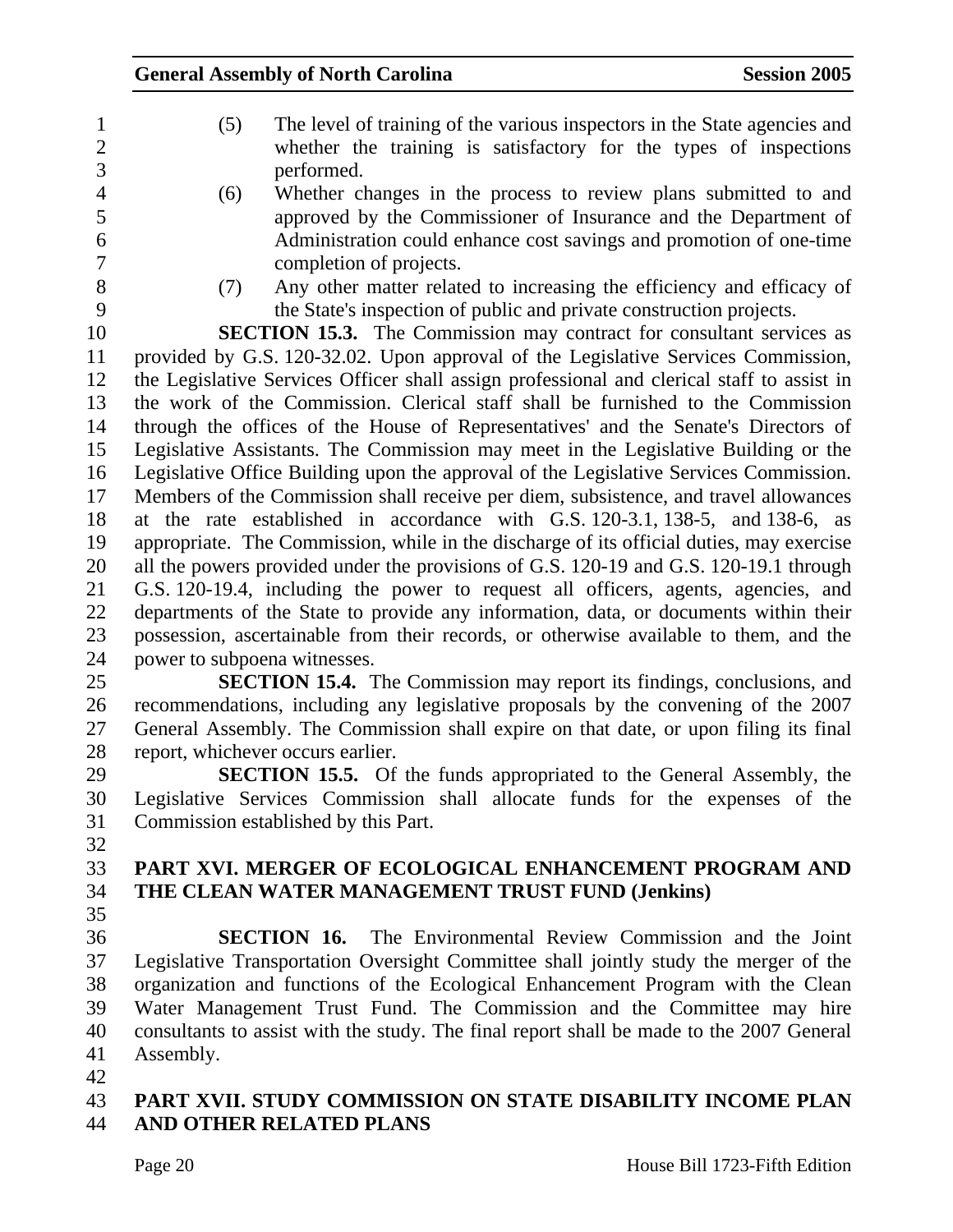(5) The level of training of the various inspectors in the State agencies and whether the training is satisfactory for the types of inspections performed.

(6) Whether changes in the process to review plans submitted to and approved by the Commissioner of Insurance and the Department of Administration could enhance cost savings and promotion of one-time completion of projects.

(7) Any other matter related to increasing the efficiency and efficacy of the State's inspection of public and private construction projects.

**SECTION 15.3.** The Commission may contract for consultant services as provided by G.S. 120-32.02. Upon approval of the Legislative Services Commission, the Legislative Services Officer shall assign professional and clerical staff to assist in the work of the Commission. Clerical staff shall be furnished to the Commission through the offices of the House of Representatives' and the Senate's Directors of Legislative Assistants. The Commission may meet in the Legislative Building or the Legislative Office Building upon the approval of the Legislative Services Commission. Members of the Commission shall receive per diem, subsistence, and travel allowances at the rate established in accordance with G.S. 120-3.1, 138-5, and 138-6, as appropriate. The Commission, while in the discharge of its official duties, may exercise all the powers provided under the provisions of G.S. 120-19 and G.S. 120-19.1 through G.S. 120-19.4, including the power to request all officers, agents, agencies, and departments of the State to provide any information, data, or documents within their possession, ascertainable from their records, or otherwise available to them, and the power to subpoena witnesses.

**SECTION 15.4.** The Commission may report its findings, conclusions, and recommendations, including any legislative proposals by the convening of the 2007 General Assembly. The Commission shall expire on that date, or upon filing its final report, whichever occurs earlier.

**SECTION 15.5.** Of the funds appropriated to the General Assembly, the Legislative Services Commission shall allocate funds for the expenses of the Commission established by this Part.

## PART XVI. MERGER OF ECOLOGICAL ENHANCEMENT PROGRAM AND THE CLEAN WATER MANAGEMENT TRUST FUND (Jenkins)

**SECTION 16.** The Environmental Review Commission and the Joint Legislative Transportation Oversight Committee shall jointly study the merger of the organization and functions of the Ecological Enhancement Program with the Clean Water Management Trust Fund. The Commission and the Committee may hire consultants to assist with the study. The final report shall be made to the 2007 General Assembly.

## PART XVII. STUDY COMMISSION ON STATE DISABILITY INCOME PLAN AND OTHER RELATED PLANS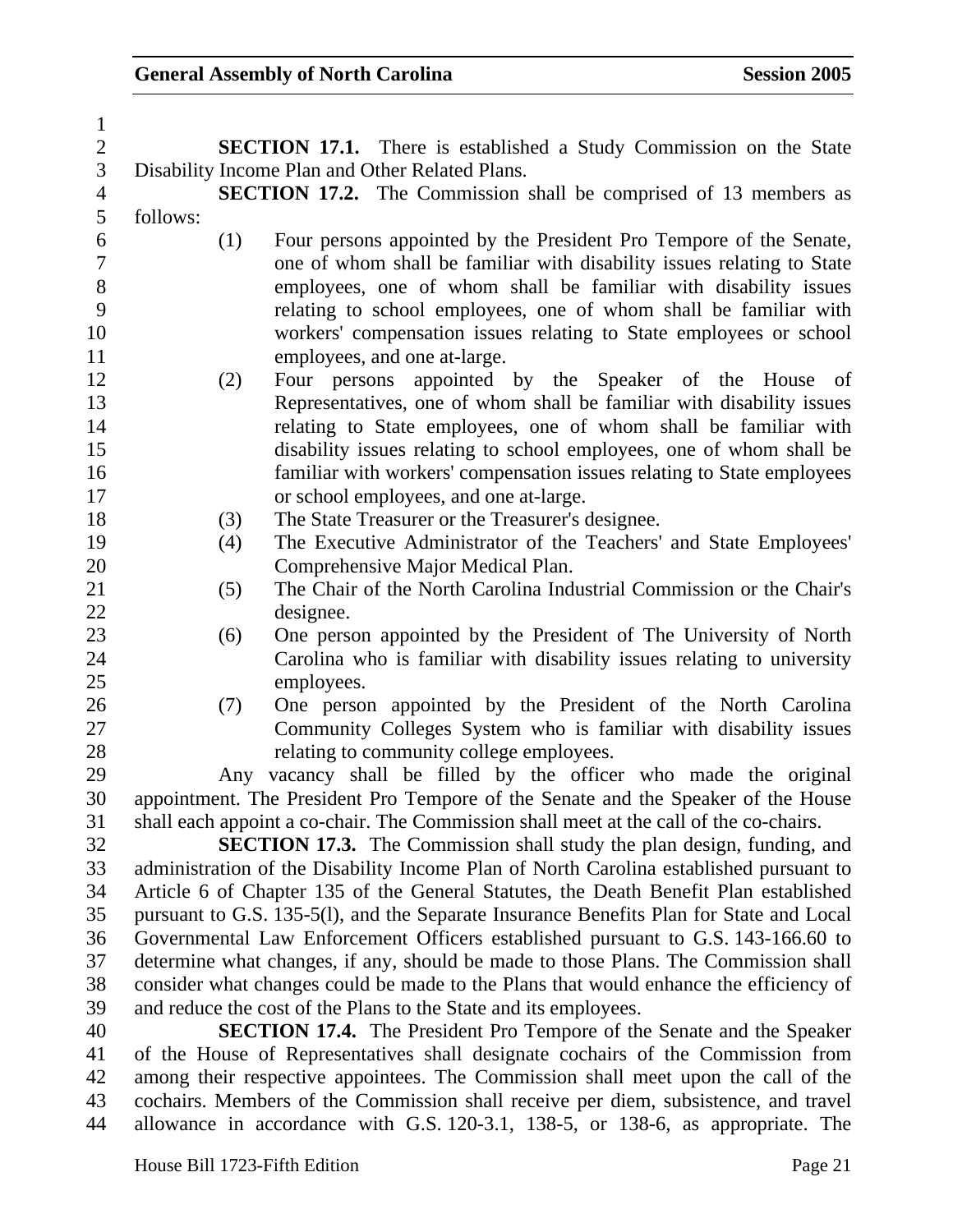**SECTION 17.1.** There is established a Study Commission on the State Disability Income Plan and Other Related Plans.

**SECTION 17.2.** The Commission shall be comprised of 13 members as follows:

(1) Four persons appointed by the President Pro Tempore of the Senate, one of whom shall be familiar with disability issues relating to State employees, one of whom shall be familiar with disability issues relating to school employees, one of whom shall be familiar with workers' compensation issues relating to State employees or school employees, and one at-large.

(2) Four persons appointed by the Speaker of the House of Representatives, one of whom shall be familiar with disability issues relating to State employees, one of whom shall be familiar with disability issues relating to school employees, one of whom shall be familiar with workers' compensation issues relating to State employees or school employees, and one at-large.

(3) The State Treasurer or the Treasurer's designee.

(4) The Executive Administrator of the Teachers' and State Employees' Comprehensive Major Medical Plan.

(5) The Chair of the North Carolina Industrial Commission or the Chair's designee.

(6) One person appointed by the President of The University of North Carolina who is familiar with disability issues relating to university employees.

(7) One person appointed by the President of the North Carolina Community Colleges System who is familiar with disability issues relating to community college employees.

Any vacancy shall be filled by the officer who made the original appointment. The President Pro Tempore of the Senate and the Speaker of the House shall each appoint a co-chair. The Commission shall meet at the call of the co-chairs.

**SECTION 17.3.** The Commission shall study the plan design, funding, and administration of the Disability Income Plan of North Carolina established pursuant to Article 6 of Chapter 135 of the General Statutes, the Death Benefit Plan established pursuant to G.S. 135-5(l), and the Separate Insurance Benefits Plan for State and Local Governmental Law Enforcement Officers established pursuant to G.S. 143-166.60 to determine what changes, if any, should be made to those Plans. The Commission shall consider what changes could be made to the Plans that would enhance the efficiency of and reduce the cost of the Plans to the State and its employees.

**SECTION 17.4.** The President Pro Tempore of the Senate and the Speaker of the House of Representatives shall designate cochairs of the Commission from among their respective appointees. The Commission shall meet upon the call of the cochairs. Members of the Commission shall receive per diem, subsistence, and travel allowance in accordance with G.S. 120-3.1, 138-5, or 138-6, as appropriate. The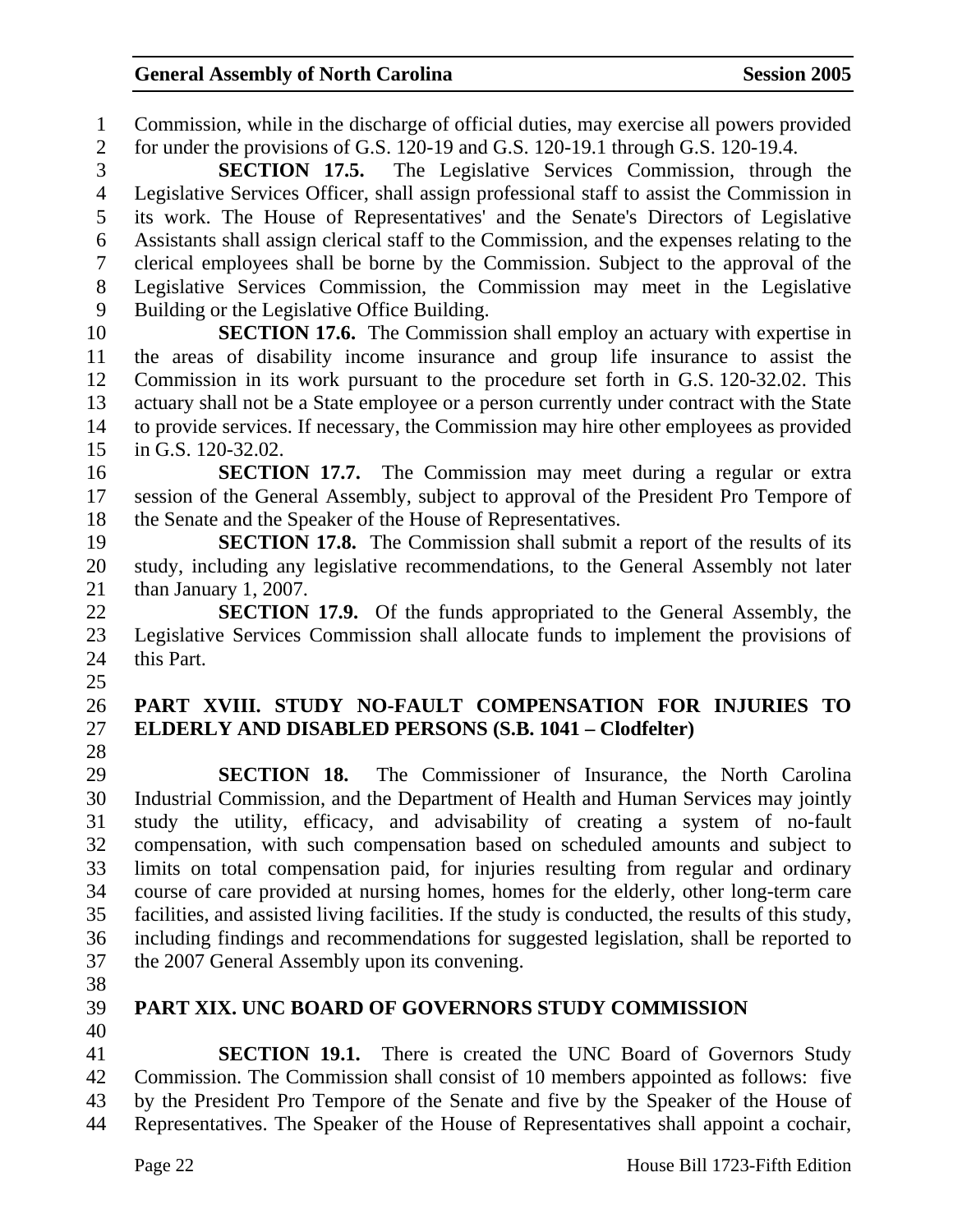Commission, while in the discharge of official duties, may exercise all powers provided for under the provisions of G.S. 120-19 and G.S. 120-19.1 through G.S. 120-19.4.

**SECTION 17.5.** The Legislative Services Commission, through the Legislative Services Officer, shall assign professional staff to assist the Commission in its work. The House of Representatives' and the Senate's Directors of Legislative Assistants shall assign clerical staff to the Commission, and the expenses relating to the clerical employees shall be borne by the Commission. Subject to the approval of the Legislative Services Commission, the Commission may meet in the Legislative Building or the Legislative Office Building.

**SECTION 17.6.** The Commission shall employ an actuary with expertise in the areas of disability income insurance and group life insurance to assist the Commission in its work pursuant to the procedure set forth in G.S. 120-32.02. This actuary shall not be a State employee or a person currently under contract with the State to provide services. If necessary, the Commission may hire other employees as provided in G.S. 120-32.02.

**SECTION 17.7.** The Commission may meet during a regular or extra session of the General Assembly, subject to approval of the President Pro Tempore of the Senate and the Speaker of the House of Representatives.

**SECTION 17.8.** The Commission shall submit a report of the results of its study, including any legislative recommendations, to the General Assembly not later than January 1, 2007.

**SECTION 17.9.** Of the funds appropriated to the General Assembly, the Legislative Services Commission shall allocate funds to implement the provisions of this Part.

## PART XVIII. STUDY NO-FAULT COMPENSATION FOR INJURIES TO ELDERLY AND DISABLED PERSONS (S.B. 1041 – Clodfelter)

**SECTION 18.** The Commissioner of Insurance, the North Carolina Industrial Commission, and the Department of Health and Human Services may jointly study the utility, efficacy, and advisability of creating a system of no-fault compensation, with such compensation based on scheduled amounts and subject to limits on total compensation paid, for injuries resulting from regular and ordinary course of care provided at nursing homes, homes for the elderly, other long-term care facilities, and assisted living facilities. If the study is conducted, the results of this study, including findings and recommendations for suggested legislation, shall be reported to the 2007 General Assembly upon its convening.

## PART XIX. UNC BOARD OF GOVERNORS STUDY COMMISSION

**SECTION 19.1.** There is created the UNC Board of Governors Study Commission. The Commission shall consist of 10 members appointed as follows: five by the President Pro Tempore of the Senate and five by the Speaker of the House of Representatives. The Speaker of the House of Representatives shall appoint a cochair,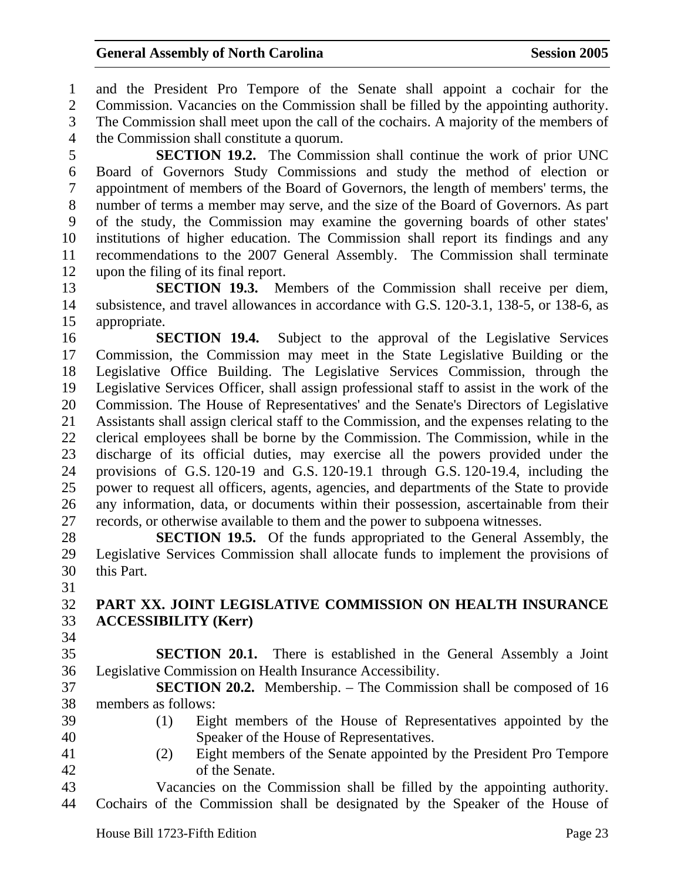and the President Pro Tempore of the Senate shall appoint a cochair for the Commission. Vacancies on the Commission shall be filled by the appointing authority. The Commission shall meet upon the call of the cochairs. A majority of the members of the Commission shall constitute a quorum.

**SECTION 19.2.** The Commission shall continue the work of prior UNC Board of Governors Study Commissions and study the method of election or appointment of members of the Board of Governors, the length of members' terms, the number of terms a member may serve, and the size of the Board of Governors. As part of the study, the Commission may examine the governing boards of other states' institutions of higher education. The Commission shall report its findings and any recommendations to the 2007 General Assembly. The Commission shall terminate upon the filing of its final report.

**SECTION 19.3.** Members of the Commission shall receive per diem, subsistence, and travel allowances in accordance with G.S. 120-3.1, 138-5, or 138-6, as appropriate.

**SECTION 19.4.** Subject to the approval of the Legislative Services Commission, the Commission may meet in the State Legislative Building or the Legislative Office Building. The Legislative Services Commission, through the Legislative Services Officer, shall assign professional staff to assist in the work of the Commission. The House of Representatives' and the Senate's Directors of Legislative Assistants shall assign clerical staff to the Commission, and the expenses relating to the clerical employees shall be borne by the Commission. The Commission, while in the discharge of its official duties, may exercise all the powers provided under the provisions of G.S. 120-19 and G.S. 120-19.1 through G.S. 120-19.4, including the power to request all officers, agents, agencies, and departments of the State to provide any information, data, or documents within their possession, ascertainable from their records, or otherwise available to them and the power to subpoena witnesses.

**SECTION 19.5.** Of the funds appropriated to the General Assembly, the Legislative Services Commission shall allocate funds to implement the provisions of this Part.

## PART XX. JOINT LEGISLATIVE COMMISSION ON HEALTH INSURANCE ACCESSIBILITY (Kerr)

**SECTION 20.1.** There is established in the General Assembly a Joint Legislative Commission on Health Insurance Accessibility.

**SECTION 20.2.** Membership. – The Commission shall be composed of 16 members as follows:

(1) Eight members of the House of Representatives appointed by the Speaker of the House of Representatives.

(2) Eight members of the Senate appointed by the President Pro Tempore of the Senate.

Vacancies on the Commission shall be filled by the appointing authority. Cochairs of the Commission shall be designated by the Speaker of the House of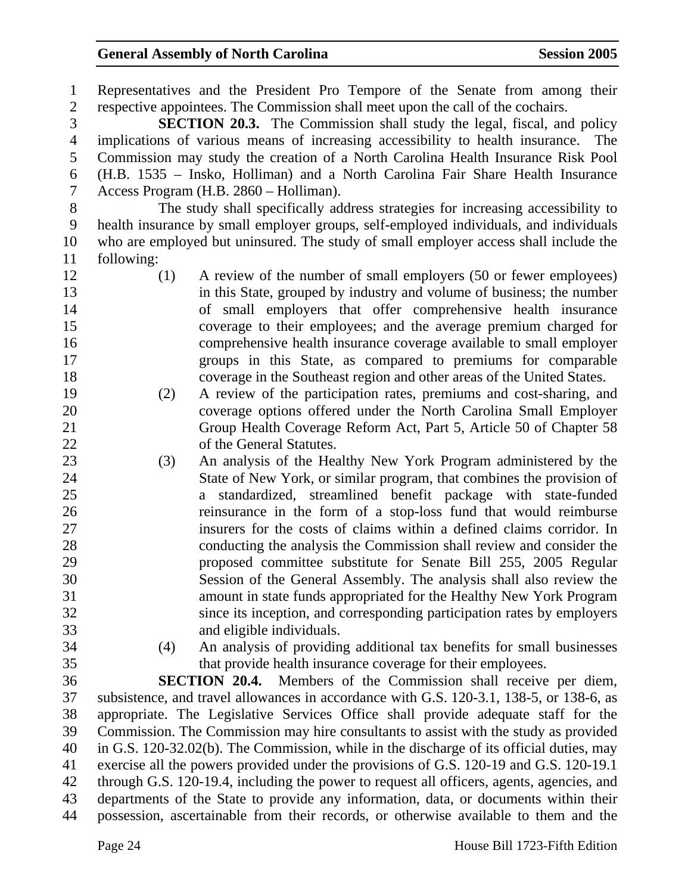Representatives and the President Pro Tempore of the Senate from among their respective appointees. The Commission shall meet upon the call of the cochairs.

**SECTION 20.3.** The Commission shall study the legal, fiscal, and policy implications of various means of increasing accessibility to health insurance. The Commission may study the creation of a North Carolina Health Insurance Risk Pool (H.B. 1535 – Insko, Holliman) and a North Carolina Fair Share Health Insurance Access Program (H.B. 2860 – Holliman).

The study shall specifically address strategies for increasing accessibility to health insurance by small employer groups, self-employed individuals, and individuals who are employed but uninsured. The study of small employer access shall include the following:

(1) A review of the number of small employers (50 or fewer employees) in this State, grouped by industry and volume of business; the number of small employers that offer comprehensive health insurance coverage to their employees; and the average premium charged for comprehensive health insurance coverage available to small employer groups in this State, as compared to premiums for comparable coverage in the Southeast region and other areas of the United States.

(2) A review of the participation rates, premiums and cost-sharing, and coverage options offered under the North Carolina Small Employer Group Health Coverage Reform Act, Part 5, Article 50 of Chapter 58 of the General Statutes.

(3) An analysis of the Healthy New York Program administered by the State of New York, or similar program, that combines the provision of a standardized, streamlined benefit package with state-funded reinsurance in the form of a stop-loss fund that would reimburse insurers for the costs of claims within a defined claims corridor. In conducting the analysis the Commission shall review and consider the proposed committee substitute for Senate Bill 255, 2005 Regular Session of the General Assembly. The analysis shall also review the amount in state funds appropriated for the Healthy New York Program since its inception, and corresponding participation rates by employers and eligible individuals.

(4) An analysis of providing additional tax benefits for small businesses that provide health insurance coverage for their employees.

**SECTION 20.4.** Members of the Commission shall receive per diem, subsistence, and travel allowances in accordance with G.S. 120-3.1, 138-5, or 138-6, as appropriate. The Legislative Services Office shall provide adequate staff for the Commission. The Commission may hire consultants to assist with the study as provided in G.S. 120-32.02(b). The Commission, while in the discharge of its official duties, may exercise all the powers provided under the provisions of G.S. 120-19 and G.S. 120-19.1 through G.S. 120-19.4, including the power to request all officers, agents, agencies, and departments of the State to provide any information, data, or documents within their possession, ascertainable from their records, or otherwise available to them and the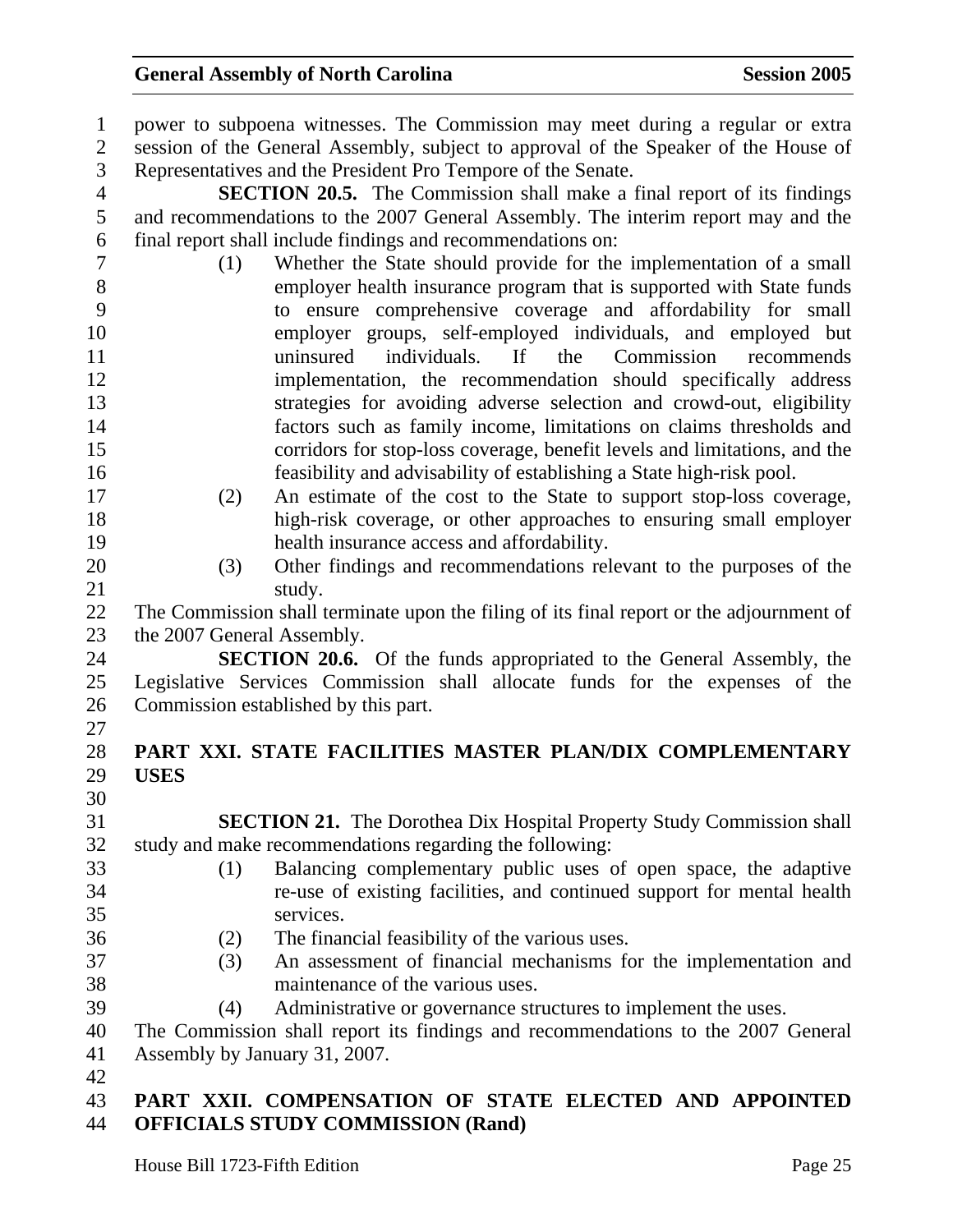power to subpoena witnesses. The Commission may meet during a regular or extra session of the General Assembly, subject to approval of the Speaker of the House of Representatives and the President Pro Tempore of the Senate.

**SECTION 20.5.** The Commission shall make a final report of its findings and recommendations to the 2007 General Assembly. The interim report may and the final report shall include findings and recommendations on:

(1) Whether the State should provide for the implementation of a small employer health insurance program that is supported with State funds to ensure comprehensive coverage and affordability for small employer groups, self-employed individuals, and employed but uninsured individuals. If the Commission recommends implementation, the recommendation should specifically address strategies for avoiding adverse selection and crowd-out, eligibility factors such as family income, limitations on claims thresholds and corridors for stop-loss coverage, benefit levels and limitations, and the feasibility and advisability of establishing a State high-risk pool.

(2) An estimate of the cost to the State to support stop-loss coverage, high-risk coverage, or other approaches to ensuring small employer health insurance access and affordability.

(3) Other findings and recommendations relevant to the purposes of the study.

The Commission shall terminate upon the filing of its final report or the adjournment of the 2007 General Assembly.

**SECTION 20.6.** Of the funds appropriated to the General Assembly, the Legislative Services Commission shall allocate funds for the expenses of the Commission established by this part.

## PART XXI. STATE FACILITIES MASTER PLAN/DIX COMPLEMENTARY USES

**SECTION 21.** The Dorothea Dix Hospital Property Study Commission shall study and make recommendations regarding the following:

(1) Balancing complementary public uses of open space, the adaptive re-use of existing facilities, and continued support for mental health services.

(2) The financial feasibility of the various uses.

(3) An assessment of financial mechanisms for the implementation and maintenance of the various uses.

(4) Administrative or governance structures to implement the uses.

The Commission shall report its findings and recommendations to the 2007 General Assembly by January 31, 2007.

## PART XXII. COMPENSATION OF STATE ELECTED AND APPOINTED OFFICIALS STUDY COMMISSION (Rand)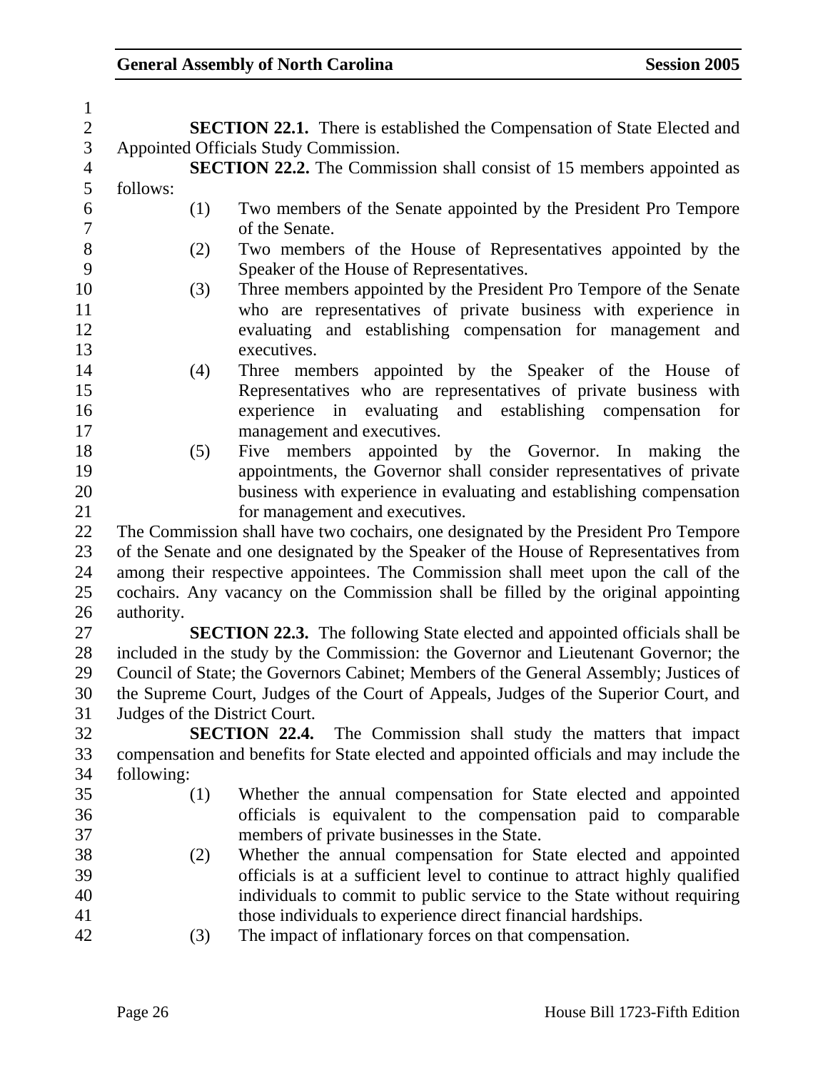**SECTION 22.1.** There is established the Compensation of State Elected and Appointed Officials Study Commission.

**SECTION 22.2.** The Commission shall consist of 15 members appointed as follows:

(1) Two members of the Senate appointed by the President Pro Tempore of the Senate.

(2) Two members of the House of Representatives appointed by the Speaker of the House of Representatives.

(3) Three members appointed by the President Pro Tempore of the Senate who are representatives of private business with experience in evaluating and establishing compensation for management and executives.

(4) Three members appointed by the Speaker of the House of Representatives who are representatives of private business with experience in evaluating and establishing compensation for management and executives.

(5) Five members appointed by the Governor. In making the appointments, the Governor shall consider representatives of private business with experience in evaluating and establishing compensation for management and executives.

The Commission shall have two cochairs, one designated by the President Pro Tempore of the Senate and one designated by the Speaker of the House of Representatives from among their respective appointees. The Commission shall meet upon the call of the cochairs. Any vacancy on the Commission shall be filled by the original appointing authority.

**SECTION 22.3.** The following State elected and appointed officials shall be included in the study by the Commission: the Governor and Lieutenant Governor; the Council of State; the Governors Cabinet; Members of the General Assembly; Justices of the Supreme Court, Judges of the Court of Appeals, Judges of the Superior Court, and Judges of the District Court.

**SECTION 22.4.** The Commission shall study the matters that impact compensation and benefits for State elected and appointed officials and may include the following:

(1) Whether the annual compensation for State elected and appointed officials is equivalent to the compensation paid to comparable members of private businesses in the State.

(2) Whether the annual compensation for State elected and appointed officials is at a sufficient level to continue to attract highly qualified individuals to commit to public service to the State without requiring those individuals to experience direct financial hardships.

(3) The impact of inflationary forces on that compensation.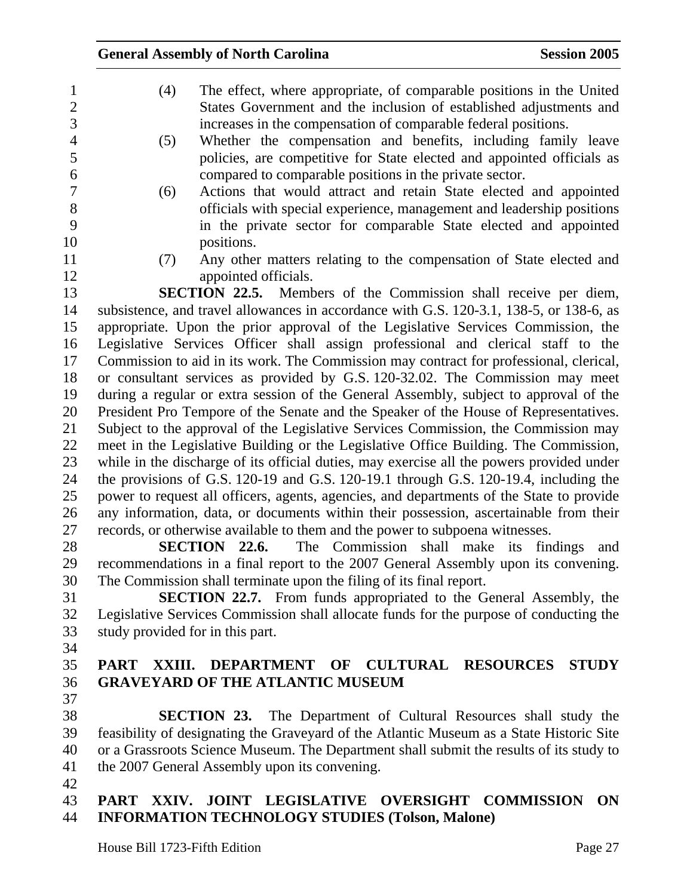(4) The effect, where appropriate, of comparable positions in the United States Government and the inclusion of established adjustments and increases in the compensation of comparable federal positions.

(5) Whether the compensation and benefits, including family leave policies, are competitive for State elected and appointed officials as compared to comparable positions in the private sector.

(6) Actions that would attract and retain State elected and appointed officials with special experience, management and leadership positions in the private sector for comparable State elected and appointed positions.

(7) Any other matters relating to the compensation of State elected and appointed officials.

**SECTION 22.5.** Members of the Commission shall receive per diem, subsistence, and travel allowances in accordance with G.S. 120-3.1, 138-5, or 138-6, as appropriate. Upon the prior approval of the Legislative Services Commission, the Legislative Services Officer shall assign professional and clerical staff to the Commission to aid in its work. The Commission may contract for professional, clerical, or consultant services as provided by G.S. 120-32.02. The Commission may meet during a regular or extra session of the General Assembly, subject to approval of the President Pro Tempore of the Senate and the Speaker of the House of Representatives. Subject to the approval of the Legislative Services Commission, the Commission may meet in the Legislative Building or the Legislative Office Building. The Commission, while in the discharge of its official duties, may exercise all the powers provided under the provisions of G.S. 120-19 and G.S. 120-19.1 through G.S. 120-19.4, including the power to request all officers, agents, agencies, and departments of the State to provide any information, data, or documents within their possession, ascertainable from their records, or otherwise available to them and the power to subpoena witnesses.

**SECTION 22.6.** The Commission shall make its findings and recommendations in a final report to the 2007 General Assembly upon its convening. The Commission shall terminate upon the filing of its final report.

**SECTION 22.7.** From funds appropriated to the General Assembly, the Legislative Services Commission shall allocate funds for the purpose of conducting the study provided for in this part.

## PART XXIII. DEPARTMENT OF CULTURAL RESOURCES STUDY GRAVEYARD OF THE ATLANTIC MUSEUM

**SECTION 23.** The Department of Cultural Resources shall study the feasibility of designating the Graveyard of the Atlantic Museum as a State Historic Site or a Grassroots Science Museum. The Department shall submit the results of its study to the 2007 General Assembly upon its convening.

## PART XXIV. JOINT LEGISLATIVE OVERSIGHT COMMISSION ON INFORMATION TECHNOLOGY STUDIES (Tolson, Malone)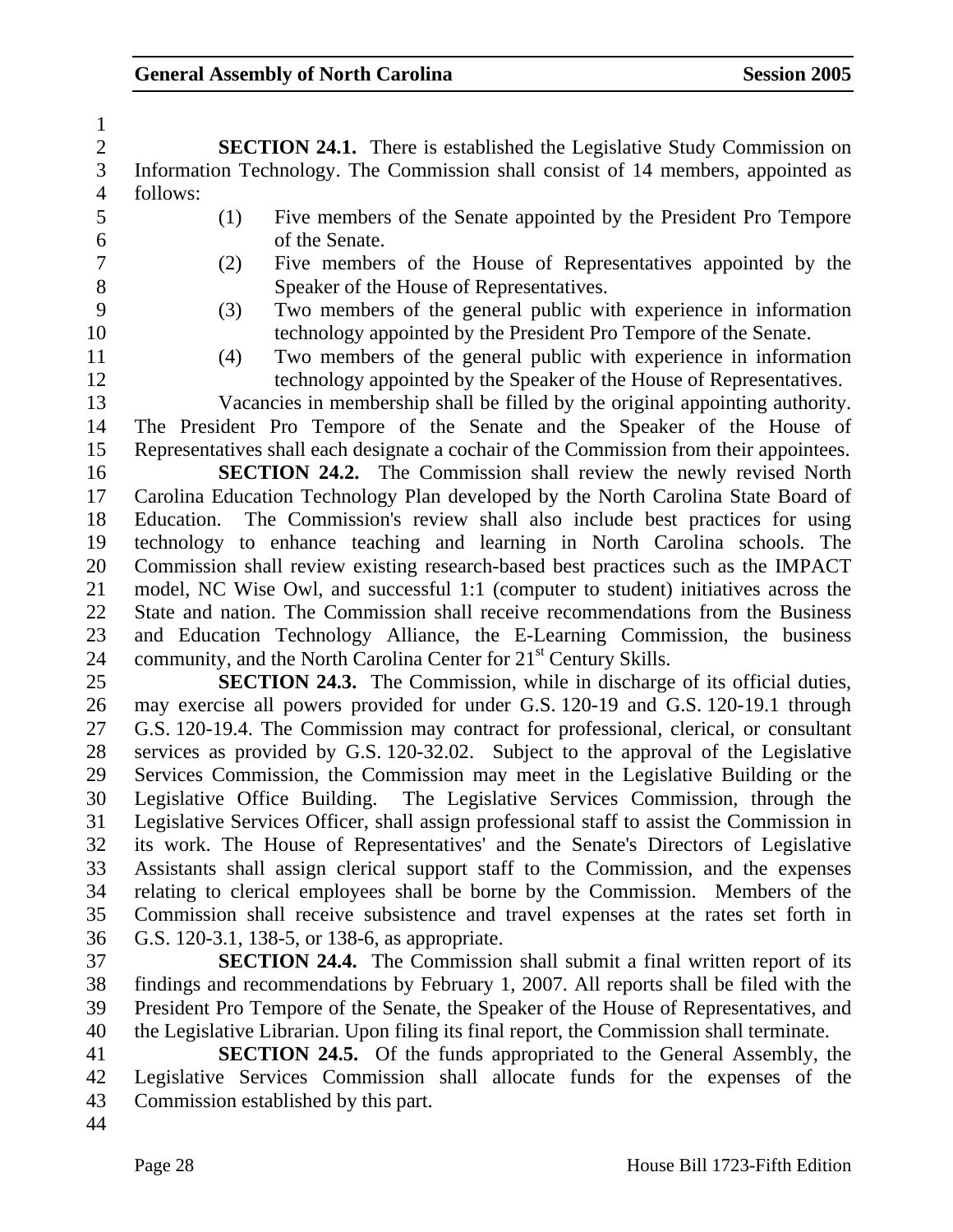**SECTION 24.1.** There is established the Legislative Study Commission on Information Technology. The Commission shall consist of 14 members, appointed as follows:

(1) Five members of the Senate appointed by the President Pro Tempore of the Senate.
(2) Five members of the House of Representatives appointed by the Speaker of the House of Representatives.
(3) Two members of the general public with experience in information technology appointed by the President Pro Tempore of the Senate.
(4) Two members of the general public with experience in information technology appointed by the Speaker of the House of Representatives.

Vacancies in membership shall be filled by the original appointing authority. The President Pro Tempore of the Senate and the Speaker of the House of Representatives shall each designate a cochair of the Commission from their appointees.

**SECTION 24.2.** The Commission shall review the newly revised North Carolina Education Technology Plan developed by the North Carolina State Board of Education. The Commission's review shall also include best practices for using technology to enhance teaching and learning in North Carolina schools. The Commission shall review existing research-based best practices such as the IMPACT model, NC Wise Owl, and successful 1:1 (computer to student) initiatives across the State and nation. The Commission shall receive recommendations from the Business and Education Technology Alliance, the E-Learning Commission, the business community, and the North Carolina Center for 21st Century Skills.

**SECTION 24.3.** The Commission, while in discharge of its official duties, may exercise all powers provided for under G.S. 120-19 and G.S. 120-19.1 through G.S. 120-19.4. The Commission may contract for professional, clerical, or consultant services as provided by G.S. 120-32.02. Subject to the approval of the Legislative Services Commission, the Commission may meet in the Legislative Building or the Legislative Office Building. The Legislative Services Commission, through the Legislative Services Officer, shall assign professional staff to assist the Commission in its work. The House of Representatives' and the Senate's Directors of Legislative Assistants shall assign clerical support staff to the Commission, and the expenses relating to clerical employees shall be borne by the Commission. Members of the Commission shall receive subsistence and travel expenses at the rates set forth in G.S. 120-3.1, 138-5, or 138-6, as appropriate.

**SECTION 24.4.** The Commission shall submit a final written report of its findings and recommendations by February 1, 2007. All reports shall be filed with the President Pro Tempore of the Senate, the Speaker of the House of Representatives, and the Legislative Librarian. Upon filing its final report, the Commission shall terminate.

**SECTION 24.5.** Of the funds appropriated to the General Assembly, the Legislative Services Commission shall allocate funds for the expenses of the Commission established by this part.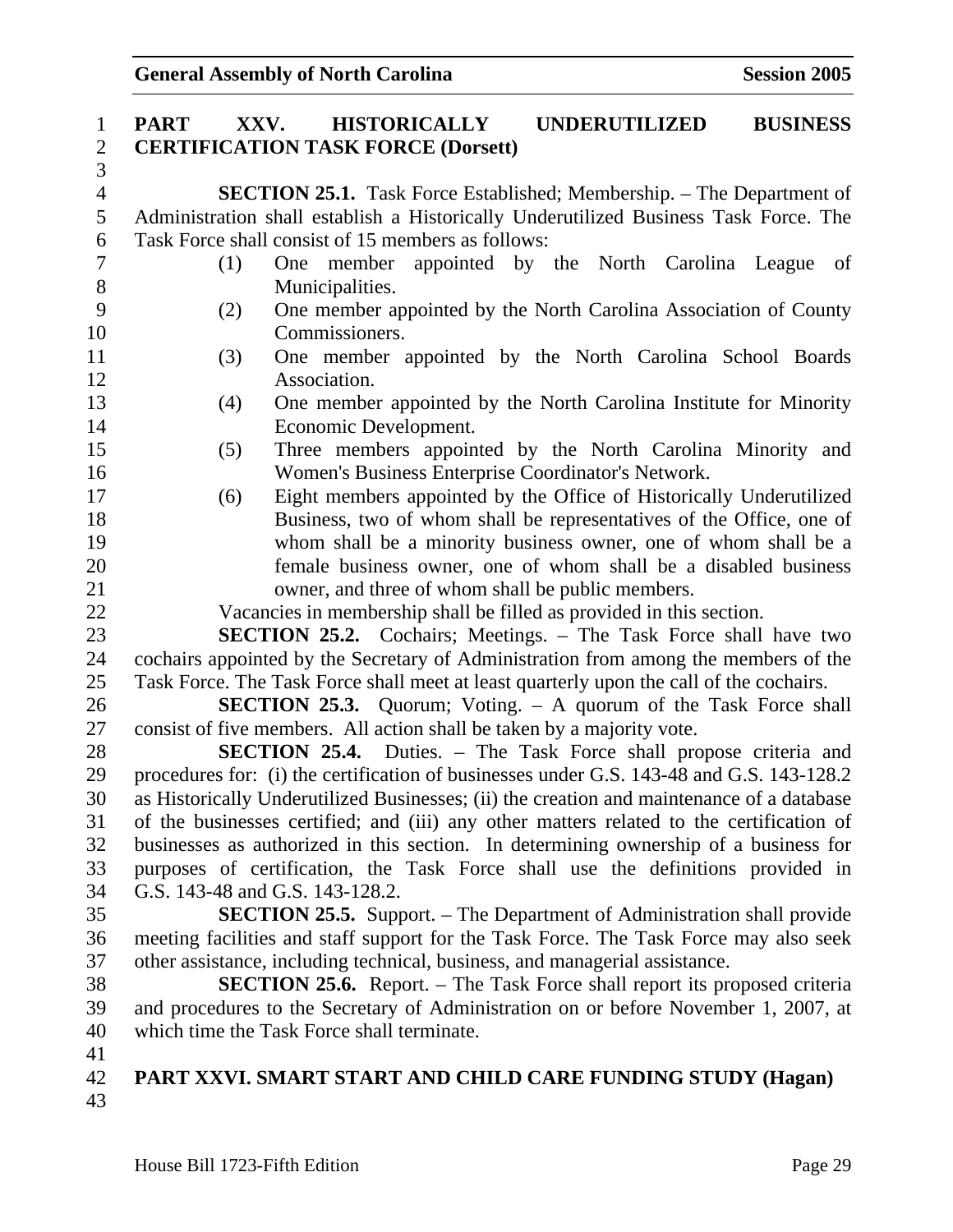## PART XXV. HISTORICALLY UNDERUTILIZED BUSINESS CERTIFICATION TASK FORCE (Dorsett)

**SECTION 25.1.** Task Force Established; Membership. – The Department of Administration shall establish a Historically Underutilized Business Task Force. The Task Force shall consist of 15 members as follows:

(1) One member appointed by the North Carolina League of Municipalities.

(2) One member appointed by the North Carolina Association of County Commissioners.

(3) One member appointed by the North Carolina School Boards Association.

(4) One member appointed by the North Carolina Institute for Minority Economic Development.

(5) Three members appointed by the North Carolina Minority and Women's Business Enterprise Coordinator's Network.

(6) Eight members appointed by the Office of Historically Underutilized Business, two of whom shall be representatives of the Office, one of whom shall be a minority business owner, one of whom shall be a female business owner, one of whom shall be a disabled business owner, and three of whom shall be public members.

Vacancies in membership shall be filled as provided in this section.

**SECTION 25.2.** Cochairs; Meetings. – The Task Force shall have two cochairs appointed by the Secretary of Administration from among the members of the Task Force. The Task Force shall meet at least quarterly upon the call of the cochairs.

**SECTION 25.3.** Quorum; Voting. – A quorum of the Task Force shall consist of five members. All action shall be taken by a majority vote.

**SECTION 25.4.** Duties. – The Task Force shall propose criteria and procedures for: (i) the certification of businesses under G.S. 143-48 and G.S. 143-128.2 as Historically Underutilized Businesses; (ii) the creation and maintenance of a database of the businesses certified; and (iii) any other matters related to the certification of businesses as authorized in this section. In determining ownership of a business for purposes of certification, the Task Force shall use the definitions provided in G.S. 143-48 and G.S. 143-128.2.

**SECTION 25.5.** Support. – The Department of Administration shall provide meeting facilities and staff support for the Task Force. The Task Force may also seek other assistance, including technical, business, and managerial assistance.

**SECTION 25.6.** Report. – The Task Force shall report its proposed criteria and procedures to the Secretary of Administration on or before November 1, 2007, at which time the Task Force shall terminate.

## PART XXVI. SMART START AND CHILD CARE FUNDING STUDY (Hagan)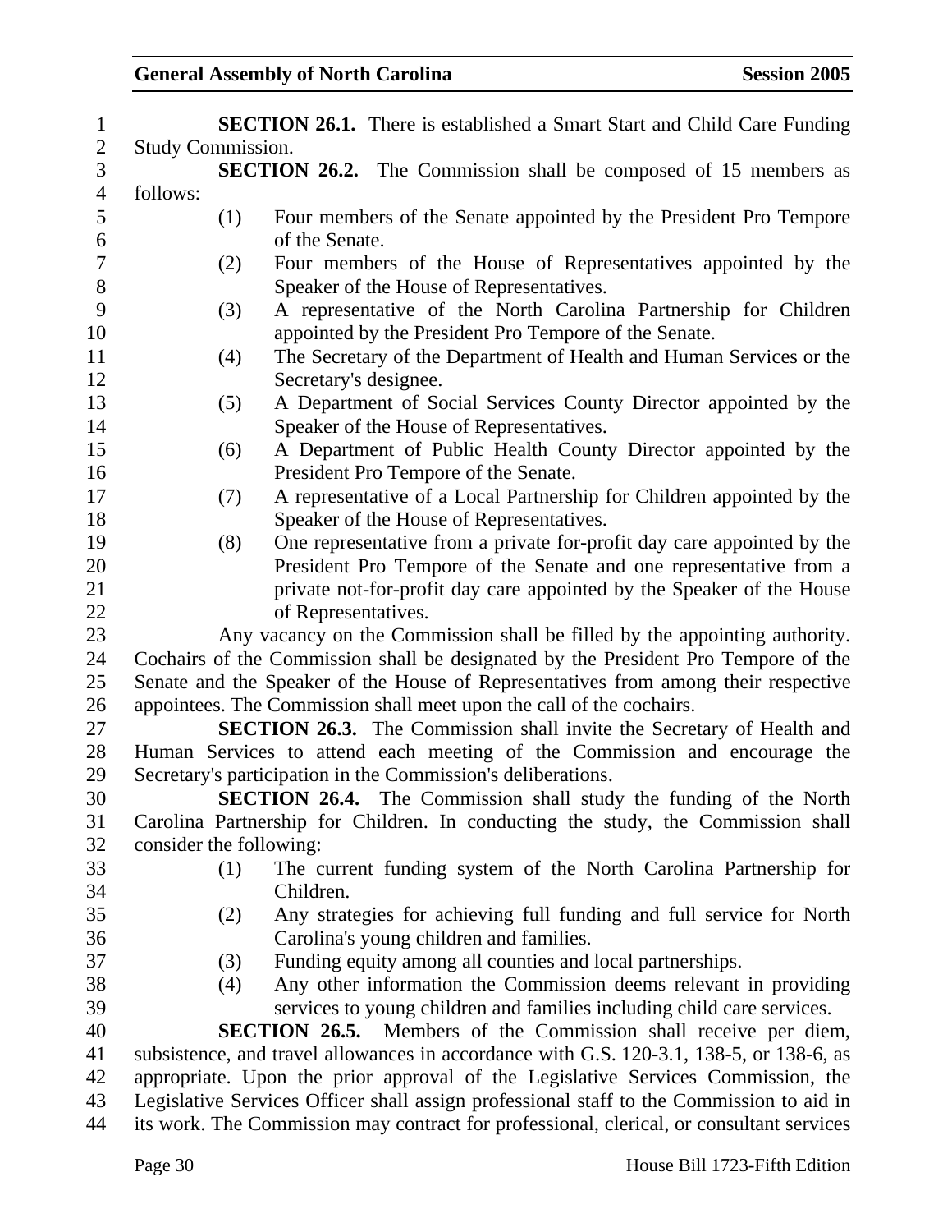**SECTION 26.1.** There is established a Smart Start and Child Care Funding Study Commission.

**SECTION 26.2.** The Commission shall be composed of 15 members as follows:

(1) Four members of the Senate appointed by the President Pro Tempore of the Senate.
(2) Four members of the House of Representatives appointed by the Speaker of the House of Representatives.
(3) A representative of the North Carolina Partnership for Children appointed by the President Pro Tempore of the Senate.
(4) The Secretary of the Department of Health and Human Services or the Secretary's designee.
(5) A Department of Social Services County Director appointed by the Speaker of the House of Representatives.
(6) A Department of Public Health County Director appointed by the President Pro Tempore of the Senate.
(7) A representative of a Local Partnership for Children appointed by the Speaker of the House of Representatives.
(8) One representative from a private for-profit day care appointed by the President Pro Tempore of the Senate and one representative from a private not-for-profit day care appointed by the Speaker of the House of Representatives.

Any vacancy on the Commission shall be filled by the appointing authority. Cochairs of the Commission shall be designated by the President Pro Tempore of the Senate and the Speaker of the House of Representatives from among their respective appointees. The Commission shall meet upon the call of the cochairs.

**SECTION 26.3.** The Commission shall invite the Secretary of Health and Human Services to attend each meeting of the Commission and encourage the Secretary's participation in the Commission's deliberations.

**SECTION 26.4.** The Commission shall study the funding of the North Carolina Partnership for Children. In conducting the study, the Commission shall consider the following:

(1) The current funding system of the North Carolina Partnership for Children.
(2) Any strategies for achieving full funding and full service for North Carolina's young children and families.
(3) Funding equity among all counties and local partnerships.
(4) Any other information the Commission deems relevant in providing services to young children and families including child care services.

**SECTION 26.5.** Members of the Commission shall receive per diem, subsistence, and travel allowances in accordance with G.S. 120-3.1, 138-5, or 138-6, as appropriate. Upon the prior approval of the Legislative Services Commission, the Legislative Services Officer shall assign professional staff to the Commission to aid in its work. The Commission may contract for professional, clerical, or consultant services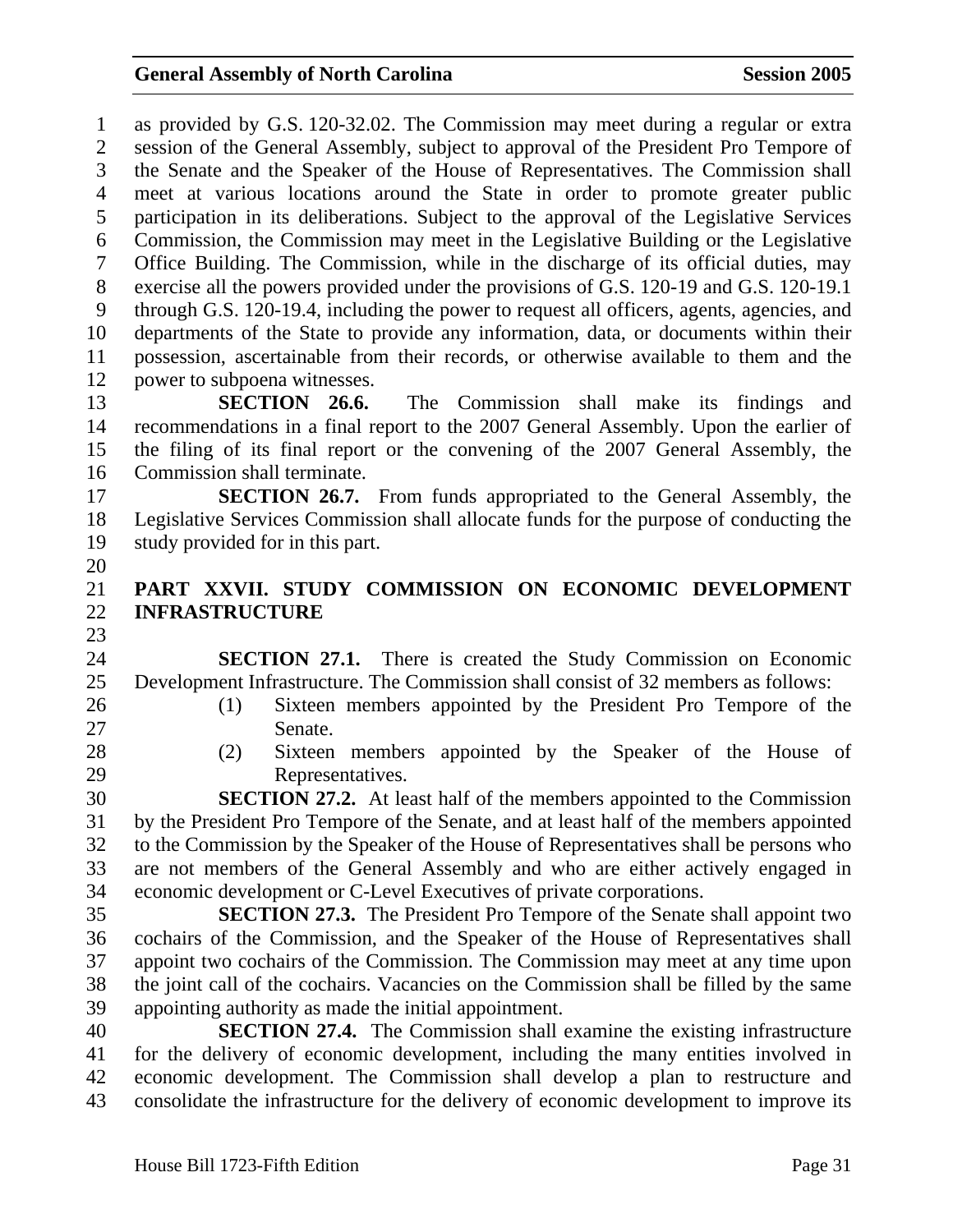as provided by G.S. 120-32.02. The Commission may meet during a regular or extra session of the General Assembly, subject to approval of the President Pro Tempore of the Senate and the Speaker of the House of Representatives. The Commission shall meet at various locations around the State in order to promote greater public participation in its deliberations. Subject to the approval of the Legislative Services Commission, the Commission may meet in the Legislative Building or the Legislative Office Building. The Commission, while in the discharge of its official duties, may exercise all the powers provided under the provisions of G.S. 120-19 and G.S. 120-19.1 through G.S. 120-19.4, including the power to request all officers, agents, agencies, and departments of the State to provide any information, data, or documents within their possession, ascertainable from their records, or otherwise available to them and the power to subpoena witnesses.

**SECTION 26.6.** The Commission shall make its findings and recommendations in a final report to the 2007 General Assembly. Upon the earlier of the filing of its final report or the convening of the 2007 General Assembly, the Commission shall terminate.

**SECTION 26.7.** From funds appropriated to the General Assembly, the Legislative Services Commission shall allocate funds for the purpose of conducting the study provided for in this part.

## PART XXVII. STUDY COMMISSION ON ECONOMIC DEVELOPMENT INFRASTRUCTURE

**SECTION 27.1.** There is created the Study Commission on Economic Development Infrastructure. The Commission shall consist of 32 members as follows:

(1) Sixteen members appointed by the President Pro Tempore of the Senate.

(2) Sixteen members appointed by the Speaker of the House of Representatives.

**SECTION 27.2.** At least half of the members appointed to the Commission by the President Pro Tempore of the Senate, and at least half of the members appointed to the Commission by the Speaker of the House of Representatives shall be persons who are not members of the General Assembly and who are either actively engaged in economic development or C-Level Executives of private corporations.

**SECTION 27.3.** The President Pro Tempore of the Senate shall appoint two cochairs of the Commission, and the Speaker of the House of Representatives shall appoint two cochairs of the Commission. The Commission may meet at any time upon the joint call of the cochairs. Vacancies on the Commission shall be filled by the same appointing authority as made the initial appointment.

**SECTION 27.4.** The Commission shall examine the existing infrastructure for the delivery of economic development, including the many entities involved in economic development. The Commission shall develop a plan to restructure and consolidate the infrastructure for the delivery of economic development to improve its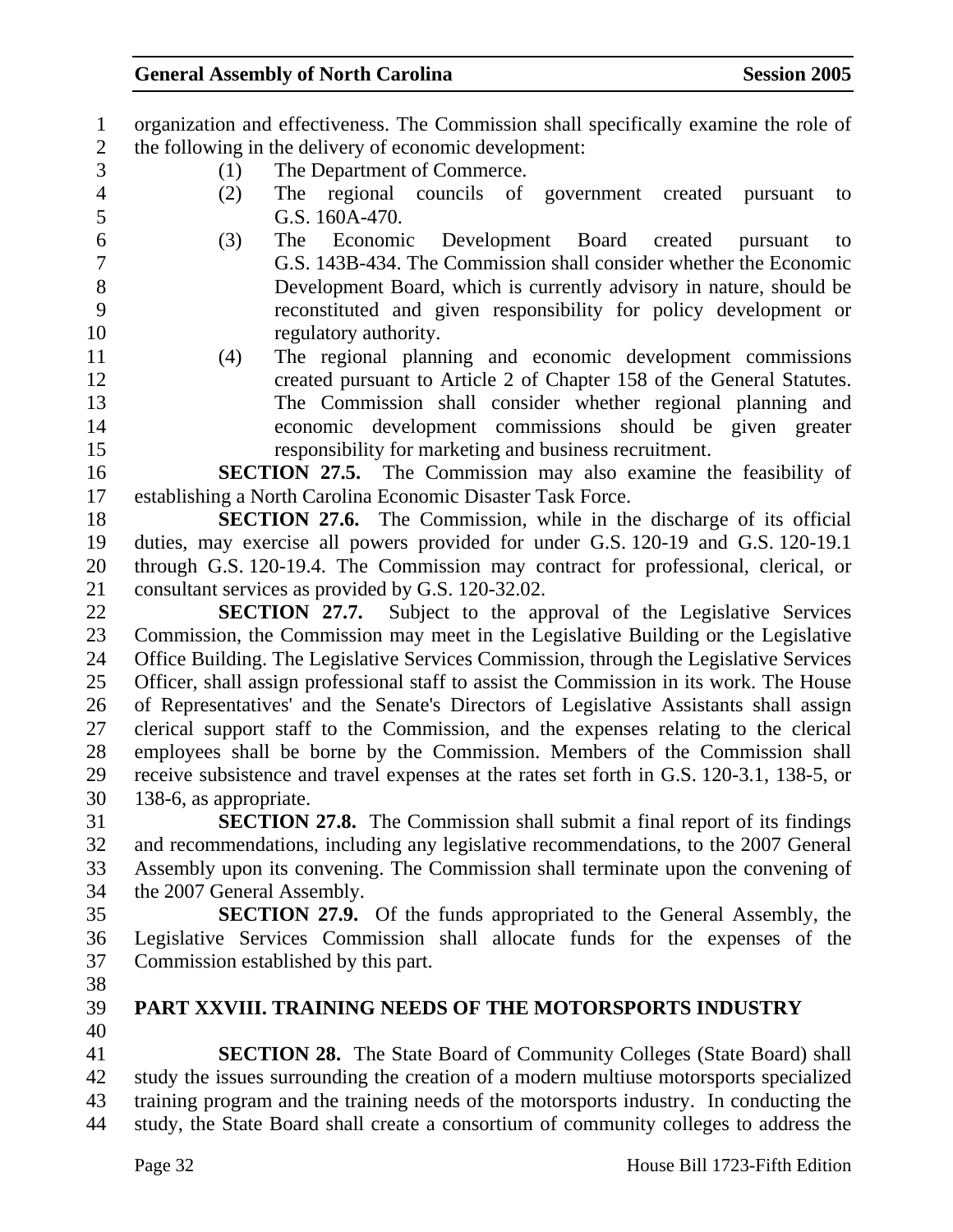organization and effectiveness. The Commission shall specifically examine the role of the following in the delivery of economic development:

(1) The Department of Commerce.

(2) The regional councils of government created pursuant to G.S. 160A-470.

(3) The Economic Development Board created pursuant to G.S. 143B-434. The Commission shall consider whether the Economic Development Board, which is currently advisory in nature, should be reconstituted and given responsibility for policy development or regulatory authority.

(4) The regional planning and economic development commissions created pursuant to Article 2 of Chapter 158 of the General Statutes. The Commission shall consider whether regional planning and economic development commissions should be given greater responsibility for marketing and business recruitment.

**SECTION 27.5.** The Commission may also examine the feasibility of establishing a North Carolina Economic Disaster Task Force.

**SECTION 27.6.** The Commission, while in the discharge of its official duties, may exercise all powers provided for under G.S. 120-19 and G.S. 120-19.1 through G.S. 120-19.4. The Commission may contract for professional, clerical, or consultant services as provided by G.S. 120-32.02.

**SECTION 27.7.** Subject to the approval of the Legislative Services Commission, the Commission may meet in the Legislative Building or the Legislative Office Building. The Legislative Services Commission, through the Legislative Services Officer, shall assign professional staff to assist the Commission in its work. The House of Representatives' and the Senate's Directors of Legislative Assistants shall assign clerical support staff to the Commission, and the expenses relating to the clerical employees shall be borne by the Commission. Members of the Commission shall receive subsistence and travel expenses at the rates set forth in G.S. 120-3.1, 138-5, or 138-6, as appropriate.

**SECTION 27.8.** The Commission shall submit a final report of its findings and recommendations, including any legislative recommendations, to the 2007 General Assembly upon its convening. The Commission shall terminate upon the convening of the 2007 General Assembly.

**SECTION 27.9.** Of the funds appropriated to the General Assembly, the Legislative Services Commission shall allocate funds for the expenses of the Commission established by this part.

## PART XXVIII. TRAINING NEEDS OF THE MOTORSPORTS INDUSTRY

**SECTION 28.** The State Board of Community Colleges (State Board) shall study the issues surrounding the creation of a modern multiuse motorsports specialized training program and the training needs of the motorsports industry. In conducting the study, the State Board shall create a consortium of community colleges to address the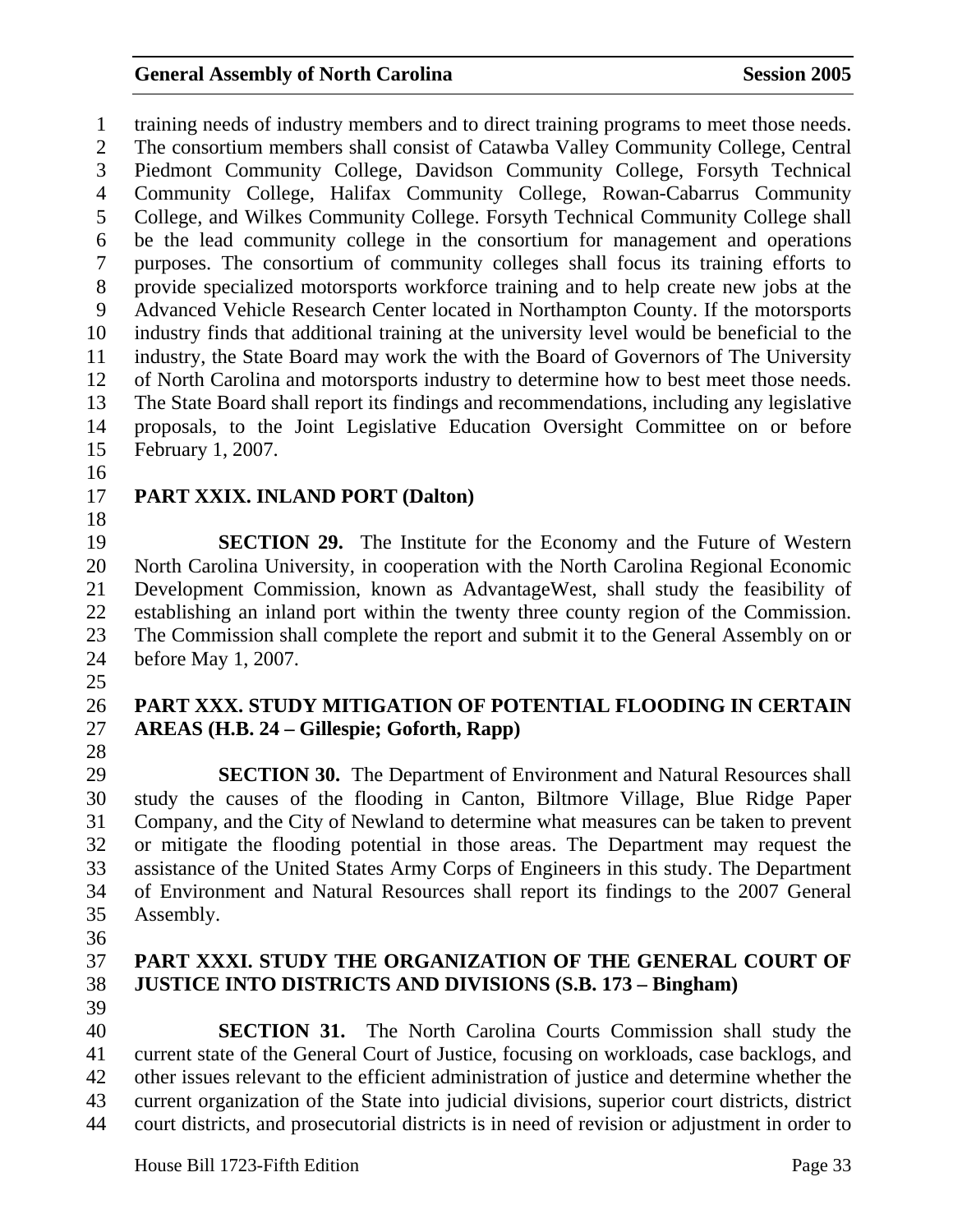training needs of industry members and to direct training programs to meet those needs. The consortium members shall consist of Catawba Valley Community College, Central Piedmont Community College, Davidson Community College, Forsyth Technical Community College, Halifax Community College, Rowan-Cabarrus Community College, and Wilkes Community College. Forsyth Technical Community College shall be the lead community college in the consortium for management and operations purposes. The consortium of community colleges shall focus its training efforts to provide specialized motorsports workforce training and to help create new jobs at the Advanced Vehicle Research Center located in Northampton County. If the motorsports industry finds that additional training at the university level would be beneficial to the industry, the State Board may work the with the Board of Governors of The University of North Carolina and motorsports industry to determine how to best meet those needs. The State Board shall report its findings and recommendations, including any legislative proposals, to the Joint Legislative Education Oversight Committee on or before February 1, 2007.

**PART XXIX. INLAND PORT (Dalton)**

**SECTION 29.** The Institute for the Economy and the Future of Western North Carolina University, in cooperation with the North Carolina Regional Economic Development Commission, known as AdvantageWest, shall study the feasibility of establishing an inland port within the twenty three county region of the Commission. The Commission shall complete the report and submit it to the General Assembly on or before May 1, 2007.

**PART XXX. STUDY MITIGATION OF POTENTIAL FLOODING IN CERTAIN AREAS (H.B. 24 – Gillespie; Goforth, Rapp)**

**SECTION 30.** The Department of Environment and Natural Resources shall study the causes of the flooding in Canton, Biltmore Village, Blue Ridge Paper Company, and the City of Newland to determine what measures can be taken to prevent or mitigate the flooding potential in those areas. The Department may request the assistance of the United States Army Corps of Engineers in this study. The Department of Environment and Natural Resources shall report its findings to the 2007 General Assembly.

**PART XXXI. STUDY THE ORGANIZATION OF THE GENERAL COURT OF JUSTICE INTO DISTRICTS AND DIVISIONS (S.B. 173 – Bingham)**

**SECTION 31.** The North Carolina Courts Commission shall study the current state of the General Court of Justice, focusing on workloads, case backlogs, and other issues relevant to the efficient administration of justice and determine whether the current organization of the State into judicial divisions, superior court districts, district court districts, and prosecutorial districts is in need of revision or adjustment in order to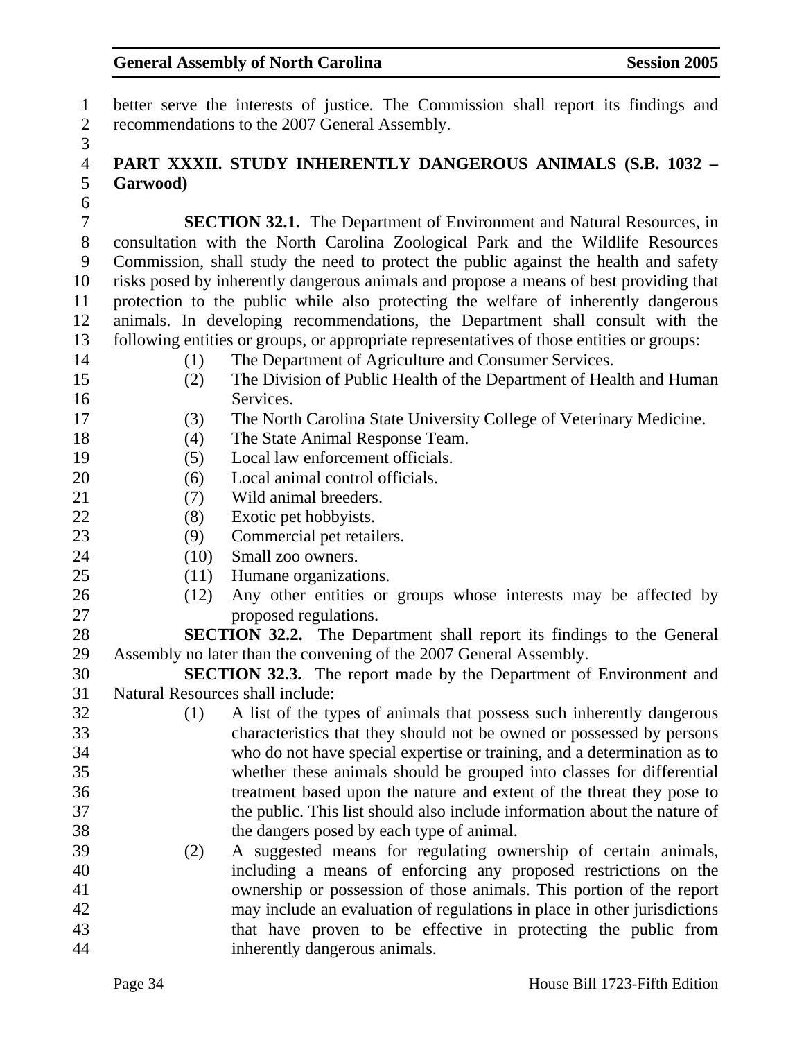better serve the interests of justice. The Commission shall report its findings and recommendations to the 2007 General Assembly.

## PART XXXII. STUDY INHERENTLY DANGEROUS ANIMALS (S.B. 1032 – Garwood)

**SECTION 32.1.** The Department of Environment and Natural Resources, in consultation with the North Carolina Zoological Park and the Wildlife Resources Commission, shall study the need to protect the public against the health and safety risks posed by inherently dangerous animals and propose a means of best providing that protection to the public while also protecting the welfare of inherently dangerous animals. In developing recommendations, the Department shall consult with the following entities or groups, or appropriate representatives of those entities or groups:

(1) The Department of Agriculture and Consumer Services.
(2) The Division of Public Health of the Department of Health and Human Services.
(3) The North Carolina State University College of Veterinary Medicine.
(4) The State Animal Response Team.
(5) Local law enforcement officials.
(6) Local animal control officials.
(7) Wild animal breeders.
(8) Exotic pet hobbyists.
(9) Commercial pet retailers.
(10) Small zoo owners.
(11) Humane organizations.
(12) Any other entities or groups whose interests may be affected by proposed regulations.

**SECTION 32.2.** The Department shall report its findings to the General Assembly no later than the convening of the 2007 General Assembly.

**SECTION 32.3.** The report made by the Department of Environment and Natural Resources shall include:

(1) A list of the types of animals that possess such inherently dangerous characteristics that they should not be owned or possessed by persons who do not have special expertise or training, and a determination as to whether these animals should be grouped into classes for differential treatment based upon the nature and extent of the threat they pose to the public. This list should also include information about the nature of the dangers posed by each type of animal.
(2) A suggested means for regulating ownership of certain animals, including a means of enforcing any proposed restrictions on the ownership or possession of those animals. This portion of the report may include an evaluation of regulations in place in other jurisdictions that have proven to be effective in protecting the public from inherently dangerous animals.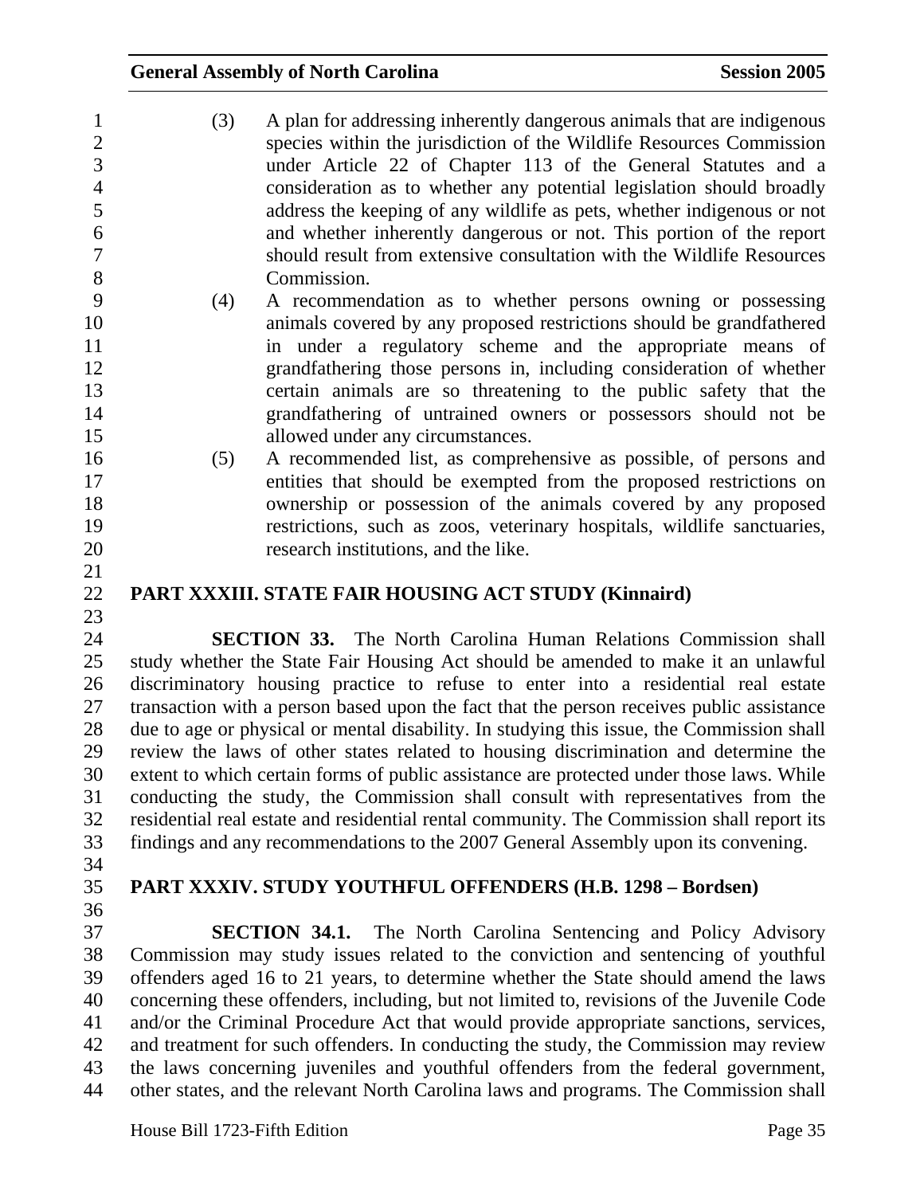(3) A plan for addressing inherently dangerous animals that are indigenous species within the jurisdiction of the Wildlife Resources Commission under Article 22 of Chapter 113 of the General Statutes and a consideration as to whether any potential legislation should broadly address the keeping of any wildlife as pets, whether indigenous or not and whether inherently dangerous or not. This portion of the report should result from extensive consultation with the Wildlife Resources Commission.

(4) A recommendation as to whether persons owning or possessing animals covered by any proposed restrictions should be grandfathered in under a regulatory scheme and the appropriate means of grandfathering those persons in, including consideration of whether certain animals are so threatening to the public safety that the grandfathering of untrained owners or possessors should not be allowed under any circumstances.

(5) A recommended list, as comprehensive as possible, of persons and entities that should be exempted from the proposed restrictions on ownership or possession of the animals covered by any proposed restrictions, such as zoos, veterinary hospitals, wildlife sanctuaries, research institutions, and the like.

## PART XXXIII. STATE FAIR HOUSING ACT STUDY (Kinnaird)

**SECTION 33.** The North Carolina Human Relations Commission shall study whether the State Fair Housing Act should be amended to make it an unlawful discriminatory housing practice to refuse to enter into a residential real estate transaction with a person based upon the fact that the person receives public assistance due to age or physical or mental disability. In studying this issue, the Commission shall review the laws of other states related to housing discrimination and determine the extent to which certain forms of public assistance are protected under those laws. While conducting the study, the Commission shall consult with representatives from the residential real estate and residential rental community. The Commission shall report its findings and any recommendations to the 2007 General Assembly upon its convening.

## PART XXXIV. STUDY YOUTHFUL OFFENDERS (H.B. 1298 – Bordsen)

**SECTION 34.1.** The North Carolina Sentencing and Policy Advisory Commission may study issues related to the conviction and sentencing of youthful offenders aged 16 to 21 years, to determine whether the State should amend the laws concerning these offenders, including, but not limited to, revisions of the Juvenile Code and/or the Criminal Procedure Act that would provide appropriate sanctions, services, and treatment for such offenders. In conducting the study, the Commission may review the laws concerning juveniles and youthful offenders from the federal government, other states, and the relevant North Carolina laws and programs. The Commission shall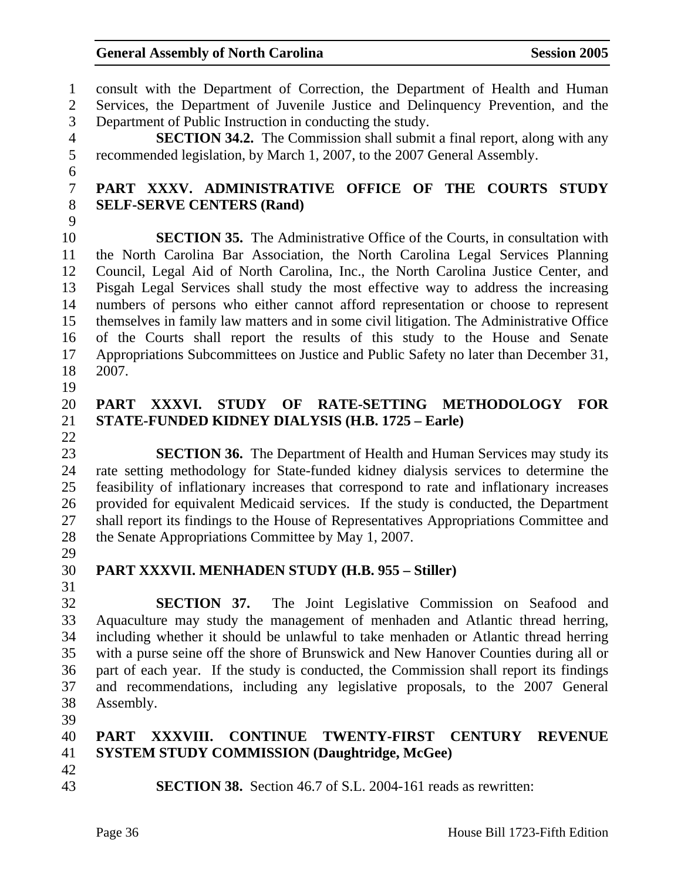consult with the Department of Correction, the Department of Health and Human Services, the Department of Juvenile Justice and Delinquency Prevention, and the Department of Public Instruction in conducting the study.

**SECTION 34.2.** The Commission shall submit a final report, along with any recommended legislation, by March 1, 2007, to the 2007 General Assembly.

## PART XXXV. ADMINISTRATIVE OFFICE OF THE COURTS STUDY SELF-SERVE CENTERS (Rand)

**SECTION 35.** The Administrative Office of the Courts, in consultation with the North Carolina Bar Association, the North Carolina Legal Services Planning Council, Legal Aid of North Carolina, Inc., the North Carolina Justice Center, and Pisgah Legal Services shall study the most effective way to address the increasing numbers of persons who either cannot afford representation or choose to represent themselves in family law matters and in some civil litigation. The Administrative Office of the Courts shall report the results of this study to the House and Senate Appropriations Subcommittees on Justice and Public Safety no later than December 31, 2007.

## PART XXXVI. STUDY OF RATE-SETTING METHODOLOGY FOR STATE-FUNDED KIDNEY DIALYSIS (H.B. 1725 – Earle)

**SECTION 36.** The Department of Health and Human Services may study its rate setting methodology for State-funded kidney dialysis services to determine the feasibility of inflationary increases that correspond to rate and inflationary increases provided for equivalent Medicaid services. If the study is conducted, the Department shall report its findings to the House of Representatives Appropriations Committee and the Senate Appropriations Committee by May 1, 2007.

## PART XXXVII. MENHADEN STUDY (H.B. 955 – Stiller)

**SECTION 37.** The Joint Legislative Commission on Seafood and Aquaculture may study the management of menhaden and Atlantic thread herring, including whether it should be unlawful to take menhaden or Atlantic thread herring with a purse seine off the shore of Brunswick and New Hanover Counties during all or part of each year. If the study is conducted, the Commission shall report its findings and recommendations, including any legislative proposals, to the 2007 General Assembly.

## PART XXXVIII. CONTINUE TWENTY-FIRST CENTURY REVENUE SYSTEM STUDY COMMISSION (Daughtridge, McGee)

**SECTION 38.** Section 46.7 of S.L. 2004-161 reads as rewritten: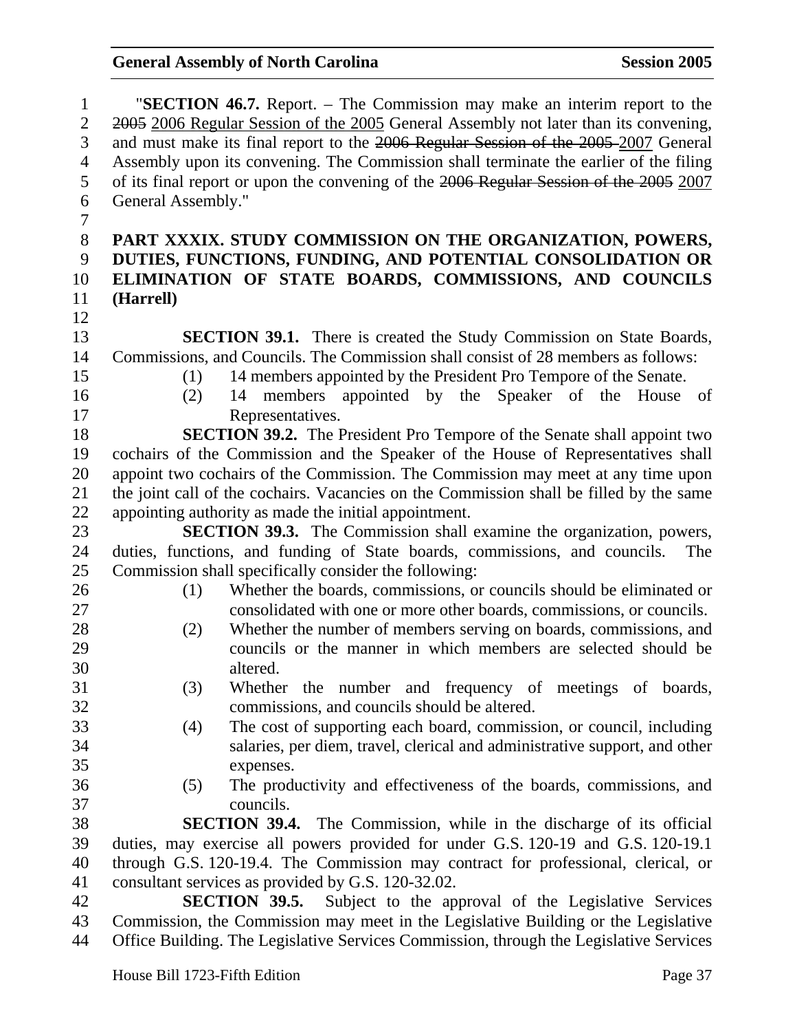"**SECTION 46.7.** Report. – The Commission may make an interim report to the ~~2005~~ <u>2006 Regular Session of the 2005</u> General Assembly not later than its convening, and must make its final report to the ~~2006 Regular Session of the 2005~~ <u>2007</u> General Assembly upon its convening. The Commission shall terminate the earlier of the filing of its final report or upon the convening of the ~~2006 Regular Session of the 2005~~ <u>2007</u> General Assembly."

**PART XXXIX. STUDY COMMISSION ON THE ORGANIZATION, POWERS, DUTIES, FUNCTIONS, FUNDING, AND POTENTIAL CONSOLIDATION OR ELIMINATION OF STATE BOARDS, COMMISSIONS, AND COUNCILS (Harrell)**

**SECTION 39.1.** There is created the Study Commission on State Boards, Commissions, and Councils. The Commission shall consist of 28 members as follows:

(1) 14 members appointed by the President Pro Tempore of the Senate.

(2) 14 members appointed by the Speaker of the House of Representatives.

**SECTION 39.2.** The President Pro Tempore of the Senate shall appoint two cochairs of the Commission and the Speaker of the House of Representatives shall appoint two cochairs of the Commission. The Commission may meet at any time upon the joint call of the cochairs. Vacancies on the Commission shall be filled by the same appointing authority as made the initial appointment.

**SECTION 39.3.** The Commission shall examine the organization, powers, duties, functions, and funding of State boards, commissions, and councils. The Commission shall specifically consider the following:

(1) Whether the boards, commissions, or councils should be eliminated or consolidated with one or more other boards, commissions, or councils.

(2) Whether the number of members serving on boards, commissions, and councils or the manner in which members are selected should be altered.

(3) Whether the number and frequency of meetings of boards, commissions, and councils should be altered.

(4) The cost of supporting each board, commission, or council, including salaries, per diem, travel, clerical and administrative support, and other expenses.

(5) The productivity and effectiveness of the boards, commissions, and councils.

**SECTION 39.4.** The Commission, while in the discharge of its official duties, may exercise all powers provided for under G.S. 120-19 and G.S. 120-19.1 through G.S. 120-19.4. The Commission may contract for professional, clerical, or consultant services as provided by G.S. 120-32.02.

**SECTION 39.5.** Subject to the approval of the Legislative Services Commission, the Commission may meet in the Legislative Building or the Legislative Office Building. The Legislative Services Commission, through the Legislative Services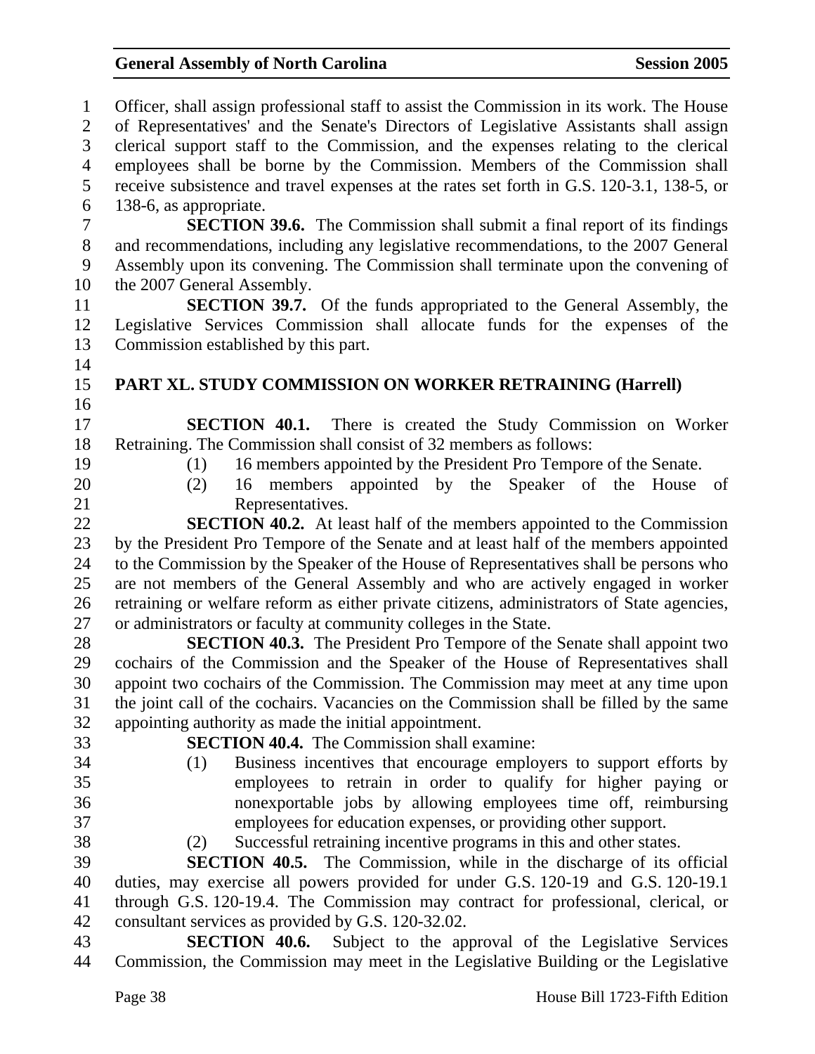Officer, shall assign professional staff to assist the Commission in its work. The House of Representatives' and the Senate's Directors of Legislative Assistants shall assign clerical support staff to the Commission, and the expenses relating to the clerical employees shall be borne by the Commission. Members of the Commission shall receive subsistence and travel expenses at the rates set forth in G.S. 120-3.1, 138-5, or 138-6, as appropriate.

**SECTION 39.6.** The Commission shall submit a final report of its findings and recommendations, including any legislative recommendations, to the 2007 General Assembly upon its convening. The Commission shall terminate upon the convening of the 2007 General Assembly.

**SECTION 39.7.** Of the funds appropriated to the General Assembly, the Legislative Services Commission shall allocate funds for the expenses of the Commission established by this part.

## PART XL. STUDY COMMISSION ON WORKER RETRAINING (Harrell)

**SECTION 40.1.** There is created the Study Commission on Worker Retraining. The Commission shall consist of 32 members as follows:

(1) 16 members appointed by the President Pro Tempore of the Senate.

(2) 16 members appointed by the Speaker of the House of Representatives.

**SECTION 40.2.** At least half of the members appointed to the Commission by the President Pro Tempore of the Senate and at least half of the members appointed to the Commission by the Speaker of the House of Representatives shall be persons who are not members of the General Assembly and who are actively engaged in worker retraining or welfare reform as either private citizens, administrators of State agencies, or administrators or faculty at community colleges in the State.

**SECTION 40.3.** The President Pro Tempore of the Senate shall appoint two cochairs of the Commission and the Speaker of the House of Representatives shall appoint two cochairs of the Commission. The Commission may meet at any time upon the joint call of the cochairs. Vacancies on the Commission shall be filled by the same appointing authority as made the initial appointment.

**SECTION 40.4.** The Commission shall examine:

(1) Business incentives that encourage employers to support efforts by employees to retrain in order to qualify for higher paying or nonexportable jobs by allowing employees time off, reimbursing employees for education expenses, or providing other support.

(2) Successful retraining incentive programs in this and other states.

**SECTION 40.5.** The Commission, while in the discharge of its official duties, may exercise all powers provided for under G.S. 120-19 and G.S. 120-19.1 through G.S. 120-19.4. The Commission may contract for professional, clerical, or consultant services as provided by G.S. 120-32.02.

**SECTION 40.6.** Subject to the approval of the Legislative Services Commission, the Commission may meet in the Legislative Building or the Legislative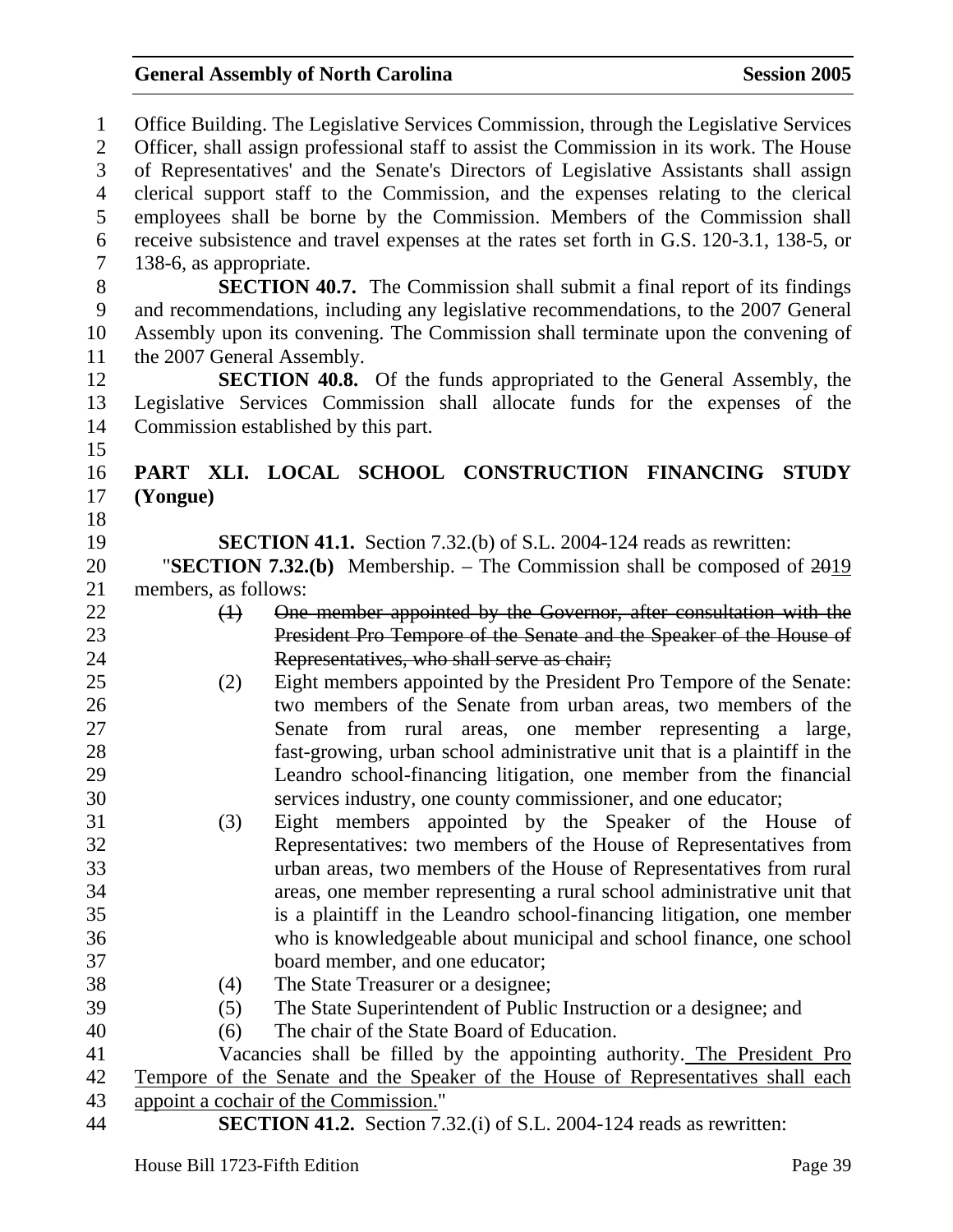Office Building. The Legislative Services Commission, through the Legislative Services Officer, shall assign professional staff to assist the Commission in its work. The House of Representatives' and the Senate's Directors of Legislative Assistants shall assign clerical support staff to the Commission, and the expenses relating to the clerical employees shall be borne by the Commission. Members of the Commission shall receive subsistence and travel expenses at the rates set forth in G.S. 120-3.1, 138-5, or 138-6, as appropriate.

**SECTION 40.7.** The Commission shall submit a final report of its findings and recommendations, including any legislative recommendations, to the 2007 General Assembly upon its convening. The Commission shall terminate upon the convening of the 2007 General Assembly.

**SECTION 40.8.** Of the funds appropriated to the General Assembly, the Legislative Services Commission shall allocate funds for the expenses of the Commission established by this part.

**PART XLI. LOCAL SCHOOL CONSTRUCTION FINANCING STUDY (Yongue)**

**SECTION 41.1.** Section 7.32.(b) of S.L. 2004-124 reads as rewritten:

"**SECTION 7.32.(b)** Membership. – The Commission shall be composed of ~~20~~19 members, as follows:

- ~~(1) One member appointed by the Governor, after consultation with the President Pro Tempore of the Senate and the Speaker of the House of Representatives, who shall serve as chair;~~
- (2) Eight members appointed by the President Pro Tempore of the Senate: two members of the Senate from urban areas, two members of the Senate from rural areas, one member representing a large, fast-growing, urban school administrative unit that is a plaintiff in the Leandro school-financing litigation, one member from the financial services industry, one county commissioner, and one educator;
- (3) Eight members appointed by the Speaker of the House of Representatives: two members of the House of Representatives from urban areas, two members of the House of Representatives from rural areas, one member representing a rural school administrative unit that is a plaintiff in the Leandro school-financing litigation, one member who is knowledgeable about municipal and school finance, one school board member, and one educator;
- (4) The State Treasurer or a designee;
- (5) The State Superintendent of Public Instruction or a designee; and
- (6) The chair of the State Board of Education.

Vacancies shall be filled by the appointing authority. The President Pro Tempore of the Senate and the Speaker of the House of Representatives shall each appoint a cochair of the Commission."

**SECTION 41.2.** Section 7.32.(i) of S.L. 2004-124 reads as rewritten: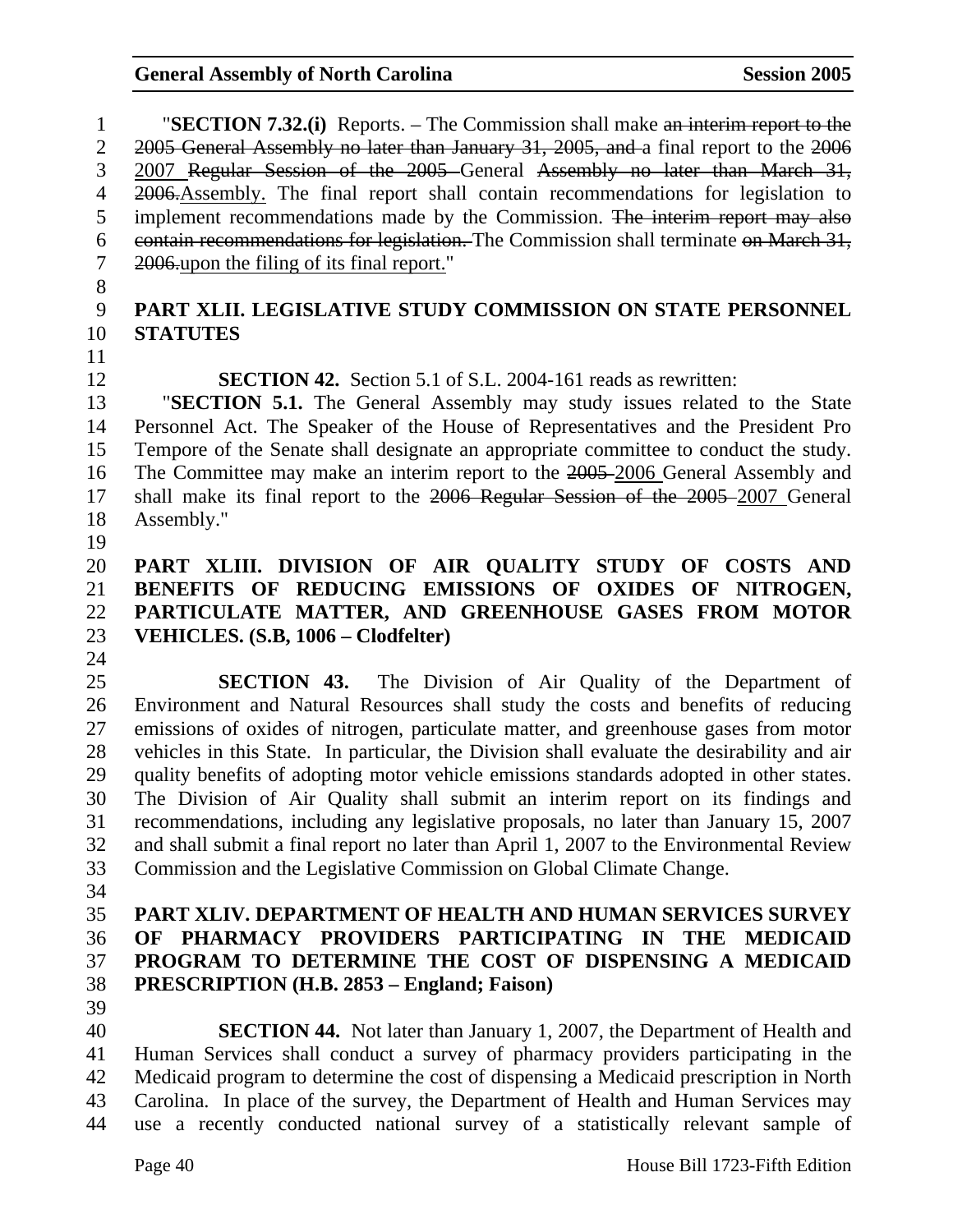"**SECTION 7.32.(i)** Reports. – The Commission shall make ~~an interim report to the 2005 General Assembly no later than January 31, 2005, and~~ a final report to the ~~2006~~ 2007 ~~Regular Session of the 2005~~ General ~~Assembly no later than March 31, 2006.~~Assembly. The final report shall contain recommendations for legislation to implement recommendations made by the Commission. ~~The interim report may also contain recommendations for legislation.~~ The Commission shall terminate ~~on March 31, 2006.~~upon the filing of its final report."

**PART XLII. LEGISLATIVE STUDY COMMISSION ON STATE PERSONNEL STATUTES**

**SECTION 42.** Section 5.1 of S.L. 2004-161 reads as rewritten:

"**SECTION 5.1.** The General Assembly may study issues related to the State Personnel Act. The Speaker of the House of Representatives and the President Pro Tempore of the Senate shall designate an appropriate committee to conduct the study. The Committee may make an interim report to the ~~2005~~ 2006 General Assembly and shall make its final report to the ~~2006 Regular Session of the 2005~~ 2007 General Assembly."

**PART XLIII. DIVISION OF AIR QUALITY STUDY OF COSTS AND BENEFITS OF REDUCING EMISSIONS OF OXIDES OF NITROGEN, PARTICULATE MATTER, AND GREENHOUSE GASES FROM MOTOR VEHICLES. (S.B, 1006 – Clodfelter)**

**SECTION 43.** The Division of Air Quality of the Department of Environment and Natural Resources shall study the costs and benefits of reducing emissions of oxides of nitrogen, particulate matter, and greenhouse gases from motor vehicles in this State. In particular, the Division shall evaluate the desirability and air quality benefits of adopting motor vehicle emissions standards adopted in other states. The Division of Air Quality shall submit an interim report on its findings and recommendations, including any legislative proposals, no later than January 15, 2007 and shall submit a final report no later than April 1, 2007 to the Environmental Review Commission and the Legislative Commission on Global Climate Change.

**PART XLIV. DEPARTMENT OF HEALTH AND HUMAN SERVICES SURVEY OF PHARMACY PROVIDERS PARTICIPATING IN THE MEDICAID PROGRAM TO DETERMINE THE COST OF DISPENSING A MEDICAID PRESCRIPTION (H.B. 2853 – England; Faison)**

**SECTION 44.** Not later than January 1, 2007, the Department of Health and Human Services shall conduct a survey of pharmacy providers participating in the Medicaid program to determine the cost of dispensing a Medicaid prescription in North Carolina. In place of the survey, the Department of Health and Human Services may use a recently conducted national survey of a statistically relevant sample of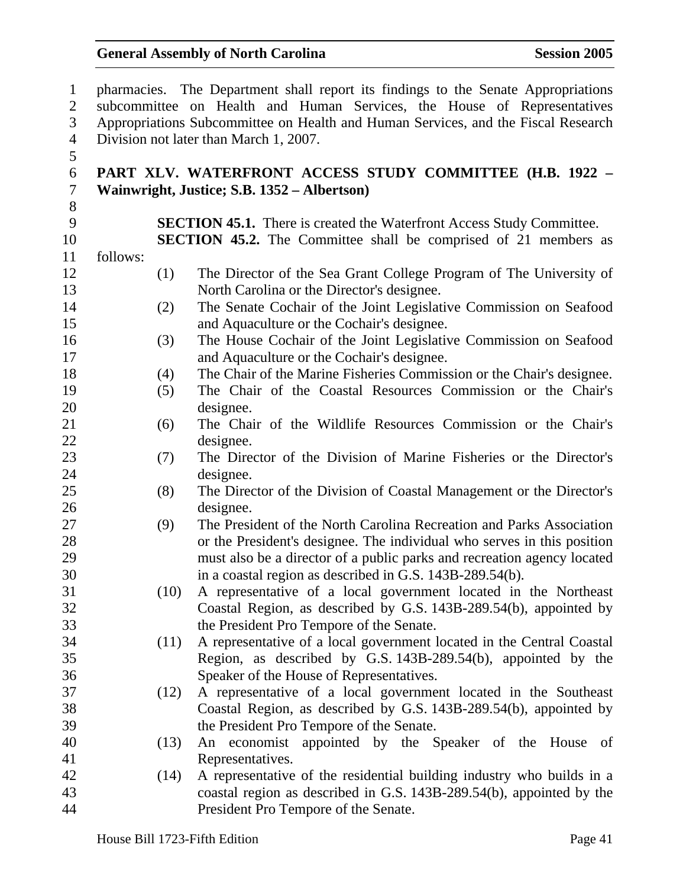pharmacies. The Department shall report its findings to the Senate Appropriations subcommittee on Health and Human Services, the House of Representatives Appropriations Subcommittee on Health and Human Services, and the Fiscal Research Division not later than March 1, 2007.

## PART XLV. WATERFRONT ACCESS STUDY COMMITTEE (H.B. 1922 – Wainwright, Justice; S.B. 1352 – Albertson)

**SECTION 45.1.** There is created the Waterfront Access Study Committee.

**SECTION 45.2.** The Committee shall be comprised of 21 members as follows:

(1) The Director of the Sea Grant College Program of The University of North Carolina or the Director's designee.

(2) The Senate Cochair of the Joint Legislative Commission on Seafood and Aquaculture or the Cochair's designee.

(3) The House Cochair of the Joint Legislative Commission on Seafood and Aquaculture or the Cochair's designee.

(4) The Chair of the Marine Fisheries Commission or the Chair's designee.

(5) The Chair of the Coastal Resources Commission or the Chair's designee.

(6) The Chair of the Wildlife Resources Commission or the Chair's designee.

(7) The Director of the Division of Marine Fisheries or the Director's designee.

(8) The Director of the Division of Coastal Management or the Director's designee.

(9) The President of the North Carolina Recreation and Parks Association or the President's designee. The individual who serves in this position must also be a director of a public parks and recreation agency located in a coastal region as described in G.S. 143B-289.54(b).

(10) A representative of a local government located in the Northeast Coastal Region, as described by G.S. 143B-289.54(b), appointed by the President Pro Tempore of the Senate.

(11) A representative of a local government located in the Central Coastal Region, as described by G.S. 143B-289.54(b), appointed by the Speaker of the House of Representatives.

(12) A representative of a local government located in the Southeast Coastal Region, as described by G.S. 143B-289.54(b), appointed by the President Pro Tempore of the Senate.

(13) An economist appointed by the Speaker of the House of Representatives.

(14) A representative of the residential building industry who builds in a coastal region as described in G.S. 143B-289.54(b), appointed by the President Pro Tempore of the Senate.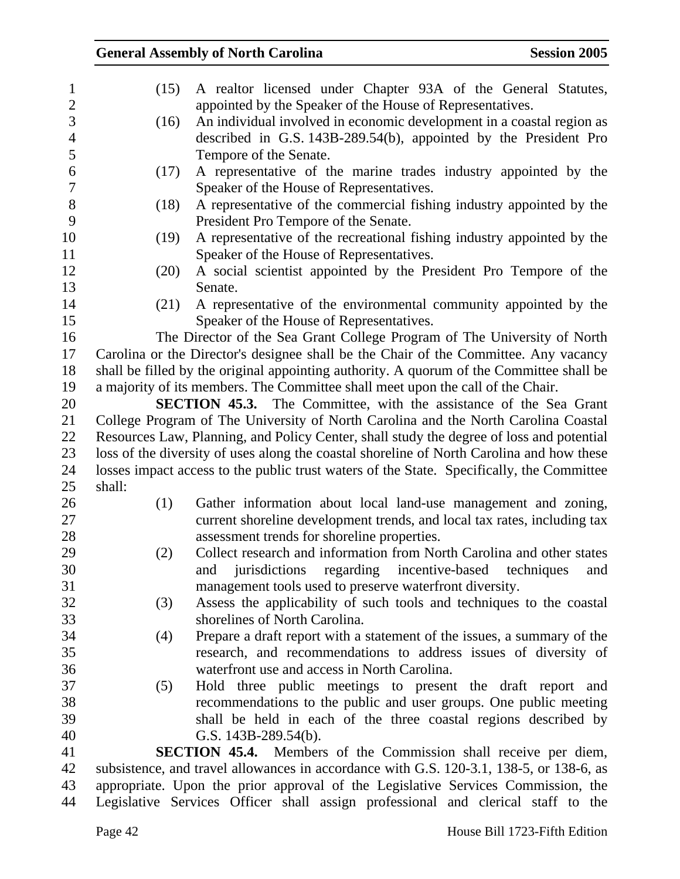(15) A realtor licensed under Chapter 93A of the General Statutes, appointed by the Speaker of the House of Representatives.

(16) An individual involved in economic development in a coastal region as described in G.S. 143B-289.54(b), appointed by the President Pro Tempore of the Senate.

(17) A representative of the marine trades industry appointed by the Speaker of the House of Representatives.

(18) A representative of the commercial fishing industry appointed by the President Pro Tempore of the Senate.

(19) A representative of the recreational fishing industry appointed by the Speaker of the House of Representatives.

(20) A social scientist appointed by the President Pro Tempore of the Senate.

(21) A representative of the environmental community appointed by the Speaker of the House of Representatives.

The Director of the Sea Grant College Program of The University of North Carolina or the Director's designee shall be the Chair of the Committee. Any vacancy shall be filled by the original appointing authority. A quorum of the Committee shall be a majority of its members. The Committee shall meet upon the call of the Chair.

**SECTION 45.3.** The Committee, with the assistance of the Sea Grant College Program of The University of North Carolina and the North Carolina Coastal Resources Law, Planning, and Policy Center, shall study the degree of loss and potential loss of the diversity of uses along the coastal shoreline of North Carolina and how these losses impact access to the public trust waters of the State. Specifically, the Committee shall:

(1) Gather information about local land-use management and zoning, current shoreline development trends, and local tax rates, including tax assessment trends for shoreline properties.

(2) Collect research and information from North Carolina and other states and jurisdictions regarding incentive-based techniques and management tools used to preserve waterfront diversity.

(3) Assess the applicability of such tools and techniques to the coastal shorelines of North Carolina.

(4) Prepare a draft report with a statement of the issues, a summary of the research, and recommendations to address issues of diversity of waterfront use and access in North Carolina.

(5) Hold three public meetings to present the draft report and recommendations to the public and user groups. One public meeting shall be held in each of the three coastal regions described by G.S. 143B-289.54(b).

**SECTION 45.4.** Members of the Commission shall receive per diem, subsistence, and travel allowances in accordance with G.S. 120-3.1, 138-5, or 138-6, as appropriate. Upon the prior approval of the Legislative Services Commission, the Legislative Services Officer shall assign professional and clerical staff to the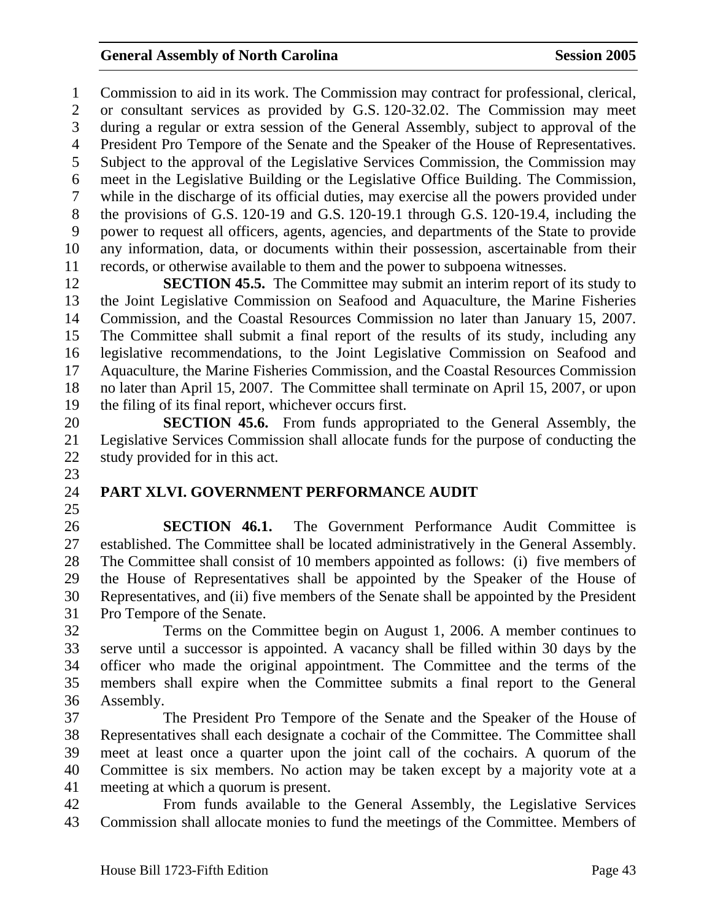Commission to aid in its work. The Commission may contract for professional, clerical, or consultant services as provided by G.S. 120-32.02. The Commission may meet during a regular or extra session of the General Assembly, subject to approval of the President Pro Tempore of the Senate and the Speaker of the House of Representatives. Subject to the approval of the Legislative Services Commission, the Commission may meet in the Legislative Building or the Legislative Office Building. The Commission, while in the discharge of its official duties, may exercise all the powers provided under the provisions of G.S. 120-19 and G.S. 120-19.1 through G.S. 120-19.4, including the power to request all officers, agents, agencies, and departments of the State to provide any information, data, or documents within their possession, ascertainable from their records, or otherwise available to them and the power to subpoena witnesses.

**SECTION 45.5.** The Committee may submit an interim report of its study to the Joint Legislative Commission on Seafood and Aquaculture, the Marine Fisheries Commission, and the Coastal Resources Commission no later than January 15, 2007. The Committee shall submit a final report of the results of its study, including any legislative recommendations, to the Joint Legislative Commission on Seafood and Aquaculture, the Marine Fisheries Commission, and the Coastal Resources Commission no later than April 15, 2007. The Committee shall terminate on April 15, 2007, or upon the filing of its final report, whichever occurs first.

**SECTION 45.6.** From funds appropriated to the General Assembly, the Legislative Services Commission shall allocate funds for the purpose of conducting the study provided for in this act.

## PART XLVI. GOVERNMENT PERFORMANCE AUDIT

**SECTION 46.1.** The Government Performance Audit Committee is established. The Committee shall be located administratively in the General Assembly. The Committee shall consist of 10 members appointed as follows: (i) five members of the House of Representatives shall be appointed by the Speaker of the House of Representatives, and (ii) five members of the Senate shall be appointed by the President Pro Tempore of the Senate.

Terms on the Committee begin on August 1, 2006. A member continues to serve until a successor is appointed. A vacancy shall be filled within 30 days by the officer who made the original appointment. The Committee and the terms of the members shall expire when the Committee submits a final report to the General Assembly.

The President Pro Tempore of the Senate and the Speaker of the House of Representatives shall each designate a cochair of the Committee. The Committee shall meet at least once a quarter upon the joint call of the cochairs. A quorum of the Committee is six members. No action may be taken except by a majority vote at a meeting at which a quorum is present.

From funds available to the General Assembly, the Legislative Services Commission shall allocate monies to fund the meetings of the Committee. Members of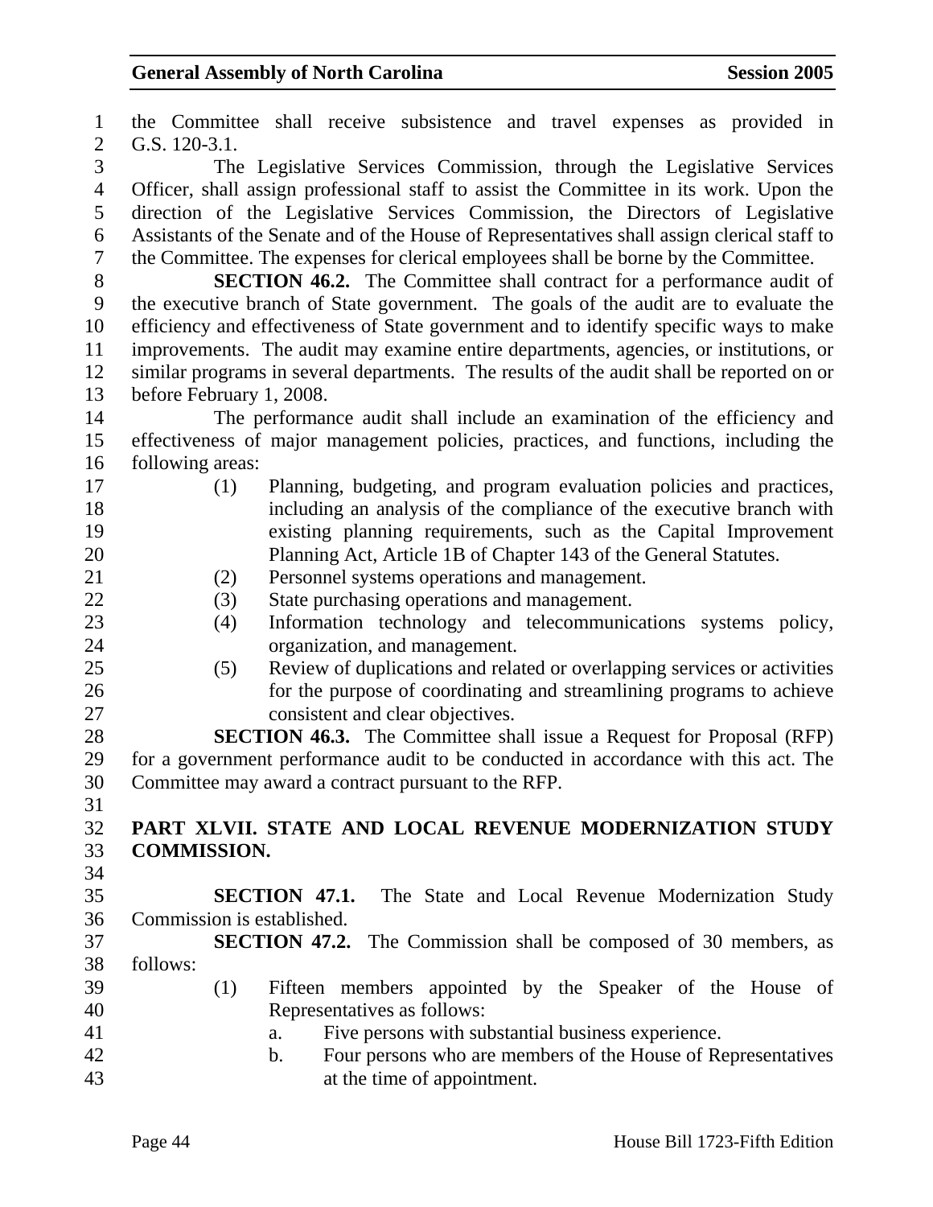the Committee shall receive subsistence and travel expenses as provided in G.S. 120-3.1.

The Legislative Services Commission, through the Legislative Services Officer, shall assign professional staff to assist the Committee in its work. Upon the direction of the Legislative Services Commission, the Directors of Legislative Assistants of the Senate and of the House of Representatives shall assign clerical staff to the Committee. The expenses for clerical employees shall be borne by the Committee.

**SECTION 46.2.** The Committee shall contract for a performance audit of the executive branch of State government. The goals of the audit are to evaluate the efficiency and effectiveness of State government and to identify specific ways to make improvements. The audit may examine entire departments, agencies, or institutions, or similar programs in several departments. The results of the audit shall be reported on or before February 1, 2008.

The performance audit shall include an examination of the efficiency and effectiveness of major management policies, practices, and functions, including the following areas:

(1) Planning, budgeting, and program evaluation policies and practices, including an analysis of the compliance of the executive branch with existing planning requirements, such as the Capital Improvement Planning Act, Article 1B of Chapter 143 of the General Statutes.

(2) Personnel systems operations and management.

(3) State purchasing operations and management.

(4) Information technology and telecommunications systems policy, organization, and management.

(5) Review of duplications and related or overlapping services or activities for the purpose of coordinating and streamlining programs to achieve consistent and clear objectives.

**SECTION 46.3.** The Committee shall issue a Request for Proposal (RFP) for a government performance audit to be conducted in accordance with this act. The Committee may award a contract pursuant to the RFP.

## PART XLVII. STATE AND LOCAL REVENUE MODERNIZATION STUDY COMMISSION.

**SECTION 47.1.** The State and Local Revenue Modernization Study Commission is established.

**SECTION 47.2.** The Commission shall be composed of 30 members, as follows:

(1) Fifteen members appointed by the Speaker of the House of Representatives as follows:

a. Five persons with substantial business experience.

b. Four persons who are members of the House of Representatives at the time of appointment.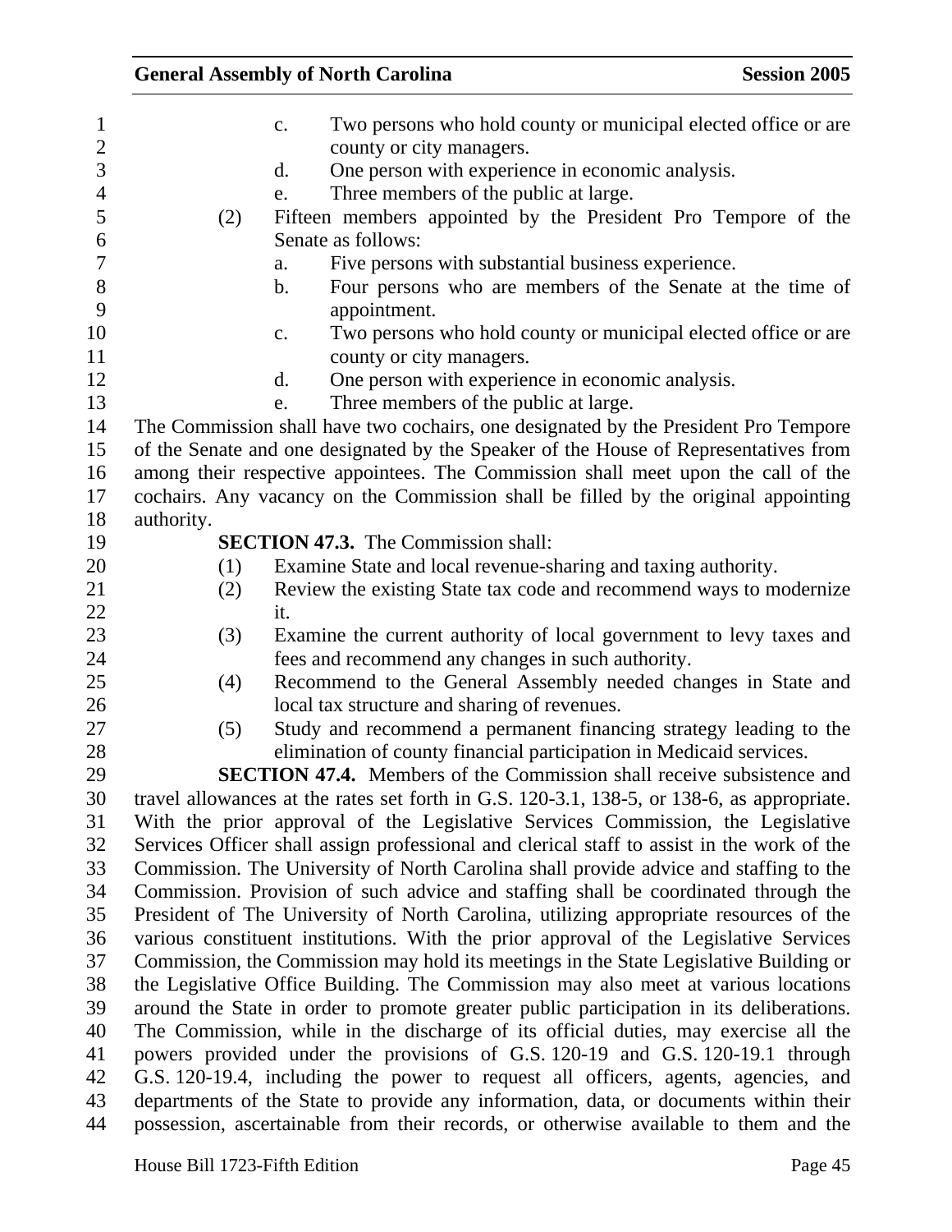c. Two persons who hold county or municipal elected office or are county or city managers.

d. One person with experience in economic analysis.

e. Three members of the public at large.

(2) Fifteen members appointed by the President Pro Tempore of the Senate as follows:

a. Five persons with substantial business experience.

b. Four persons who are members of the Senate at the time of appointment.

c. Two persons who hold county or municipal elected office or are county or city managers.

d. One person with experience in economic analysis.

e. Three members of the public at large.

The Commission shall have two cochairs, one designated by the President Pro Tempore of the Senate and one designated by the Speaker of the House of Representatives from among their respective appointees. The Commission shall meet upon the call of the cochairs. Any vacancy on the Commission shall be filled by the original appointing authority.

**SECTION 47.3.** The Commission shall:

(1) Examine State and local revenue-sharing and taxing authority.

(2) Review the existing State tax code and recommend ways to modernize it.

(3) Examine the current authority of local government to levy taxes and fees and recommend any changes in such authority.

(4) Recommend to the General Assembly needed changes in State and local tax structure and sharing of revenues.

(5) Study and recommend a permanent financing strategy leading to the elimination of county financial participation in Medicaid services.

**SECTION 47.4.** Members of the Commission shall receive subsistence and travel allowances at the rates set forth in G.S. 120-3.1, 138-5, or 138-6, as appropriate. With the prior approval of the Legislative Services Commission, the Legislative Services Officer shall assign professional and clerical staff to assist in the work of the Commission. The University of North Carolina shall provide advice and staffing to the Commission. Provision of such advice and staffing shall be coordinated through the President of The University of North Carolina, utilizing appropriate resources of the various constituent institutions. With the prior approval of the Legislative Services Commission, the Commission may hold its meetings in the State Legislative Building or the Legislative Office Building. The Commission may also meet at various locations around the State in order to promote greater public participation in its deliberations. The Commission, while in the discharge of its official duties, may exercise all the powers provided under the provisions of G.S. 120-19 and G.S. 120-19.1 through G.S. 120-19.4, including the power to request all officers, agents, agencies, and departments of the State to provide any information, data, or documents within their possession, ascertainable from their records, or otherwise available to them and the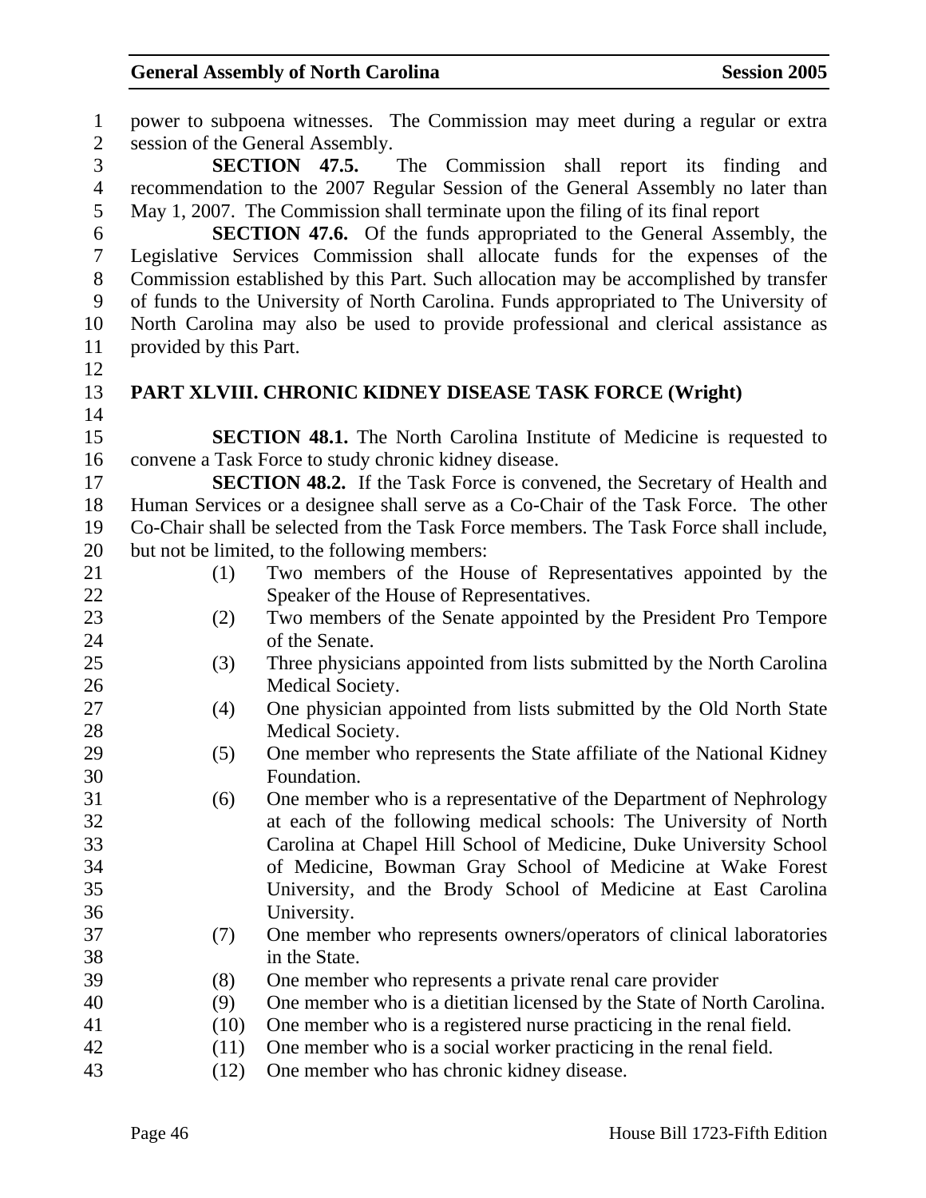power to subpoena witnesses. The Commission may meet during a regular or extra session of the General Assembly.

**SECTION 47.5.** The Commission shall report its finding and recommendation to the 2007 Regular Session of the General Assembly no later than May 1, 2007. The Commission shall terminate upon the filing of its final report

**SECTION 47.6.** Of the funds appropriated to the General Assembly, the Legislative Services Commission shall allocate funds for the expenses of the Commission established by this Part. Such allocation may be accomplished by transfer of funds to the University of North Carolina. Funds appropriated to The University of North Carolina may also be used to provide professional and clerical assistance as provided by this Part.

## PART XLVIII. CHRONIC KIDNEY DISEASE TASK FORCE (Wright)

**SECTION 48.1.** The North Carolina Institute of Medicine is requested to convene a Task Force to study chronic kidney disease.

**SECTION 48.2.** If the Task Force is convened, the Secretary of Health and Human Services or a designee shall serve as a Co-Chair of the Task Force. The other Co-Chair shall be selected from the Task Force members. The Task Force shall include, but not be limited, to the following members:

(1) Two members of the House of Representatives appointed by the Speaker of the House of Representatives.
(2) Two members of the Senate appointed by the President Pro Tempore of the Senate.
(3) Three physicians appointed from lists submitted by the North Carolina Medical Society.
(4) One physician appointed from lists submitted by the Old North State Medical Society.
(5) One member who represents the State affiliate of the National Kidney Foundation.
(6) One member who is a representative of the Department of Nephrology at each of the following medical schools: The University of North Carolina at Chapel Hill School of Medicine, Duke University School of Medicine, Bowman Gray School of Medicine at Wake Forest University, and the Brody School of Medicine at East Carolina University.
(7) One member who represents owners/operators of clinical laboratories in the State.
(8) One member who represents a private renal care provider
(9) One member who is a dietitian licensed by the State of North Carolina.
(10) One member who is a registered nurse practicing in the renal field.
(11) One member who is a social worker practicing in the renal field.
(12) One member who has chronic kidney disease.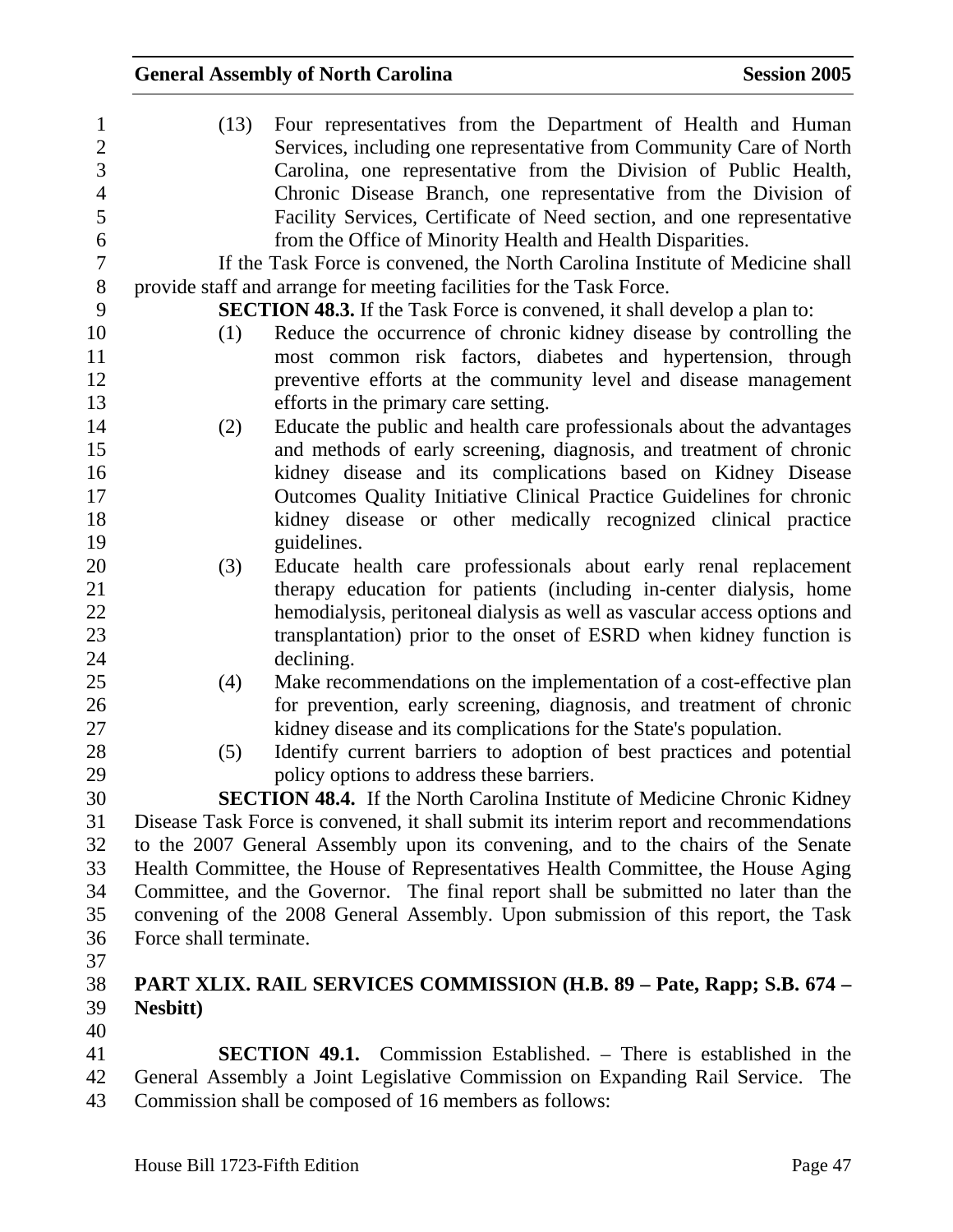(13) Four representatives from the Department of Health and Human Services, including one representative from Community Care of North Carolina, one representative from the Division of Public Health, Chronic Disease Branch, one representative from the Division of Facility Services, Certificate of Need section, and one representative from the Office of Minority Health and Health Disparities.

If the Task Force is convened, the North Carolina Institute of Medicine shall provide staff and arrange for meeting facilities for the Task Force.

**SECTION 48.3.** If the Task Force is convened, it shall develop a plan to:

(1) Reduce the occurrence of chronic kidney disease by controlling the most common risk factors, diabetes and hypertension, through preventive efforts at the community level and disease management efforts in the primary care setting.

(2) Educate the public and health care professionals about the advantages and methods of early screening, diagnosis, and treatment of chronic kidney disease and its complications based on Kidney Disease Outcomes Quality Initiative Clinical Practice Guidelines for chronic kidney disease or other medically recognized clinical practice guidelines.

(3) Educate health care professionals about early renal replacement therapy education for patients (including in-center dialysis, home hemodialysis, peritoneal dialysis as well as vascular access options and transplantation) prior to the onset of ESRD when kidney function is declining.

(4) Make recommendations on the implementation of a cost-effective plan for prevention, early screening, diagnosis, and treatment of chronic kidney disease and its complications for the State's population.

(5) Identify current barriers to adoption of best practices and potential policy options to address these barriers.

**SECTION 48.4.** If the North Carolina Institute of Medicine Chronic Kidney Disease Task Force is convened, it shall submit its interim report and recommendations to the 2007 General Assembly upon its convening, and to the chairs of the Senate Health Committee, the House of Representatives Health Committee, the House Aging Committee, and the Governor. The final report shall be submitted no later than the convening of the 2008 General Assembly. Upon submission of this report, the Task Force shall terminate.

## PART XLIX. RAIL SERVICES COMMISSION (H.B. 89 – Pate, Rapp; S.B. 674 – Nesbitt)

**SECTION 49.1.** Commission Established. – There is established in the General Assembly a Joint Legislative Commission on Expanding Rail Service. The Commission shall be composed of 16 members as follows: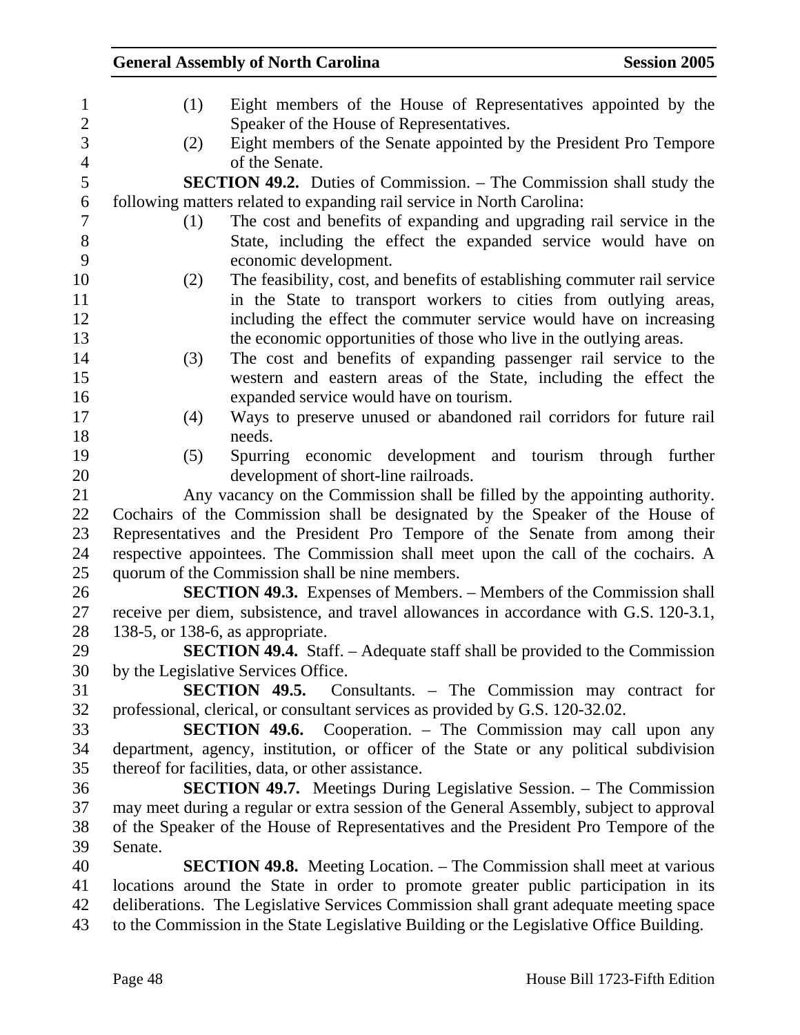(1) Eight members of the House of Representatives appointed by the Speaker of the House of Representatives.

(2) Eight members of the Senate appointed by the President Pro Tempore of the Senate.

**SECTION 49.2.** Duties of Commission. – The Commission shall study the following matters related to expanding rail service in North Carolina:

(1) The cost and benefits of expanding and upgrading rail service in the State, including the effect the expanded service would have on economic development.

(2) The feasibility, cost, and benefits of establishing commuter rail service in the State to transport workers to cities from outlying areas, including the effect the commuter service would have on increasing the economic opportunities of those who live in the outlying areas.

(3) The cost and benefits of expanding passenger rail service to the western and eastern areas of the State, including the effect the expanded service would have on tourism.

(4) Ways to preserve unused or abandoned rail corridors for future rail needs.

(5) Spurring economic development and tourism through further development of short-line railroads.

Any vacancy on the Commission shall be filled by the appointing authority. Cochairs of the Commission shall be designated by the Speaker of the House of Representatives and the President Pro Tempore of the Senate from among their respective appointees. The Commission shall meet upon the call of the cochairs. A quorum of the Commission shall be nine members.

**SECTION 49.3.** Expenses of Members. – Members of the Commission shall receive per diem, subsistence, and travel allowances in accordance with G.S. 120-3.1, 138-5, or 138-6, as appropriate.

**SECTION 49.4.** Staff. – Adequate staff shall be provided to the Commission by the Legislative Services Office.

**SECTION 49.5.** Consultants. – The Commission may contract for professional, clerical, or consultant services as provided by G.S. 120-32.02.

**SECTION 49.6.** Cooperation. – The Commission may call upon any department, agency, institution, or officer of the State or any political subdivision thereof for facilities, data, or other assistance.

**SECTION 49.7.** Meetings During Legislative Session. – The Commission may meet during a regular or extra session of the General Assembly, subject to approval of the Speaker of the House of Representatives and the President Pro Tempore of the Senate.

**SECTION 49.8.** Meeting Location. – The Commission shall meet at various locations around the State in order to promote greater public participation in its deliberations. The Legislative Services Commission shall grant adequate meeting space to the Commission in the State Legislative Building or the Legislative Office Building.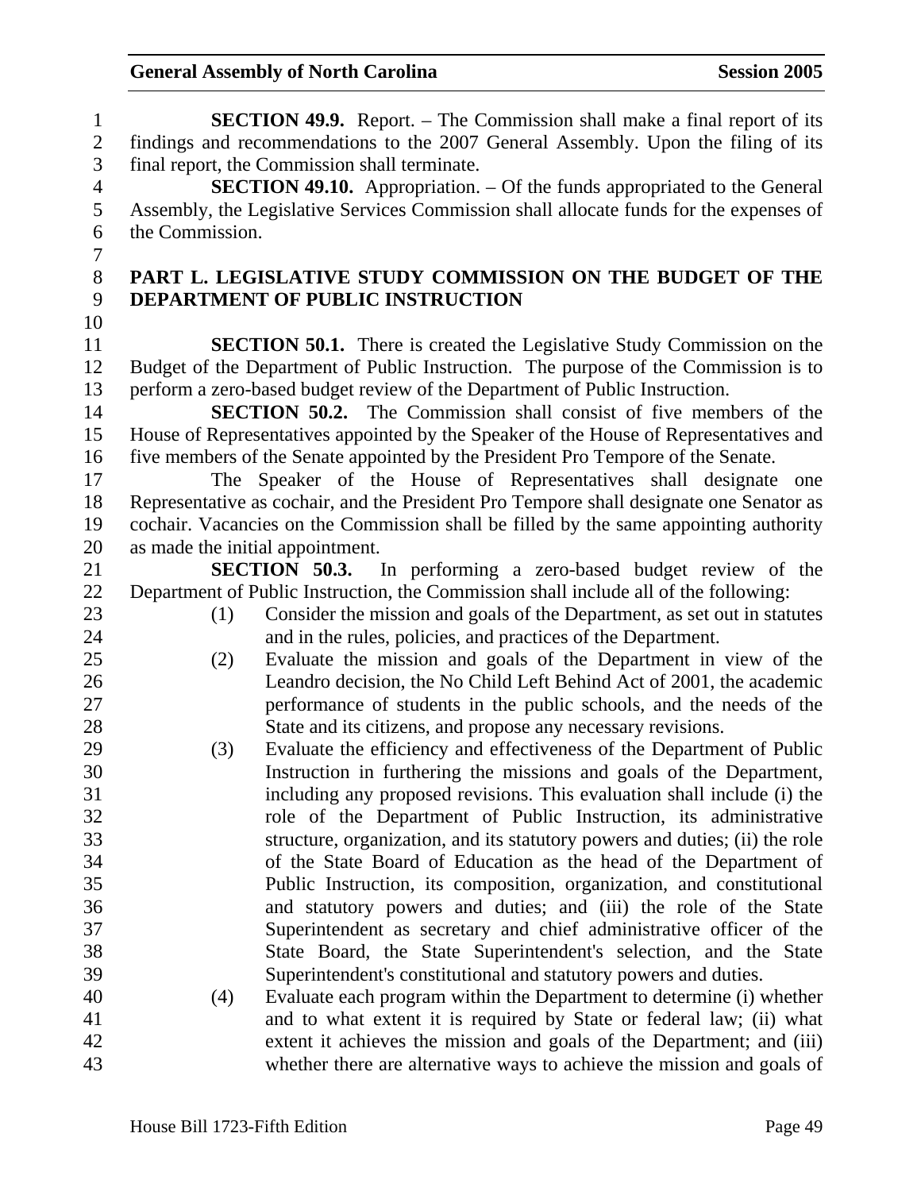**SECTION 49.9.** Report. – The Commission shall make a final report of its findings and recommendations to the 2007 General Assembly. Upon the filing of its final report, the Commission shall terminate.

**SECTION 49.10.** Appropriation. – Of the funds appropriated to the General Assembly, the Legislative Services Commission shall allocate funds for the expenses of the Commission.

## PART L. LEGISLATIVE STUDY COMMISSION ON THE BUDGET OF THE DEPARTMENT OF PUBLIC INSTRUCTION

**SECTION 50.1.** There is created the Legislative Study Commission on the Budget of the Department of Public Instruction. The purpose of the Commission is to perform a zero-based budget review of the Department of Public Instruction.

**SECTION 50.2.** The Commission shall consist of five members of the House of Representatives appointed by the Speaker of the House of Representatives and five members of the Senate appointed by the President Pro Tempore of the Senate.

The Speaker of the House of Representatives shall designate one Representative as cochair, and the President Pro Tempore shall designate one Senator as cochair. Vacancies on the Commission shall be filled by the same appointing authority as made the initial appointment.

**SECTION 50.3.** In performing a zero-based budget review of the Department of Public Instruction, the Commission shall include all of the following:

(1) Consider the mission and goals of the Department, as set out in statutes and in the rules, policies, and practices of the Department.

(2) Evaluate the mission and goals of the Department in view of the Leandro decision, the No Child Left Behind Act of 2001, the academic performance of students in the public schools, and the needs of the State and its citizens, and propose any necessary revisions.

(3) Evaluate the efficiency and effectiveness of the Department of Public Instruction in furthering the missions and goals of the Department, including any proposed revisions. This evaluation shall include (i) the role of the Department of Public Instruction, its administrative structure, organization, and its statutory powers and duties; (ii) the role of the State Board of Education as the head of the Department of Public Instruction, its composition, organization, and constitutional and statutory powers and duties; and (iii) the role of the State Superintendent as secretary and chief administrative officer of the State Board, the State Superintendent's selection, and the State Superintendent's constitutional and statutory powers and duties.

(4) Evaluate each program within the Department to determine (i) whether and to what extent it is required by State or federal law; (ii) what extent it achieves the mission and goals of the Department; and (iii) whether there are alternative ways to achieve the mission and goals of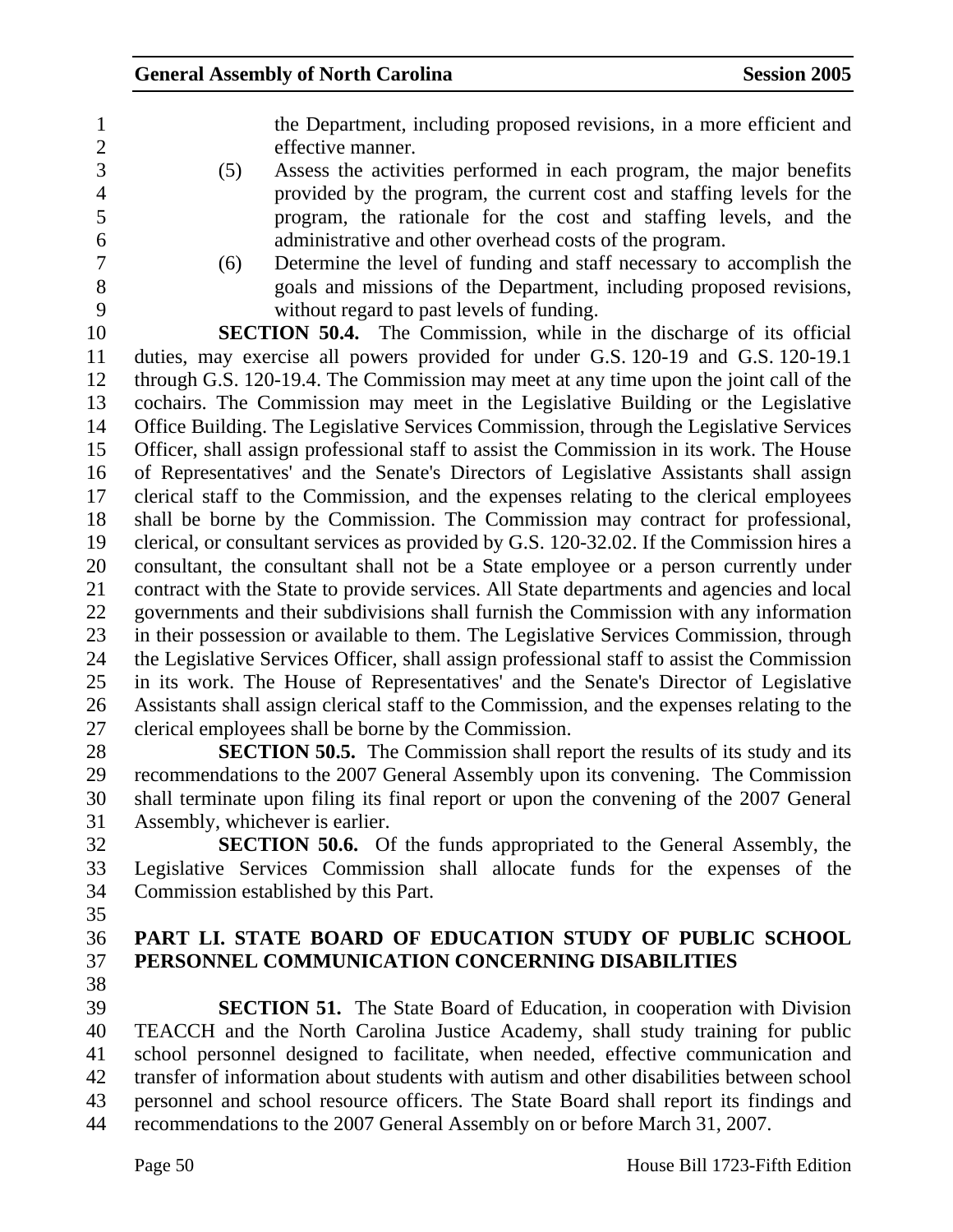the Department, including proposed revisions, in a more efficient and effective manner.

(5) Assess the activities performed in each program, the major benefits provided by the program, the current cost and staffing levels for the program, the rationale for the cost and staffing levels, and the administrative and other overhead costs of the program.

(6) Determine the level of funding and staff necessary to accomplish the goals and missions of the Department, including proposed revisions, without regard to past levels of funding.

**SECTION 50.4.** The Commission, while in the discharge of its official duties, may exercise all powers provided for under G.S. 120-19 and G.S. 120-19.1 through G.S. 120-19.4. The Commission may meet at any time upon the joint call of the cochairs. The Commission may meet in the Legislative Building or the Legislative Office Building. The Legislative Services Commission, through the Legislative Services Officer, shall assign professional staff to assist the Commission in its work. The House of Representatives' and the Senate's Directors of Legislative Assistants shall assign clerical staff to the Commission, and the expenses relating to the clerical employees shall be borne by the Commission. The Commission may contract for professional, clerical, or consultant services as provided by G.S. 120-32.02. If the Commission hires a consultant, the consultant shall not be a State employee or a person currently under contract with the State to provide services. All State departments and agencies and local governments and their subdivisions shall furnish the Commission with any information in their possession or available to them. The Legislative Services Commission, through the Legislative Services Officer, shall assign professional staff to assist the Commission in its work. The House of Representatives' and the Senate's Director of Legislative Assistants shall assign clerical staff to the Commission, and the expenses relating to the clerical employees shall be borne by the Commission.

**SECTION 50.5.** The Commission shall report the results of its study and its recommendations to the 2007 General Assembly upon its convening. The Commission shall terminate upon filing its final report or upon the convening of the 2007 General Assembly, whichever is earlier.

**SECTION 50.6.** Of the funds appropriated to the General Assembly, the Legislative Services Commission shall allocate funds for the expenses of the Commission established by this Part.

## PART LI. STATE BOARD OF EDUCATION STUDY OF PUBLIC SCHOOL PERSONNEL COMMUNICATION CONCERNING DISABILITIES

**SECTION 51.** The State Board of Education, in cooperation with Division TEACCH and the North Carolina Justice Academy, shall study training for public school personnel designed to facilitate, when needed, effective communication and transfer of information about students with autism and other disabilities between school personnel and school resource officers. The State Board shall report its findings and recommendations to the 2007 General Assembly on or before March 31, 2007.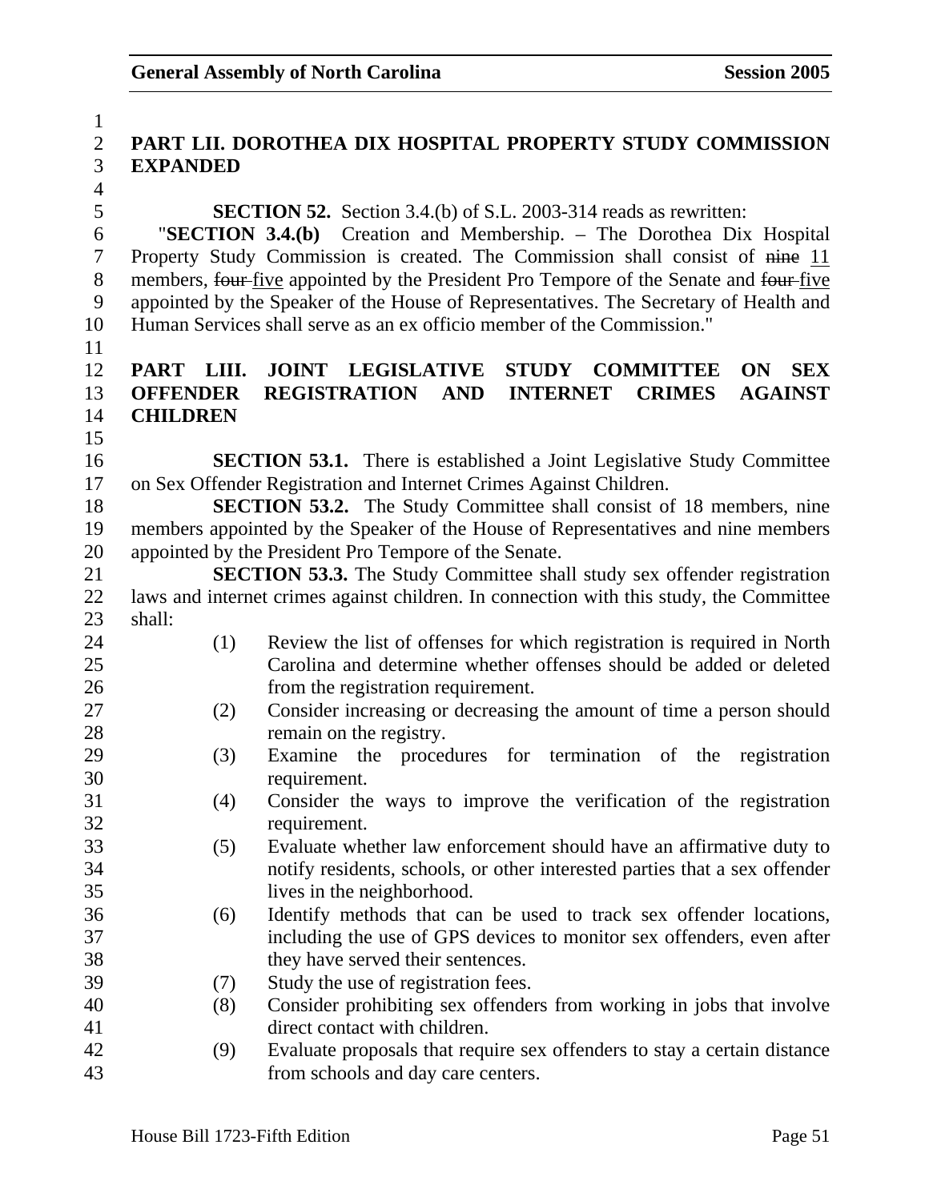## PART LII. DOROTHEA DIX HOSPITAL PROPERTY STUDY COMMISSION EXPANDED

**SECTION 52.** Section 3.4.(b) of S.L. 2003-314 reads as rewritten:

"**SECTION 3.4.(b)** Creation and Membership. – The Dorothea Dix Hospital Property Study Commission is created. The Commission shall consist of ~~nine~~ 11 members, ~~four~~ five appointed by the President Pro Tempore of the Senate and ~~four~~ five appointed by the Speaker of the House of Representatives. The Secretary of Health and Human Services shall serve as an ex officio member of the Commission."

## PART LIII. JOINT LEGISLATIVE STUDY COMMITTEE ON SEX OFFENDER REGISTRATION AND INTERNET CRIMES AGAINST CHILDREN

**SECTION 53.1.** There is established a Joint Legislative Study Committee on Sex Offender Registration and Internet Crimes Against Children.

**SECTION 53.2.** The Study Committee shall consist of 18 members, nine members appointed by the Speaker of the House of Representatives and nine members appointed by the President Pro Tempore of the Senate.

**SECTION 53.3.** The Study Committee shall study sex offender registration laws and internet crimes against children. In connection with this study, the Committee shall:

(1) Review the list of offenses for which registration is required in North Carolina and determine whether offenses should be added or deleted from the registration requirement.

(2) Consider increasing or decreasing the amount of time a person should remain on the registry.

(3) Examine the procedures for termination of the registration requirement.

(4) Consider the ways to improve the verification of the registration requirement.

(5) Evaluate whether law enforcement should have an affirmative duty to notify residents, schools, or other interested parties that a sex offender lives in the neighborhood.

(6) Identify methods that can be used to track sex offender locations, including the use of GPS devices to monitor sex offenders, even after they have served their sentences.

(7) Study the use of registration fees.

(8) Consider prohibiting sex offenders from working in jobs that involve direct contact with children.

(9) Evaluate proposals that require sex offenders to stay a certain distance from schools and day care centers.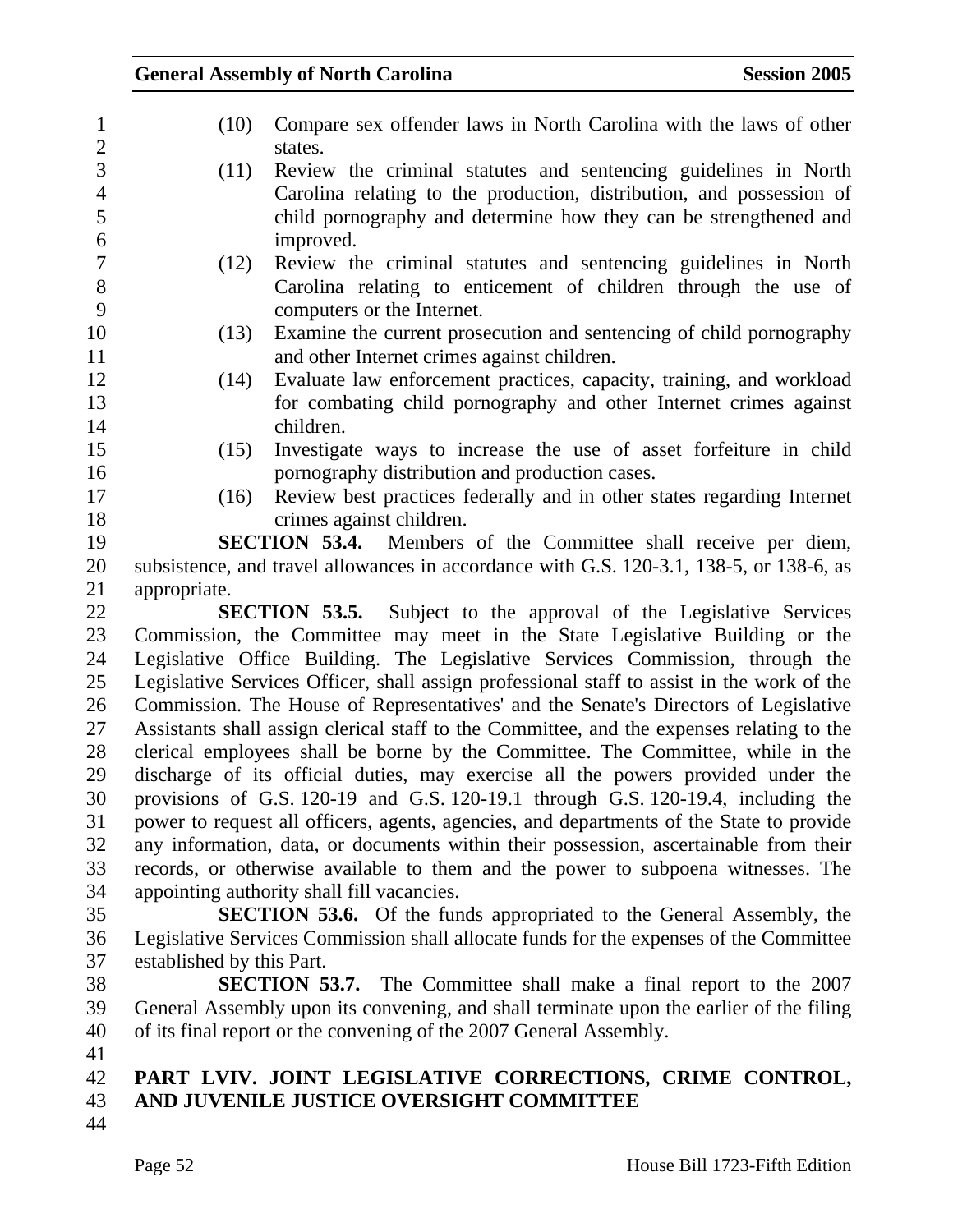(10) Compare sex offender laws in North Carolina with the laws of other states.

(11) Review the criminal statutes and sentencing guidelines in North Carolina relating to the production, distribution, and possession of child pornography and determine how they can be strengthened and improved.

(12) Review the criminal statutes and sentencing guidelines in North Carolina relating to enticement of children through the use of computers or the Internet.

(13) Examine the current prosecution and sentencing of child pornography and other Internet crimes against children.

(14) Evaluate law enforcement practices, capacity, training, and workload for combating child pornography and other Internet crimes against children.

(15) Investigate ways to increase the use of asset forfeiture in child pornography distribution and production cases.

(16) Review best practices federally and in other states regarding Internet crimes against children.

**SECTION 53.4.** Members of the Committee shall receive per diem, subsistence, and travel allowances in accordance with G.S. 120-3.1, 138-5, or 138-6, as appropriate.

**SECTION 53.5.** Subject to the approval of the Legislative Services Commission, the Committee may meet in the State Legislative Building or the Legislative Office Building. The Legislative Services Commission, through the Legislative Services Officer, shall assign professional staff to assist in the work of the Commission. The House of Representatives' and the Senate's Directors of Legislative Assistants shall assign clerical staff to the Committee, and the expenses relating to the clerical employees shall be borne by the Committee. The Committee, while in the discharge of its official duties, may exercise all the powers provided under the provisions of G.S. 120-19 and G.S. 120-19.1 through G.S. 120-19.4, including the power to request all officers, agents, agencies, and departments of the State to provide any information, data, or documents within their possession, ascertainable from their records, or otherwise available to them and the power to subpoena witnesses. The appointing authority shall fill vacancies.

**SECTION 53.6.** Of the funds appropriated to the General Assembly, the Legislative Services Commission shall allocate funds for the expenses of the Committee established by this Part.

**SECTION 53.7.** The Committee shall make a final report to the 2007 General Assembly upon its convening, and shall terminate upon the earlier of the filing of its final report or the convening of the 2007 General Assembly.

## PART LVIV. JOINT LEGISLATIVE CORRECTIONS, CRIME CONTROL, AND JUVENILE JUSTICE OVERSIGHT COMMITTEE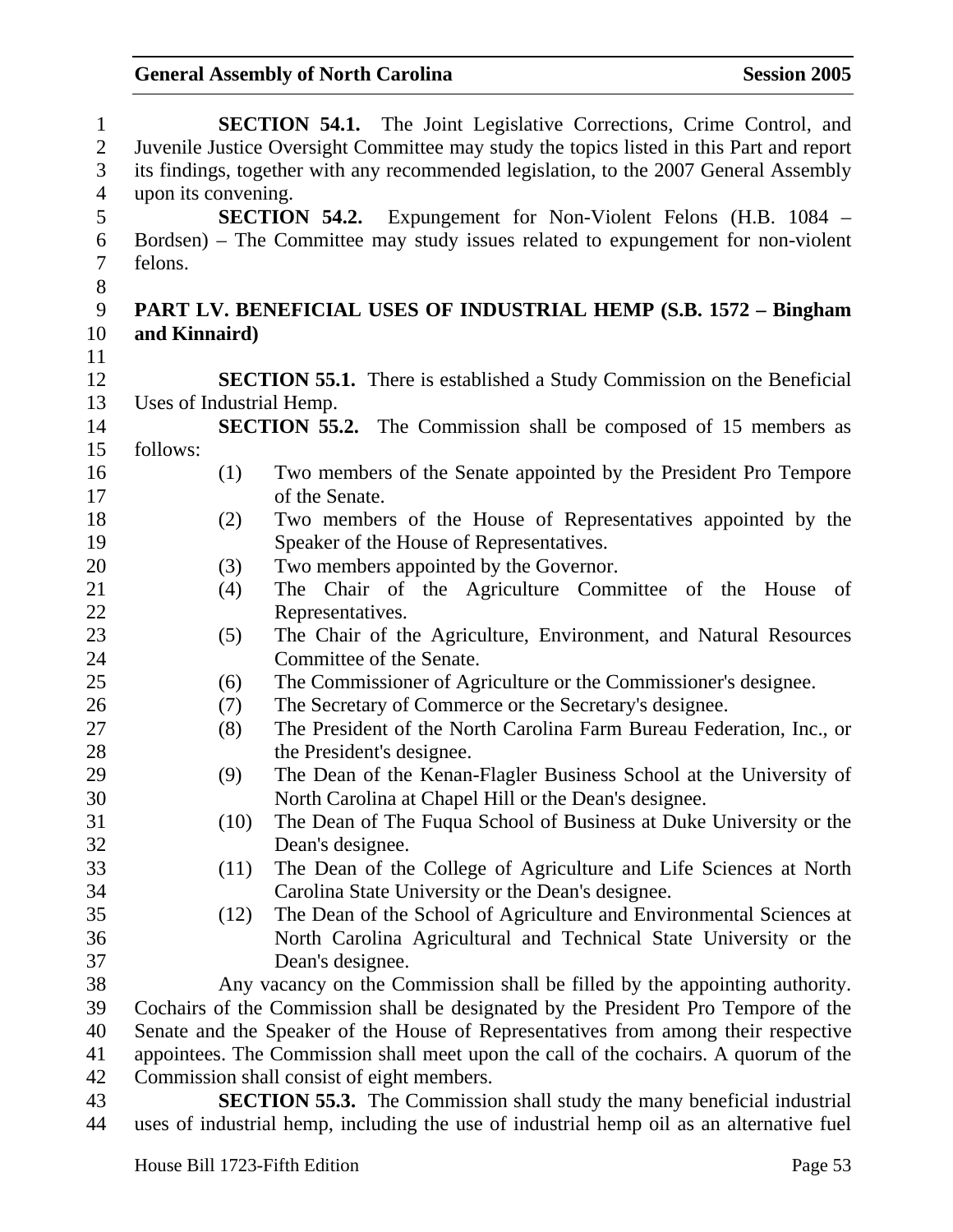**SECTION 54.1.** The Joint Legislative Corrections, Crime Control, and Juvenile Justice Oversight Committee may study the topics listed in this Part and report its findings, together with any recommended legislation, to the 2007 General Assembly upon its convening.

**SECTION 54.2.** Expungement for Non-Violent Felons (H.B. 1084 – Bordsen) – The Committee may study issues related to expungement for non-violent felons.

**PART LV. BENEFICIAL USES OF INDUSTRIAL HEMP (S.B. 1572 – Bingham and Kinnaird)**

**SECTION 55.1.** There is established a Study Commission on the Beneficial Uses of Industrial Hemp.

**SECTION 55.2.** The Commission shall be composed of 15 members as follows:

(1) Two members of the Senate appointed by the President Pro Tempore of the Senate.
(2) Two members of the House of Representatives appointed by the Speaker of the House of Representatives.
(3) Two members appointed by the Governor.
(4) The Chair of the Agriculture Committee of the House of Representatives.
(5) The Chair of the Agriculture, Environment, and Natural Resources Committee of the Senate.
(6) The Commissioner of Agriculture or the Commissioner's designee.
(7) The Secretary of Commerce or the Secretary's designee.
(8) The President of the North Carolina Farm Bureau Federation, Inc., or the President's designee.
(9) The Dean of the Kenan-Flagler Business School at the University of North Carolina at Chapel Hill or the Dean's designee.
(10) The Dean of The Fuqua School of Business at Duke University or the Dean's designee.
(11) The Dean of the College of Agriculture and Life Sciences at North Carolina State University or the Dean's designee.
(12) The Dean of the School of Agriculture and Environmental Sciences at North Carolina Agricultural and Technical State University or the Dean's designee.

Any vacancy on the Commission shall be filled by the appointing authority. Cochairs of the Commission shall be designated by the President Pro Tempore of the Senate and the Speaker of the House of Representatives from among their respective appointees. The Commission shall meet upon the call of the cochairs. A quorum of the Commission shall consist of eight members.

**SECTION 55.3.** The Commission shall study the many beneficial industrial uses of industrial hemp, including the use of industrial hemp oil as an alternative fuel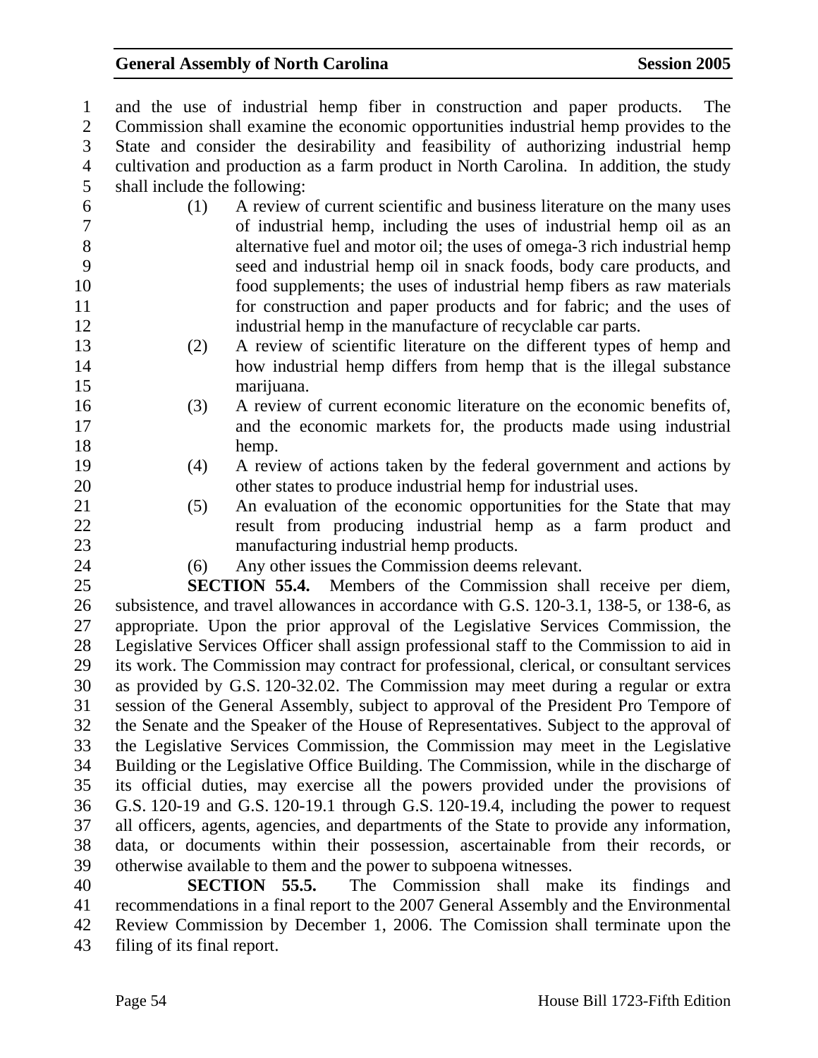and the use of industrial hemp fiber in construction and paper products. The Commission shall examine the economic opportunities industrial hemp provides to the State and consider the desirability and feasibility of authorizing industrial hemp cultivation and production as a farm product in North Carolina. In addition, the study shall include the following:

(1) A review of current scientific and business literature on the many uses of industrial hemp, including the uses of industrial hemp oil as an alternative fuel and motor oil; the uses of omega-3 rich industrial hemp seed and industrial hemp oil in snack foods, body care products, and food supplements; the uses of industrial hemp fibers as raw materials for construction and paper products and for fabric; and the uses of industrial hemp in the manufacture of recyclable car parts.

(2) A review of scientific literature on the different types of hemp and how industrial hemp differs from hemp that is the illegal substance marijuana.

(3) A review of current economic literature on the economic benefits of, and the economic markets for, the products made using industrial hemp.

(4) A review of actions taken by the federal government and actions by other states to produce industrial hemp for industrial uses.

(5) An evaluation of the economic opportunities for the State that may result from producing industrial hemp as a farm product and manufacturing industrial hemp products.

(6) Any other issues the Commission deems relevant.

**SECTION 55.4.** Members of the Commission shall receive per diem, subsistence, and travel allowances in accordance with G.S. 120-3.1, 138-5, or 138-6, as appropriate. Upon the prior approval of the Legislative Services Commission, the Legislative Services Officer shall assign professional staff to the Commission to aid in its work. The Commission may contract for professional, clerical, or consultant services as provided by G.S. 120-32.02. The Commission may meet during a regular or extra session of the General Assembly, subject to approval of the President Pro Tempore of the Senate and the Speaker of the House of Representatives. Subject to the approval of the Legislative Services Commission, the Commission may meet in the Legislative Building or the Legislative Office Building. The Commission, while in the discharge of its official duties, may exercise all the powers provided under the provisions of G.S. 120-19 and G.S. 120-19.1 through G.S. 120-19.4, including the power to request all officers, agents, agencies, and departments of the State to provide any information, data, or documents within their possession, ascertainable from their records, or otherwise available to them and the power to subpoena witnesses.

**SECTION 55.5.** The Commission shall make its findings and recommendations in a final report to the 2007 General Assembly and the Environmental Review Commission by December 1, 2006. The Comission shall terminate upon the filing of its final report.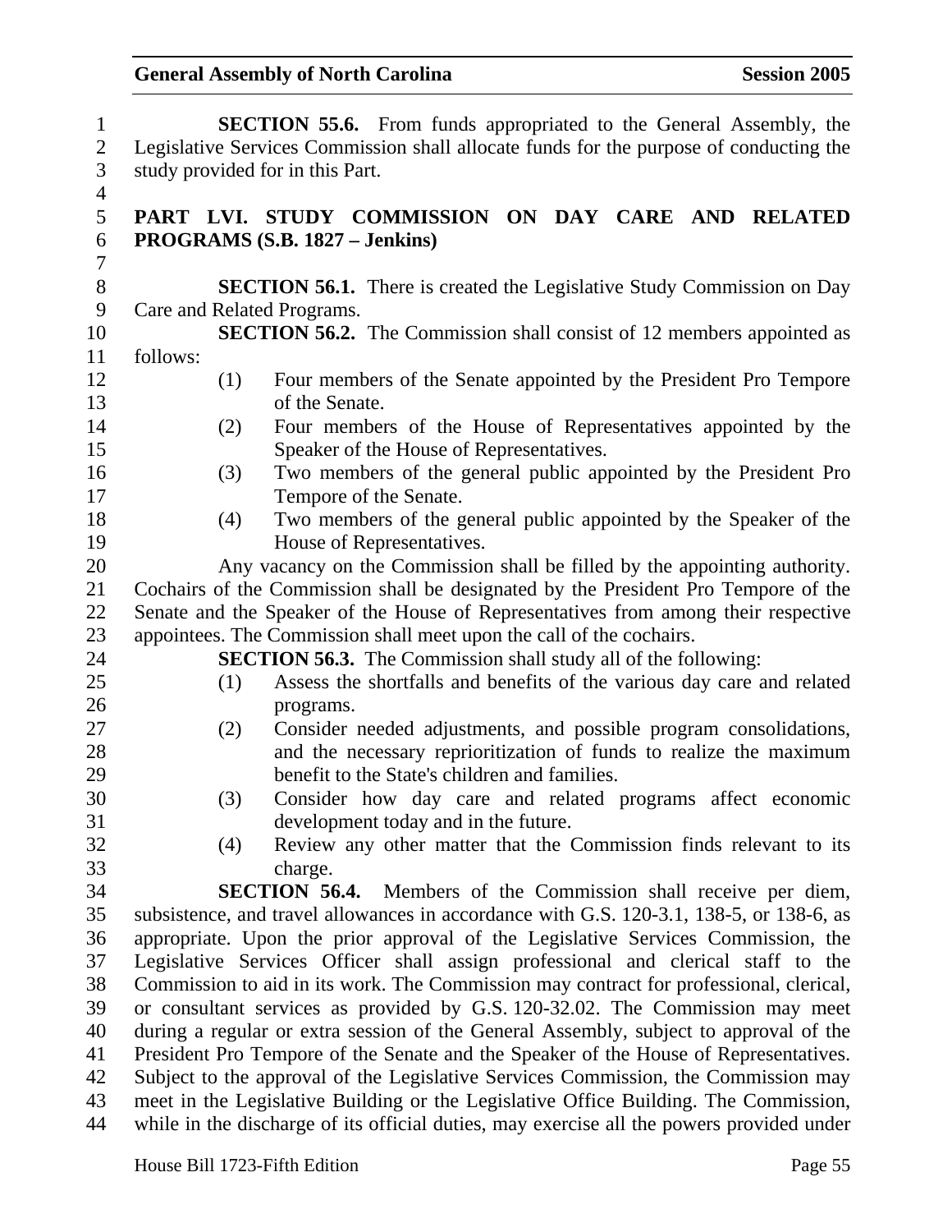**SECTION 55.6.** From funds appropriated to the General Assembly, the Legislative Services Commission shall allocate funds for the purpose of conducting the study provided for in this Part.

## PART LVI. STUDY COMMISSION ON DAY CARE AND RELATED PROGRAMS (S.B. 1827 – Jenkins)

**SECTION 56.1.** There is created the Legislative Study Commission on Day Care and Related Programs.

**SECTION 56.2.** The Commission shall consist of 12 members appointed as follows:

(1) Four members of the Senate appointed by the President Pro Tempore of the Senate.

(2) Four members of the House of Representatives appointed by the Speaker of the House of Representatives.

(3) Two members of the general public appointed by the President Pro Tempore of the Senate.

(4) Two members of the general public appointed by the Speaker of the House of Representatives.

Any vacancy on the Commission shall be filled by the appointing authority. Cochairs of the Commission shall be designated by the President Pro Tempore of the Senate and the Speaker of the House of Representatives from among their respective appointees. The Commission shall meet upon the call of the cochairs.

**SECTION 56.3.** The Commission shall study all of the following:

(1) Assess the shortfalls and benefits of the various day care and related programs.

(2) Consider needed adjustments, and possible program consolidations, and the necessary reprioritization of funds to realize the maximum benefit to the State's children and families.

(3) Consider how day care and related programs affect economic development today and in the future.

(4) Review any other matter that the Commission finds relevant to its charge.

**SECTION 56.4.** Members of the Commission shall receive per diem, subsistence, and travel allowances in accordance with G.S. 120-3.1, 138-5, or 138-6, as appropriate. Upon the prior approval of the Legislative Services Commission, the Legislative Services Officer shall assign professional and clerical staff to the Commission to aid in its work. The Commission may contract for professional, clerical, or consultant services as provided by G.S. 120-32.02. The Commission may meet during a regular or extra session of the General Assembly, subject to approval of the President Pro Tempore of the Senate and the Speaker of the House of Representatives. Subject to the approval of the Legislative Services Commission, the Commission may meet in the Legislative Building or the Legislative Office Building. The Commission, while in the discharge of its official duties, may exercise all the powers provided under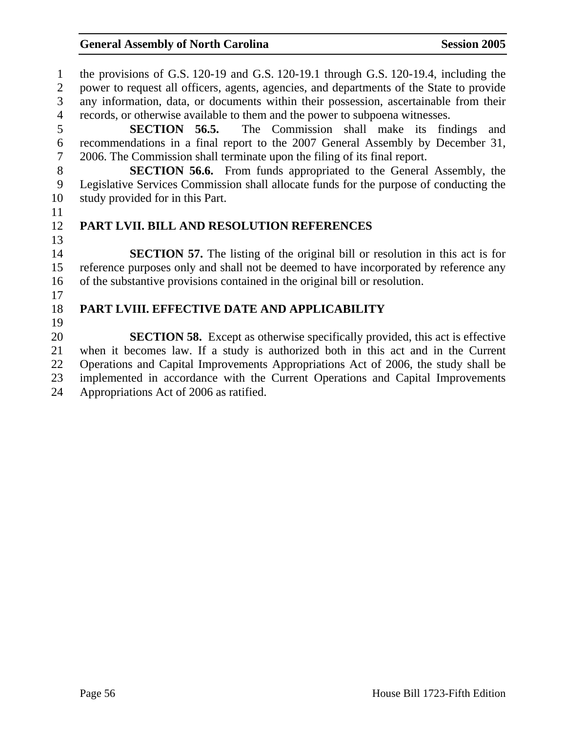the provisions of G.S. 120-19 and G.S. 120-19.1 through G.S. 120-19.4, including the power to request all officers, agents, agencies, and departments of the State to provide any information, data, or documents within their possession, ascertainable from their records, or otherwise available to them and the power to subpoena witnesses.

**SECTION 56.5.** The Commission shall make its findings and recommendations in a final report to the 2007 General Assembly by December 31, 2006. The Commission shall terminate upon the filing of its final report.

**SECTION 56.6.** From funds appropriated to the General Assembly, the Legislative Services Commission shall allocate funds for the purpose of conducting the study provided for in this Part.

## PART LVII. BILL AND RESOLUTION REFERENCES

**SECTION 57.** The listing of the original bill or resolution in this act is for reference purposes only and shall not be deemed to have incorporated by reference any of the substantive provisions contained in the original bill or resolution.

## PART LVIII. EFFECTIVE DATE AND APPLICABILITY

**SECTION 58.** Except as otherwise specifically provided, this act is effective when it becomes law. If a study is authorized both in this act and in the Current Operations and Capital Improvements Appropriations Act of 2006, the study shall be implemented in accordance with the Current Operations and Capital Improvements Appropriations Act of 2006 as ratified.